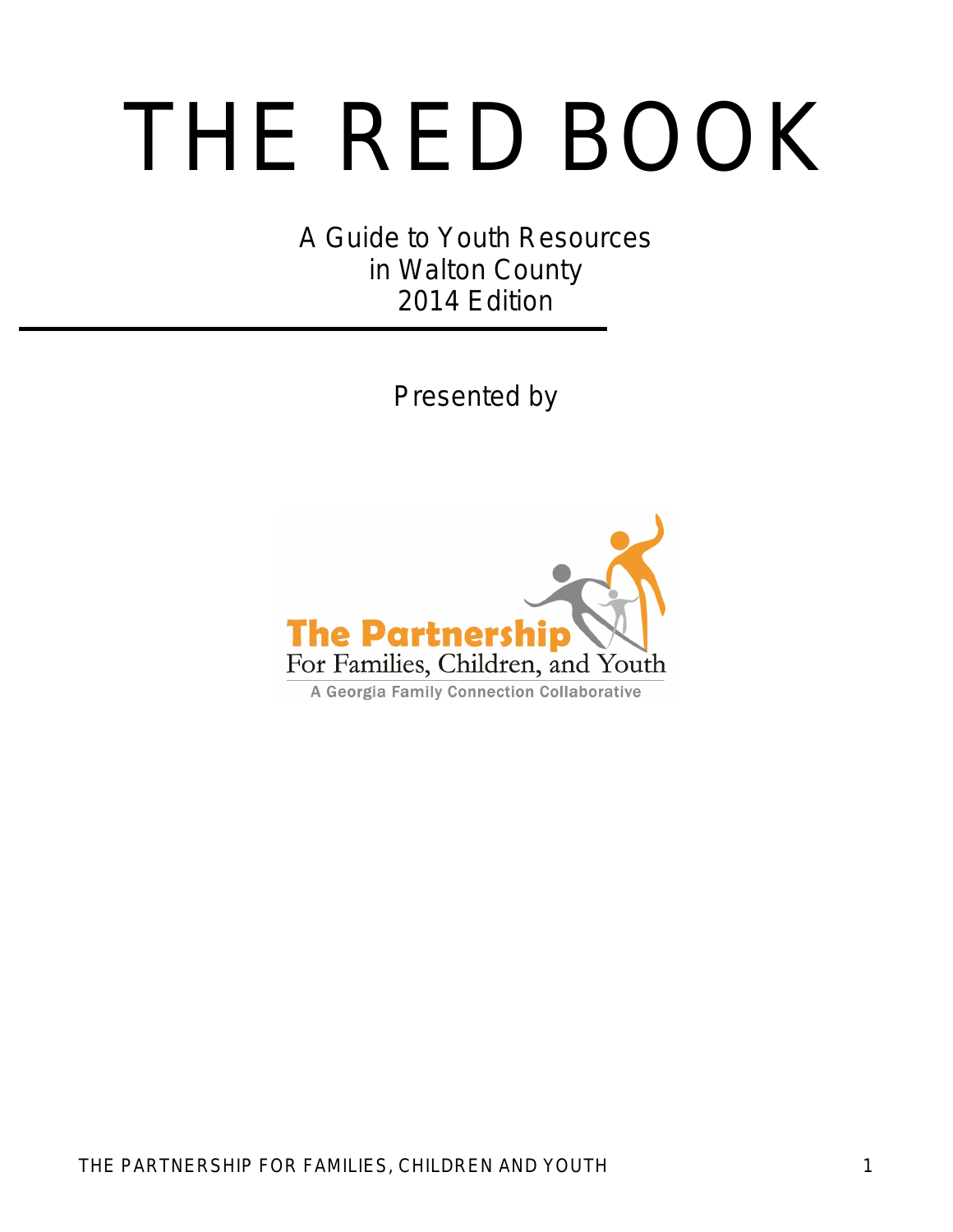# THE RED BOOK

A Guide to Youth Resources
in Walton County
2014 Edition

---

Presented by

The Partnership
For Families, Children, and Youth
A Georgia Family Connection Collaborative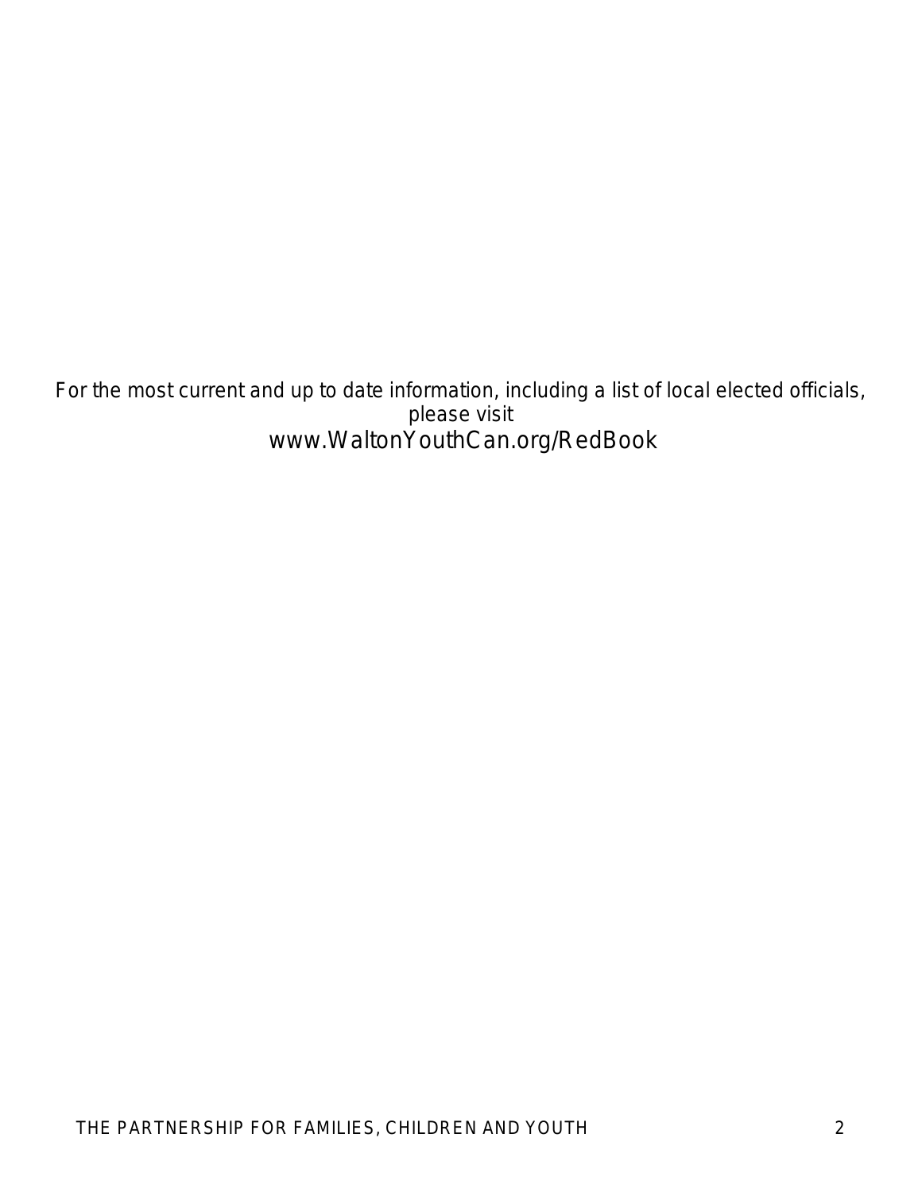For the most current and up to date information, including a list of local elected officials, please visit
www.WaltonYouthCan.org/RedBook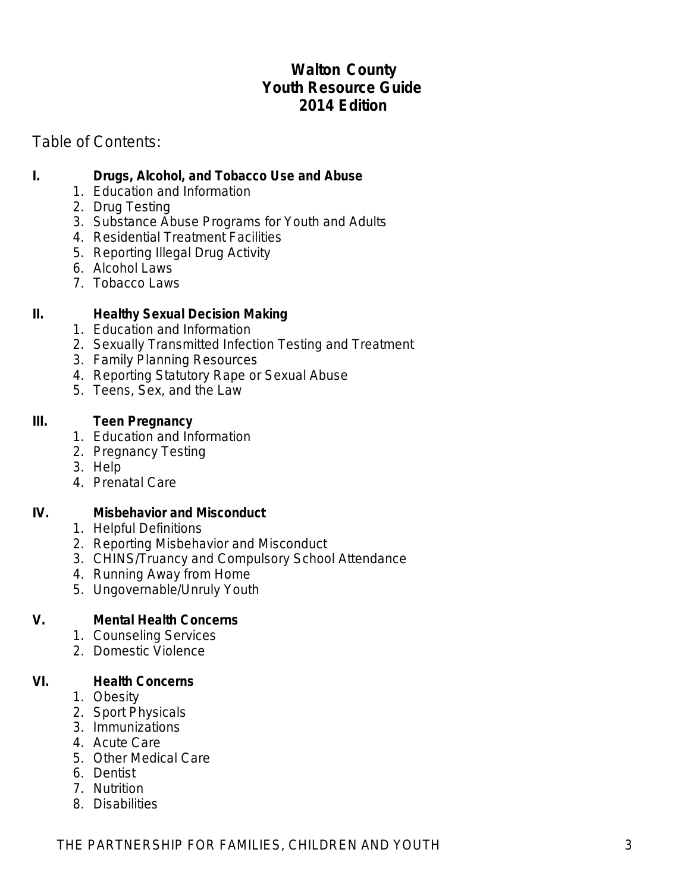# Walton County
# Youth Resource Guide
# 2014 Edition

Table of Contents:

**I. Drugs, Alcohol, and Tobacco Use and Abuse**

1. Education and Information
2. Drug Testing
3. Substance Abuse Programs for Youth and Adults
4. Residential Treatment Facilities
5. Reporting Illegal Drug Activity
6. Alcohol Laws
7. Tobacco Laws

**II. Healthy Sexual Decision Making**

1. Education and Information
2. Sexually Transmitted Infection Testing and Treatment
3. Family Planning Resources
4. Reporting Statutory Rape or Sexual Abuse
5. Teens, Sex, and the Law

**III. Teen Pregnancy**

1. Education and Information
2. Pregnancy Testing
3. Help
4. Prenatal Care

**IV. Misbehavior and Misconduct**

1. Helpful Definitions
2. Reporting Misbehavior and Misconduct
3. CHINS/Truancy and Compulsory School Attendance
4. Running Away from Home
5. Ungovernable/Unruly Youth

**V. Mental Health Concerns**

1. Counseling Services
2. Domestic Violence

**VI. Health Concerns**

1. Obesity
2. Sport Physicals
3. Immunizations
4. Acute Care
5. Other Medical Care
6. Dentist
7. Nutrition
8. Disabilities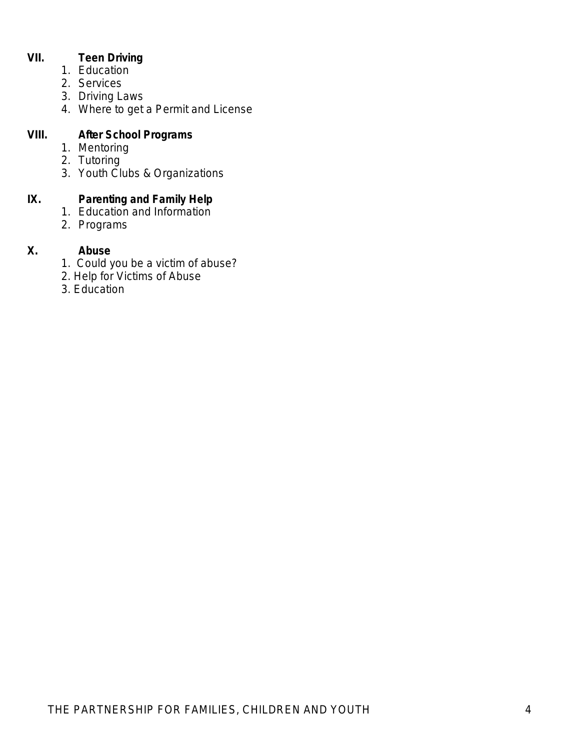**VII. Teen Driving**

1. Education
2. Services
3. Driving Laws
4. Where to get a Permit and License

**VIII. After School Programs**

1. Mentoring
2. Tutoring
3. Youth Clubs & Organizations

**IX. Parenting and Family Help**

1. Education and Information
2. Programs

**X. Abuse**

1. Could you be a victim of abuse?
2. Help for Victims of Abuse
3. Education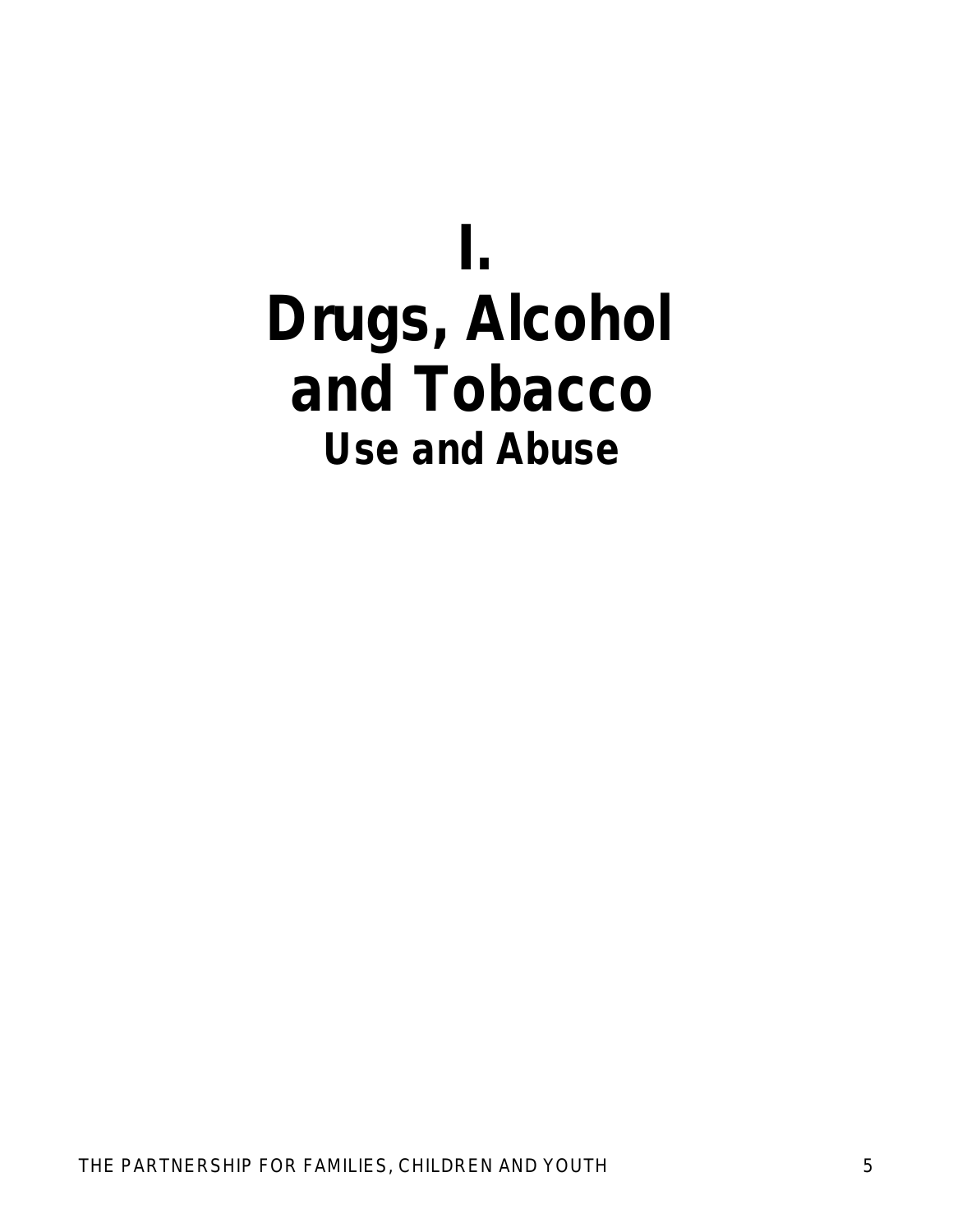# I.
# Drugs, Alcohol and Tobacco
## Use and Abuse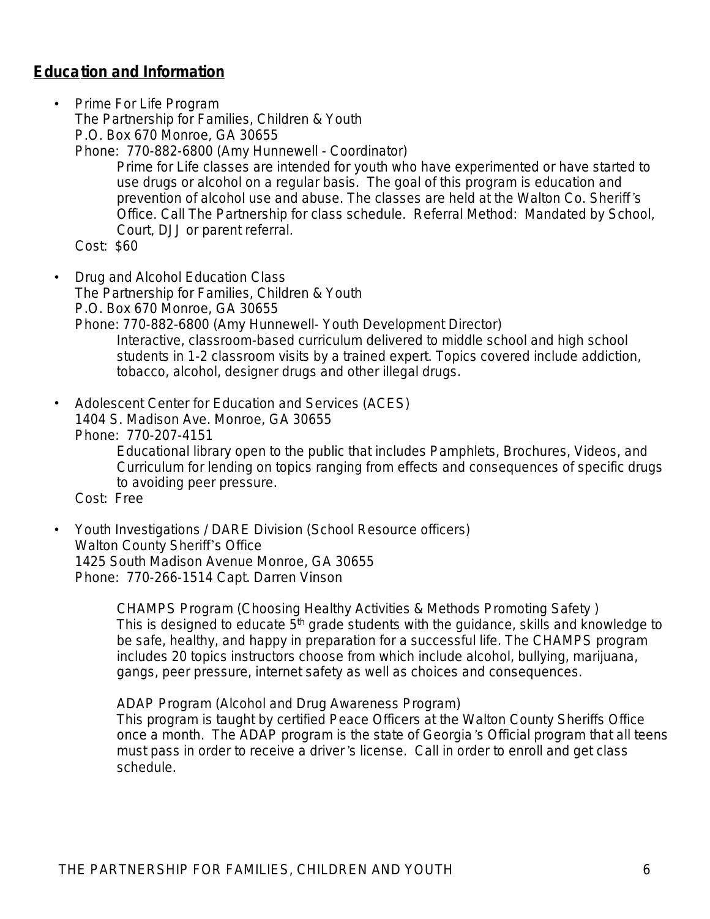## Education and Information

- Prime For Life Program
  The Partnership for Families, Children & Youth
  P.O. Box 670 Monroe, GA 30655
  Phone: 770-882-6800 (Amy Hunnewell - Coordinator)
  
  Prime for Life classes are intended for youth who have experimented or have started to use drugs or alcohol on a regular basis. The goal of this program is education and prevention of alcohol use and abuse. The classes are held at the Walton Co. Sheriff's Office. Call The Partnership for class schedule. Referral Method: Mandated by School, Court, DJJ or parent referral.
  
  Cost: $60

- Drug and Alcohol Education Class
  The Partnership for Families, Children & Youth
  P.O. Box 670 Monroe, GA 30655
  Phone: 770-882-6800 (Amy Hunnewell- Youth Development Director)
  
  Interactive, classroom-based curriculum delivered to middle school and high school students in 1-2 classroom visits by a trained expert. Topics covered include addiction, tobacco, alcohol, designer drugs and other illegal drugs.

- Adolescent Center for Education and Services (ACES)
  1404 S. Madison Ave. Monroe, GA 30655
  Phone: 770-207-4151
  
  Educational library open to the public that includes Pamphlets, Brochures, Videos, and Curriculum for lending on topics ranging from effects and consequences of specific drugs to avoiding peer pressure.
  
  Cost: Free

- Youth Investigations / DARE Division (School Resource officers)
  Walton County Sheriff's Office
  1425 South Madison Avenue Monroe, GA 30655
  Phone: 770-266-1514 Capt. Darren Vinson
  
  CHAMPS Program (Choosing Healthy Activities & Methods Promoting Safety )
  This is designed to educate 5th grade students with the guidance, skills and knowledge to be safe, healthy, and happy in preparation for a successful life. The CHAMPS program includes 20 topics instructors choose from which include alcohol, bullying, marijuana, gangs, peer pressure, internet safety as well as choices and consequences.
  
  ADAP Program (Alcohol and Drug Awareness Program)
  This program is taught by certified Peace Officers at the Walton County Sheriffs Office once a month. The ADAP program is the state of Georgia's Official program that all teens must pass in order to receive a driver's license. Call in order to enroll and get class schedule.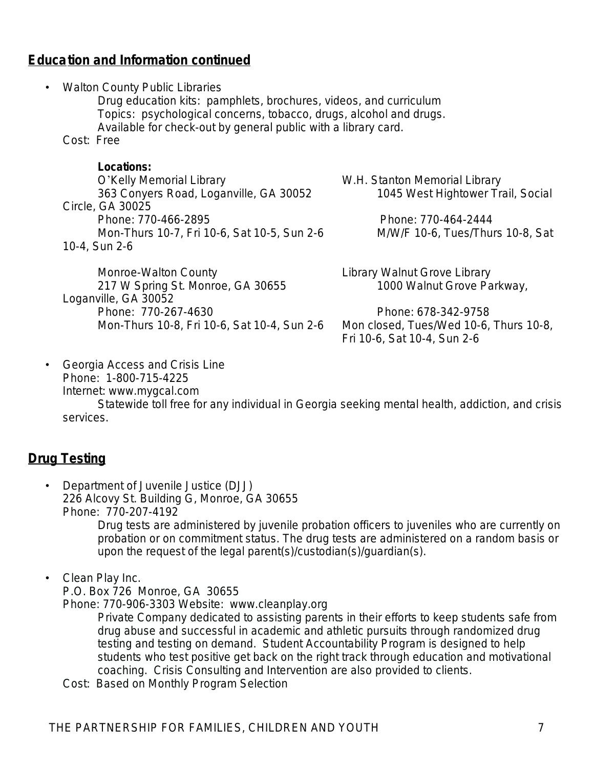## Education and Information continued

- Walton County Public Libraries

  Drug education kits: pamphlets, brochures, videos, and curriculum
  Topics: psychological concerns, tobacco, drugs, alcohol and drugs.
  Available for check-out by general public with a library card.

  Cost: Free

  **Locations:**

  O'Kelly Memorial Library
  363 Conyers Road, Loganville, GA 30052
  Phone: 770-466-2895
  Mon-Thurs 10-7, Fri 10-6, Sat 10-5, Sun 2-6

  W.H. Stanton Memorial Library
  1045 West Hightower Trail, Social Circle, GA 30025
  Phone: 770-464-2444
  M/W/F 10-6, Tues/Thurs 10-8, Sat 10-4, Sun 2-6

  Monroe-Walton County Library
  217 W Spring St. Monroe, GA 30655
  Phone: 770-267-4630
  Mon-Thurs 10-8, Fri 10-6, Sat 10-4, Sun 2-6

  Walnut Grove Library
  1000 Walnut Grove Parkway, Loganville, GA 30052
  Phone: 678-342-9758
  Mon closed, Tues/Wed 10-6, Thurs 10-8, Fri 10-6, Sat 10-4, Sun 2-6

- Georgia Access and Crisis Line
  Phone: 1-800-715-4225
  Internet: www.mygcal.com

  Statewide toll free for any individual in Georgia seeking mental health, addiction, and crisis services.

## Drug Testing

- Department of Juvenile Justice (DJJ)
  226 Alcovy St. Building G, Monroe, GA 30655
  Phone: 770-207-4192

  Drug tests are administered by juvenile probation officers to juveniles who are currently on probation or on commitment status. The drug tests are administered on a random basis or upon the request of the legal parent(s)/custodian(s)/guardian(s).

- Clean Play Inc.
  P.O. Box 726 Monroe, GA 30655
  Phone: 770-906-3303 Website: www.cleanplay.org

  Private Company dedicated to assisting parents in their efforts to keep students safe from drug abuse and successful in academic and athletic pursuits through randomized drug testing and testing on demand. Student Accountability Program is designed to help students who test positive get back on the right track through education and motivational coaching. Crisis Consulting and Intervention are also provided to clients.

  Cost: Based on Monthly Program Selection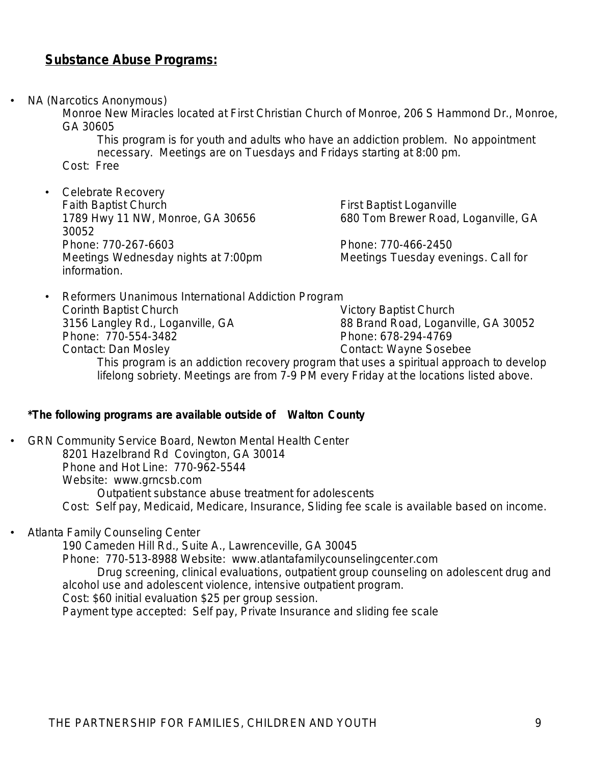## Substance Abuse Programs:

- NA (Narcotics Anonymous)

  Monroe New Miracles located at First Christian Church of Monroe, 206 S Hammond Dr., Monroe, GA 30605

  This program is for youth and adults who have an addiction problem. No appointment necessary. Meetings are on Tuesdays and Fridays starting at 8:00 pm.

  Cost: Free

  - Celebrate Recovery

    Faith Baptist Church
    1789 Hwy 11 NW, Monroe, GA 30656
    Phone: 770-267-6603
    Meetings Wednesday nights at 7:00pm

    First Baptist Loganville
    680 Tom Brewer Road, Loganville, GA 30052
    Phone: 770-466-2450
    Meetings Tuesday evenings. Call for information.

  - Reformers Unanimous International Addiction Program

    Corinth Baptist Church
    3156 Langley Rd., Loganville, GA
    Phone: 770-554-3482
    Contact: Dan Mosley

    Victory Baptist Church
    88 Brand Road, Loganville, GA 30052
    Phone: 678-294-4769
    Contact: Wayne Sosebee

    This program is an addiction recovery program that uses a spiritual approach to develop lifelong sobriety. Meetings are from 7-9 PM every Friday at the locations listed above.

**\*The following programs are available outside of Walton County**

- GRN Community Service Board, Newton Mental Health Center

  8201 Hazelbrand Rd Covington, GA 30014
  Phone and Hot Line: 770-962-5544
  Website: www.grncsb.com

  Outpatient substance abuse treatment for adolescents

  Cost: Self pay, Medicaid, Medicare, Insurance, Sliding fee scale is available based on income.

- Atlanta Family Counseling Center

  190 Cameden Hill Rd., Suite A., Lawrenceville, GA 30045
  Phone: 770-513-8988 Website: www.atlantafamilycounselingcenter.com

  Drug screening, clinical evaluations, outpatient group counseling on adolescent drug and alcohol use and adolescent violence, intensive outpatient program.

  Cost: $60 initial evaluation $25 per group session.

  Payment type accepted: Self pay, Private Insurance and sliding fee scale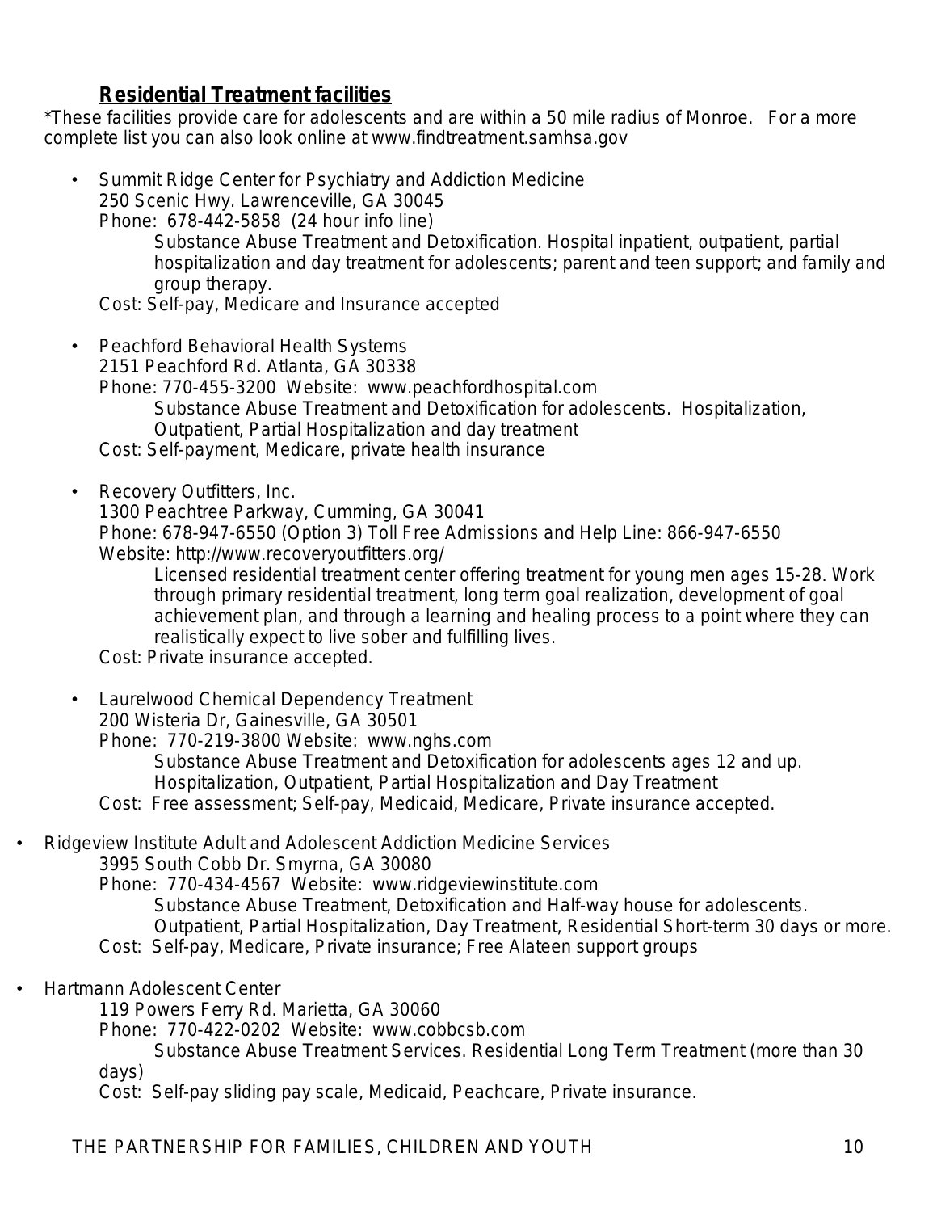## Residential Treatment facilities

*These facilities provide care for adolescents and are within a 50 mile radius of Monroe. For a more complete list you can also look online at www.findtreatment.samhsa.gov

- Summit Ridge Center for Psychiatry and Addiction Medicine
  250 Scenic Hwy. Lawrenceville, GA 30045
  Phone: 678-442-5858 (24 hour info line)
  Substance Abuse Treatment and Detoxification. Hospital inpatient, outpatient, partial hospitalization and day treatment for adolescents; parent and teen support; and family and group therapy.
  Cost: Self-pay, Medicare and Insurance accepted

- Peachford Behavioral Health Systems
  2151 Peachford Rd. Atlanta, GA 30338
  Phone: 770-455-3200 Website: www.peachfordhospital.com
  Substance Abuse Treatment and Detoxification for adolescents. Hospitalization, Outpatient, Partial Hospitalization and day treatment
  Cost: Self-payment, Medicare, private health insurance

- Recovery Outfitters, Inc.
  1300 Peachtree Parkway, Cumming, GA 30041
  Phone: 678-947-6550 (Option 3) Toll Free Admissions and Help Line: 866-947-6550
  Website: http://www.recoveryoutfitters.org/
  Licensed residential treatment center offering treatment for young men ages 15-28. Work through primary residential treatment, long term goal realization, development of goal achievement plan, and through a learning and healing process to a point where they can realistically expect to live sober and fulfilling lives.
  Cost: Private insurance accepted.

- Laurelwood Chemical Dependency Treatment
  200 Wisteria Dr, Gainesville, GA 30501
  Phone: 770-219-3800 Website: www.nghs.com
  Substance Abuse Treatment and Detoxification for adolescents ages 12 and up. Hospitalization, Outpatient, Partial Hospitalization and Day Treatment
  Cost: Free assessment; Self-pay, Medicaid, Medicare, Private insurance accepted.

- Ridgeview Institute Adult and Adolescent Addiction Medicine Services
  3995 South Cobb Dr. Smyrna, GA 30080
  Phone: 770-434-4567 Website: www.ridgeviewinstitute.com
  Substance Abuse Treatment, Detoxification and Half-way house for adolescents. Outpatient, Partial Hospitalization, Day Treatment, Residential Short-term 30 days or more.
  Cost: Self-pay, Medicare, Private insurance; Free Alateen support groups

- Hartmann Adolescent Center
  119 Powers Ferry Rd. Marietta, GA 30060
  Phone: 770-422-0202 Website: www.cobbcsb.com
  Substance Abuse Treatment Services. Residential Long Term Treatment (more than 30 days)
  Cost: Self-pay sliding pay scale, Medicaid, Peachcare, Private insurance.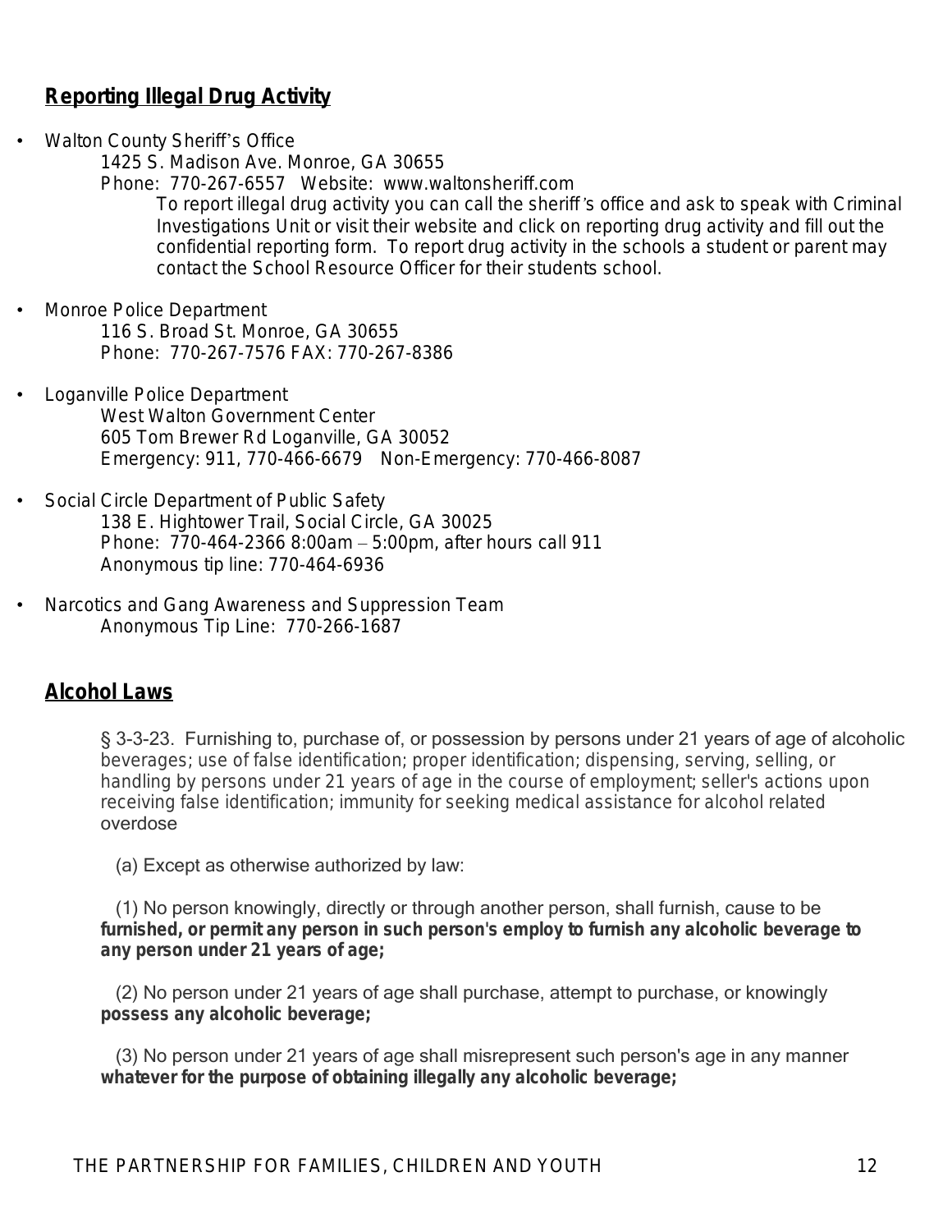## Reporting Illegal Drug Activity

- Walton County Sheriff's Office
  1425 S. Madison Ave. Monroe, GA 30655
  Phone: 770-267-6557 Website: www.waltonsheriff.com
  To report illegal drug activity you can call the sheriff's office and ask to speak with Criminal Investigations Unit or visit their website and click on reporting drug activity and fill out the confidential reporting form. To report drug activity in the schools a student or parent may contact the School Resource Officer for their students school.

- Monroe Police Department
  116 S. Broad St. Monroe, GA 30655
  Phone: 770-267-7576 FAX: 770-267-8386

- Loganville Police Department
  West Walton Government Center
  605 Tom Brewer Rd Loganville, GA 30052
  Emergency: 911, 770-466-6679 Non-Emergency: 770-466-8087

- Social Circle Department of Public Safety
  138 E. Hightower Trail, Social Circle, GA 30025
  Phone: 770-464-2366 8:00am – 5:00pm, after hours call 911
  Anonymous tip line: 770-464-6936

- Narcotics and Gang Awareness and Suppression Team
  Anonymous Tip Line: 770-266-1687

## Alcohol Laws

§ 3-3-23. Furnishing to, purchase of, or possession by persons under 21 years of age of alcoholic beverages; use of false identification; proper identification; dispensing, serving, selling, or handling by persons under 21 years of age in the course of employment; seller's actions upon receiving false identification; immunity for seeking medical assistance for alcohol related overdose

(a) Except as otherwise authorized by law:

(1) No person knowingly, directly or through another person, shall furnish, cause to be furnished, or permit any person in such person's employ to furnish any alcoholic beverage to any person under 21 years of age;

(2) No person under 21 years of age shall purchase, attempt to purchase, or knowingly possess any alcoholic beverage;

(3) No person under 21 years of age shall misrepresent such person's age in any manner whatever for the purpose of obtaining illegally any alcoholic beverage;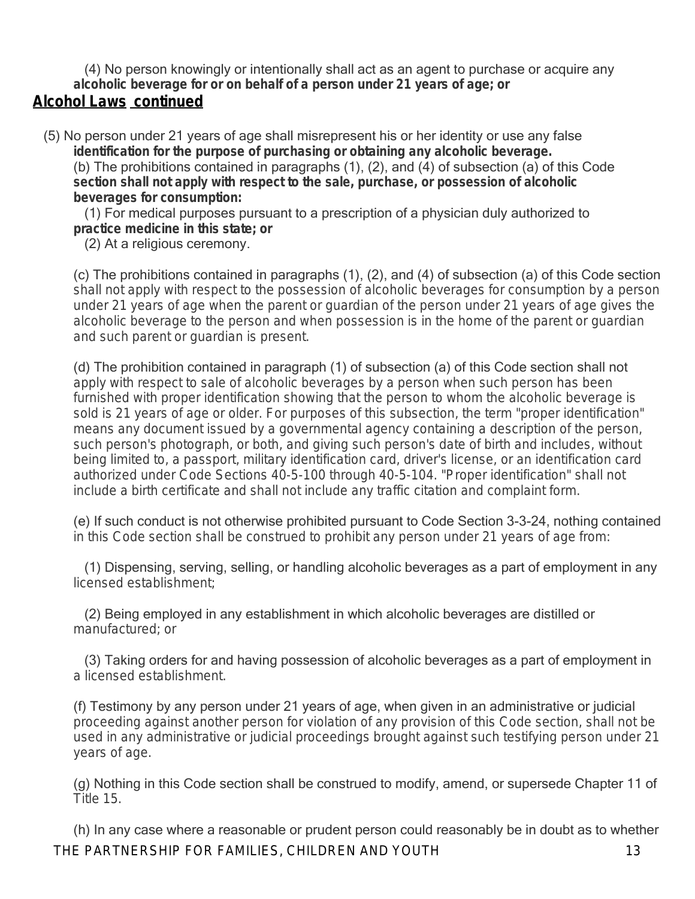(4) No person knowingly or intentionally shall act as an agent to purchase or acquire any alcoholic beverage for or on behalf of a person under 21 years of age; or

## Alcohol Laws continued

(5) No person under 21 years of age shall misrepresent his or her identity or use any false identification for the purpose of purchasing or obtaining any alcoholic beverage.

(b) The prohibitions contained in paragraphs (1), (2), and (4) of subsection (a) of this Code section shall not apply with respect to the sale, purchase, or possession of alcoholic beverages for consumption:

(1) For medical purposes pursuant to a prescription of a physician duly authorized to practice medicine in this state; or

(2) At a religious ceremony.

(c) The prohibitions contained in paragraphs (1), (2), and (4) of subsection (a) of this Code section shall not apply with respect to the possession of alcoholic beverages for consumption by a person under 21 years of age when the parent or guardian of the person under 21 years of age gives the alcoholic beverage to the person and when possession is in the home of the parent or guardian and such parent or guardian is present.

(d) The prohibition contained in paragraph (1) of subsection (a) of this Code section shall not apply with respect to sale of alcoholic beverages by a person when such person has been furnished with proper identification showing that the person to whom the alcoholic beverage is sold is 21 years of age or older. For purposes of this subsection, the term "proper identification" means any document issued by a governmental agency containing a description of the person, such person's photograph, or both, and giving such person's date of birth and includes, without being limited to, a passport, military identification card, driver's license, or an identification card authorized under Code Sections 40-5-100 through 40-5-104. "Proper identification" shall not include a birth certificate and shall not include any traffic citation and complaint form.

(e) If such conduct is not otherwise prohibited pursuant to Code Section 3-3-24, nothing contained in this Code section shall be construed to prohibit any person under 21 years of age from:

(1) Dispensing, serving, selling, or handling alcoholic beverages as a part of employment in any licensed establishment;

(2) Being employed in any establishment in which alcoholic beverages are distilled or manufactured; or

(3) Taking orders for and having possession of alcoholic beverages as a part of employment in a licensed establishment.

(f) Testimony by any person under 21 years of age, when given in an administrative or judicial proceeding against another person for violation of any provision of this Code section, shall not be used in any administrative or judicial proceedings brought against such testifying person under 21 years of age.

(g) Nothing in this Code section shall be construed to modify, amend, or supersede Chapter 11 of Title 15.

(h) In any case where a reasonable or prudent person could reasonably be in doubt as to whether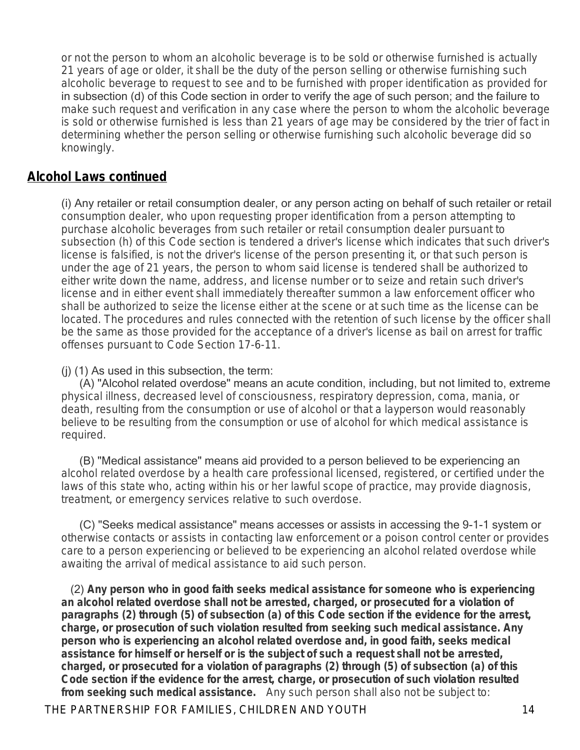or not the person to whom an alcoholic beverage is to be sold or otherwise furnished is actually 21 years of age or older, it shall be the duty of the person selling or otherwise furnishing such alcoholic beverage to request to see and to be furnished with proper identification as provided for in subsection (d) of this Code section in order to verify the age of such person; and the failure to make such request and verification in any case where the person to whom the alcoholic beverage is sold or otherwise furnished is less than 21 years of age may be considered by the trier of fact in determining whether the person selling or otherwise furnishing such alcoholic beverage did so knowingly.

## Alcohol Laws continued

(i) Any retailer or retail consumption dealer, or any person acting on behalf of such retailer or retail consumption dealer, who upon requesting proper identification from a person attempting to purchase alcoholic beverages from such retailer or retail consumption dealer pursuant to subsection (h) of this Code section is tendered a driver's license which indicates that such driver's license is falsified, is not the driver's license of the person presenting it, or that such person is under the age of 21 years, the person to whom said license is tendered shall be authorized to either write down the name, address, and license number or to seize and retain such driver's license and in either event shall immediately thereafter summon a law enforcement officer who shall be authorized to seize the license either at the scene or at such time as the license can be located. The procedures and rules connected with the retention of such license by the officer shall be the same as those provided for the acceptance of a driver's license as bail on arrest for traffic offenses pursuant to Code Section 17-6-11.

(j) (1) As used in this subsection, the term:

(A) "Alcohol related overdose" means an acute condition, including, but not limited to, extreme physical illness, decreased level of consciousness, respiratory depression, coma, mania, or death, resulting from the consumption or use of alcohol or that a layperson would reasonably believe to be resulting from the consumption or use of alcohol for which medical assistance is required.

(B) "Medical assistance" means aid provided to a person believed to be experiencing an alcohol related overdose by a health care professional licensed, registered, or certified under the laws of this state who, acting within his or her lawful scope of practice, may provide diagnosis, treatment, or emergency services relative to such overdose.

(C) "Seeks medical assistance" means accesses or assists in accessing the 9-1-1 system or otherwise contacts or assists in contacting law enforcement or a poison control center or provides care to a person experiencing or believed to be experiencing an alcohol related overdose while awaiting the arrival of medical assistance to aid such person.

(2) **Any person who in good faith seeks medical assistance for someone who is experiencing an alcohol related overdose shall not be arrested, charged, or prosecuted for a violation of paragraphs (2) through (5) of subsection (a) of this Code section if the evidence for the arrest, charge, or prosecution of such violation resulted from seeking such medical assistance. Any person who is experiencing an alcohol related overdose and, in good faith, seeks medical assistance for himself or herself or is the subject of such a request shall not be arrested, charged, or prosecuted for a violation of paragraphs (2) through (5) of subsection (a) of this Code section if the evidence for the arrest, charge, or prosecution of such violation resulted from seeking such medical assistance.** Any such person shall also not be subject to: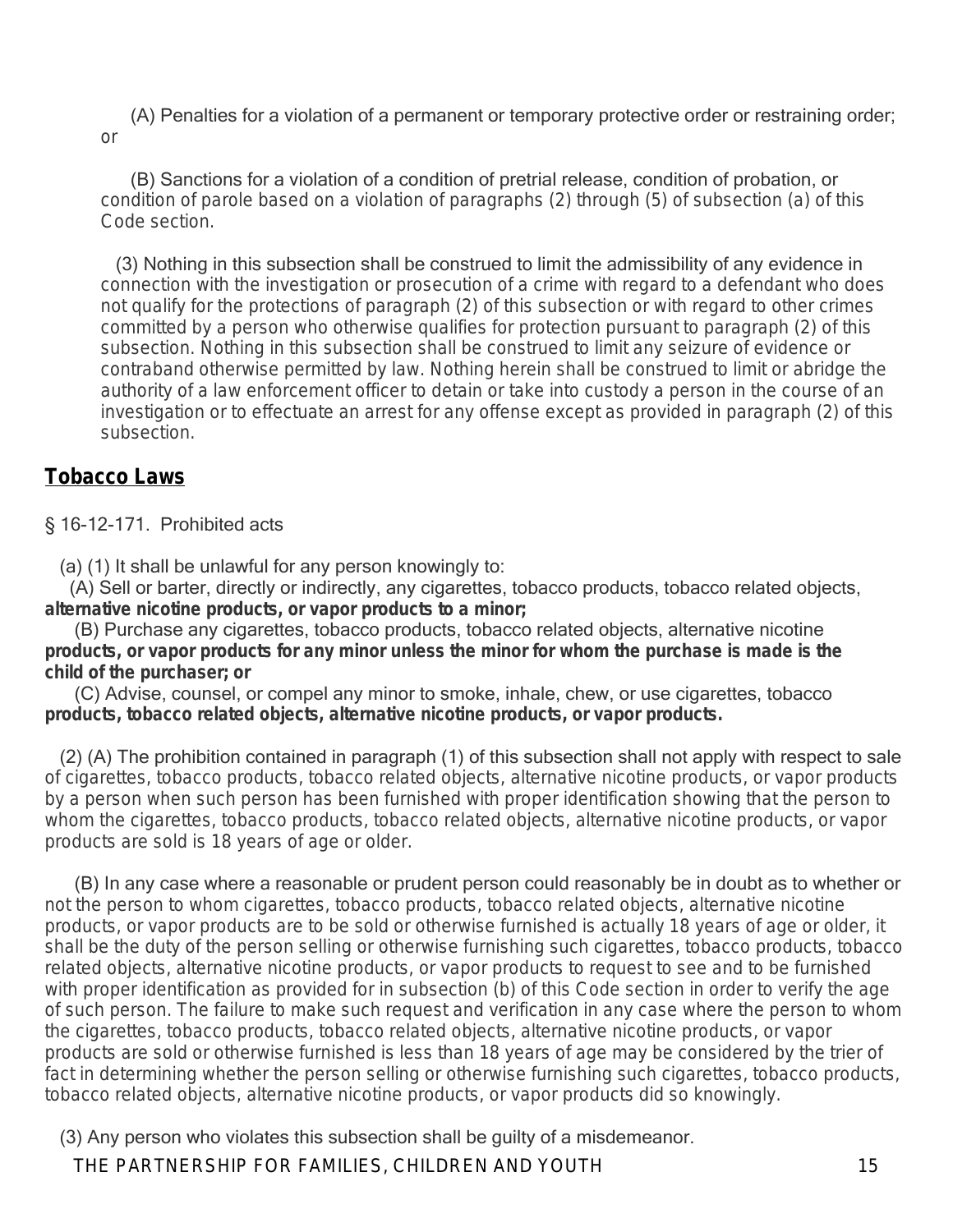(A) Penalties for a violation of a permanent or temporary protective order or restraining order; or

(B) Sanctions for a violation of a condition of pretrial release, condition of probation, or condition of parole based on a violation of paragraphs (2) through (5) of subsection (a) of this Code section.

(3) Nothing in this subsection shall be construed to limit the admissibility of any evidence in connection with the investigation or prosecution of a crime with regard to a defendant who does not qualify for the protections of paragraph (2) of this subsection or with regard to other crimes committed by a person who otherwise qualifies for protection pursuant to paragraph (2) of this subsection. Nothing in this subsection shall be construed to limit any seizure of evidence or contraband otherwise permitted by law. Nothing herein shall be construed to limit or abridge the authority of a law enforcement officer to detain or take into custody a person in the course of an investigation or to effectuate an arrest for any offense except as provided in paragraph (2) of this subsection.

## Tobacco Laws

§ 16-12-171. Prohibited acts

(a) (1) It shall be unlawful for any person knowingly to:

(A) Sell or barter, directly or indirectly, any cigarettes, tobacco products, tobacco related objects, **alternative nicotine products, or vapor products to a minor;**

(B) Purchase any cigarettes, tobacco products, tobacco related objects, alternative nicotine **products, or vapor products for any minor unless the minor for whom the purchase is made is the child of the purchaser; or**

(C) Advise, counsel, or compel any minor to smoke, inhale, chew, or use cigarettes, tobacco **products, tobacco related objects, alternative nicotine products, or vapor products.**

(2) (A) The prohibition contained in paragraph (1) of this subsection shall not apply with respect to sale of cigarettes, tobacco products, tobacco related objects, alternative nicotine products, or vapor products by a person when such person has been furnished with proper identification showing that the person to whom the cigarettes, tobacco products, tobacco related objects, alternative nicotine products, or vapor products are sold is 18 years of age or older.

(B) In any case where a reasonable or prudent person could reasonably be in doubt as to whether or not the person to whom cigarettes, tobacco products, tobacco related objects, alternative nicotine products, or vapor products are to be sold or otherwise furnished is actually 18 years of age or older, it shall be the duty of the person selling or otherwise furnishing such cigarettes, tobacco products, tobacco related objects, alternative nicotine products, or vapor products to request to see and to be furnished with proper identification as provided for in subsection (b) of this Code section in order to verify the age of such person. The failure to make such request and verification in any case where the person to whom the cigarettes, tobacco products, tobacco related objects, alternative nicotine products, or vapor products are sold or otherwise furnished is less than 18 years of age may be considered by the trier of fact in determining whether the person selling or otherwise furnishing such cigarettes, tobacco products, tobacco related objects, alternative nicotine products, or vapor products did so knowingly.

(3) Any person who violates this subsection shall be guilty of a misdemeanor.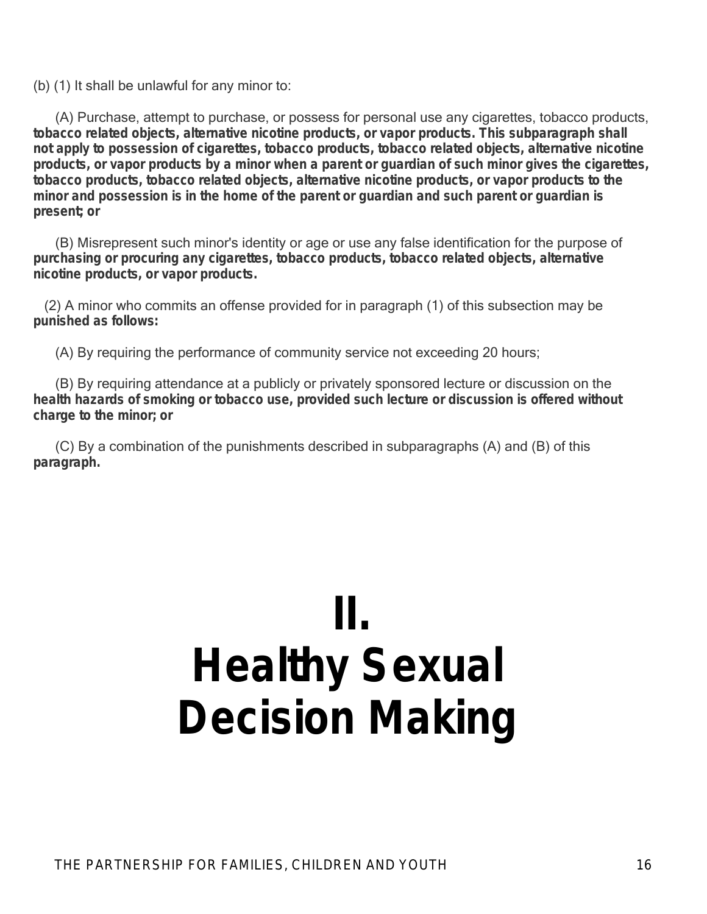(b) (1) It shall be unlawful for any minor to:

(A) Purchase, attempt to purchase, or possess for personal use any cigarettes, tobacco products, tobacco related objects, alternative nicotine products, or vapor products. This subparagraph shall not apply to possession of cigarettes, tobacco products, tobacco related objects, alternative nicotine products, or vapor products by a minor when a parent or guardian of such minor gives the cigarettes, tobacco products, tobacco related objects, alternative nicotine products, or vapor products to the minor and possession is in the home of the parent or guardian and such parent or guardian is present; or

(B) Misrepresent such minor's identity or age or use any false identification for the purpose of purchasing or procuring any cigarettes, tobacco products, tobacco related objects, alternative nicotine products, or vapor products.

(2) A minor who commits an offense provided for in paragraph (1) of this subsection may be punished as follows:

(A) By requiring the performance of community service not exceeding 20 hours;

(B) By requiring attendance at a publicly or privately sponsored lecture or discussion on the health hazards of smoking or tobacco use, provided such lecture or discussion is offered without charge to the minor; or

(C) By a combination of the punishments described in subparagraphs (A) and (B) of this paragraph.

# II. Healthy Sexual Decision Making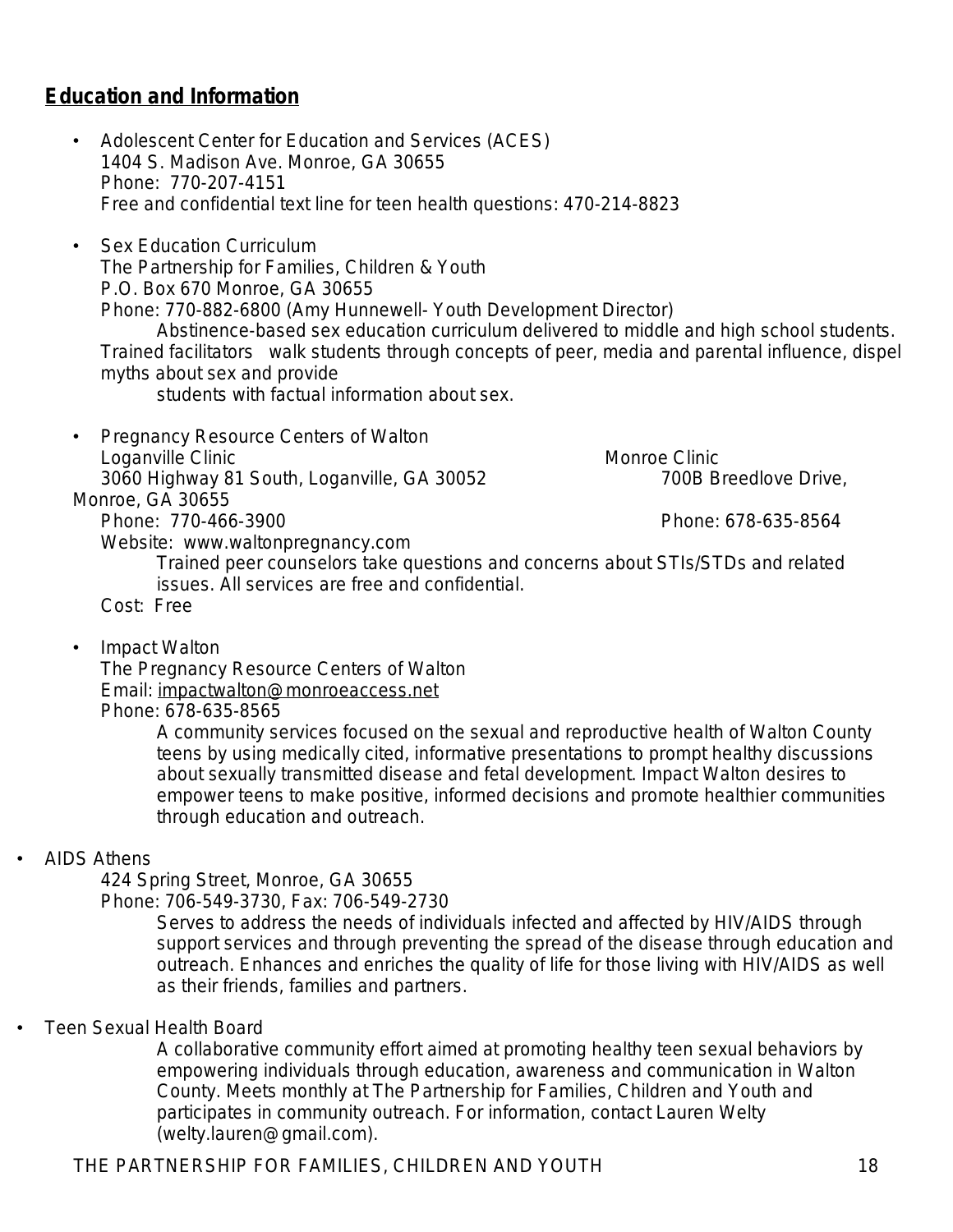## Education and Information

- Adolescent Center for Education and Services (ACES)
  1404 S. Madison Ave. Monroe, GA 30655
  Phone: 770-207-4151
  Free and confidential text line for teen health questions: 470-214-8823

- Sex Education Curriculum
  The Partnership for Families, Children & Youth
  P.O. Box 670 Monroe, GA 30655
  Phone: 770-882-6800 (Amy Hunnewell- Youth Development Director)
  Abstinence-based sex education curriculum delivered to middle and high school students. Trained facilitators walk students through concepts of peer, media and parental influence, dispel myths about sex and provide students with factual information about sex.

- Pregnancy Resource Centers of Walton
  Loganville Clinic
  3060 Highway 81 South, Loganville, GA 30052
  Phone: 770-466-3900

  Monroe Clinic
  700B Breedlove Drive, Monroe, GA 30655
  Phone: 678-635-8564

  Website: www.waltonpregnancy.com
  Trained peer counselors take questions and concerns about STIs/STDs and related issues. All services are free and confidential.
  Cost: Free

- Impact Walton
  The Pregnancy Resource Centers of Walton
  Email: impactwalton@monroeaccess.net
  Phone: 678-635-8565
  A community services focused on the sexual and reproductive health of Walton County teens by using medically cited, informative presentations to prompt healthy discussions about sexually transmitted disease and fetal development. Impact Walton desires to empower teens to make positive, informed decisions and promote healthier communities through education and outreach.

- AIDS Athens
  424 Spring Street, Monroe, GA 30655
  Phone: 706-549-3730, Fax: 706-549-2730
  Serves to address the needs of individuals infected and affected by HIV/AIDS through support services and through preventing the spread of the disease through education and outreach. Enhances and enriches the quality of life for those living with HIV/AIDS as well as their friends, families and partners.

- Teen Sexual Health Board
  A collaborative community effort aimed at promoting healthy teen sexual behaviors by empowering individuals through education, awareness and communication in Walton County. Meets monthly at The Partnership for Families, Children and Youth and participates in community outreach. For information, contact Lauren Welty (welty.lauren@gmail.com).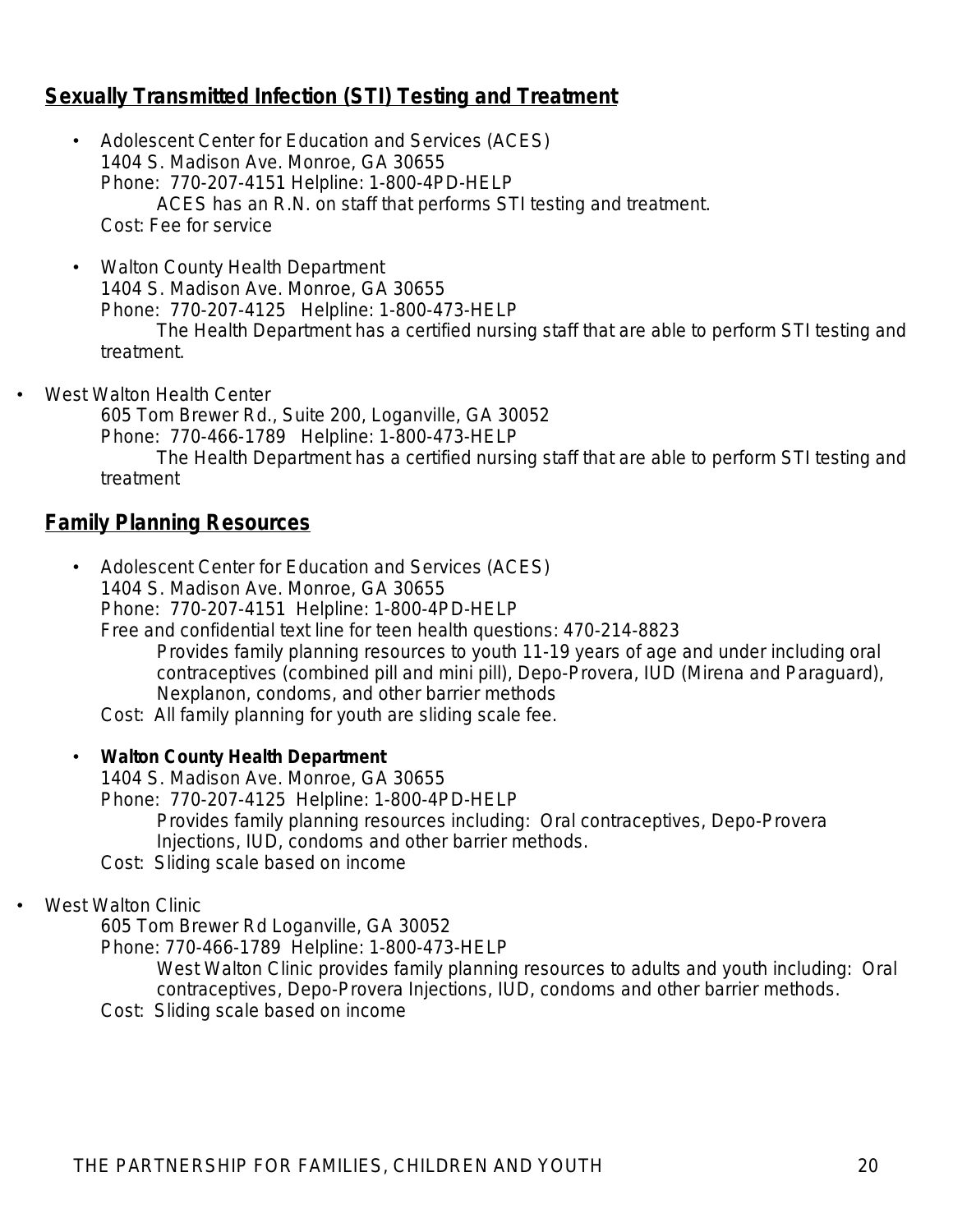## Sexually Transmitted Infection (STI) Testing and Treatment

- Adolescent Center for Education and Services (ACES)
  1404 S. Madison Ave. Monroe, GA 30655
  Phone: 770-207-4151 Helpline: 1-800-4PD-HELP
  ACES has an R.N. on staff that performs STI testing and treatment.
  Cost: Fee for service

- Walton County Health Department
  1404 S. Madison Ave. Monroe, GA 30655
  Phone: 770-207-4125 Helpline: 1-800-473-HELP
  The Health Department has a certified nursing staff that are able to perform STI testing and treatment.

- West Walton Health Center
  605 Tom Brewer Rd., Suite 200, Loganville, GA 30052
  Phone: 770-466-1789 Helpline: 1-800-473-HELP
  The Health Department has a certified nursing staff that are able to perform STI testing and treatment

## Family Planning Resources

- Adolescent Center for Education and Services (ACES)
  1404 S. Madison Ave. Monroe, GA 30655
  Phone: 770-207-4151 Helpline: 1-800-4PD-HELP
  Free and confidential text line for teen health questions: 470-214-8823
  Provides family planning resources to youth 11-19 years of age and under including oral contraceptives (combined pill and mini pill), Depo-Provera, IUD (Mirena and Paraguard), Nexplanon, condoms, and other barrier methods
  Cost: All family planning for youth are sliding scale fee.

- **Walton County Health Department**
  1404 S. Madison Ave. Monroe, GA 30655
  Phone: 770-207-4125 Helpline: 1-800-4PD-HELP
  Provides family planning resources including: Oral contraceptives, Depo-Provera Injections, IUD, condoms and other barrier methods.
  Cost: Sliding scale based on income

- West Walton Clinic
  605 Tom Brewer Rd Loganville, GA 30052
  Phone: 770-466-1789 Helpline: 1-800-473-HELP
  West Walton Clinic provides family planning resources to adults and youth including: Oral contraceptives, Depo-Provera Injections, IUD, condoms and other barrier methods.
  Cost: Sliding scale based on income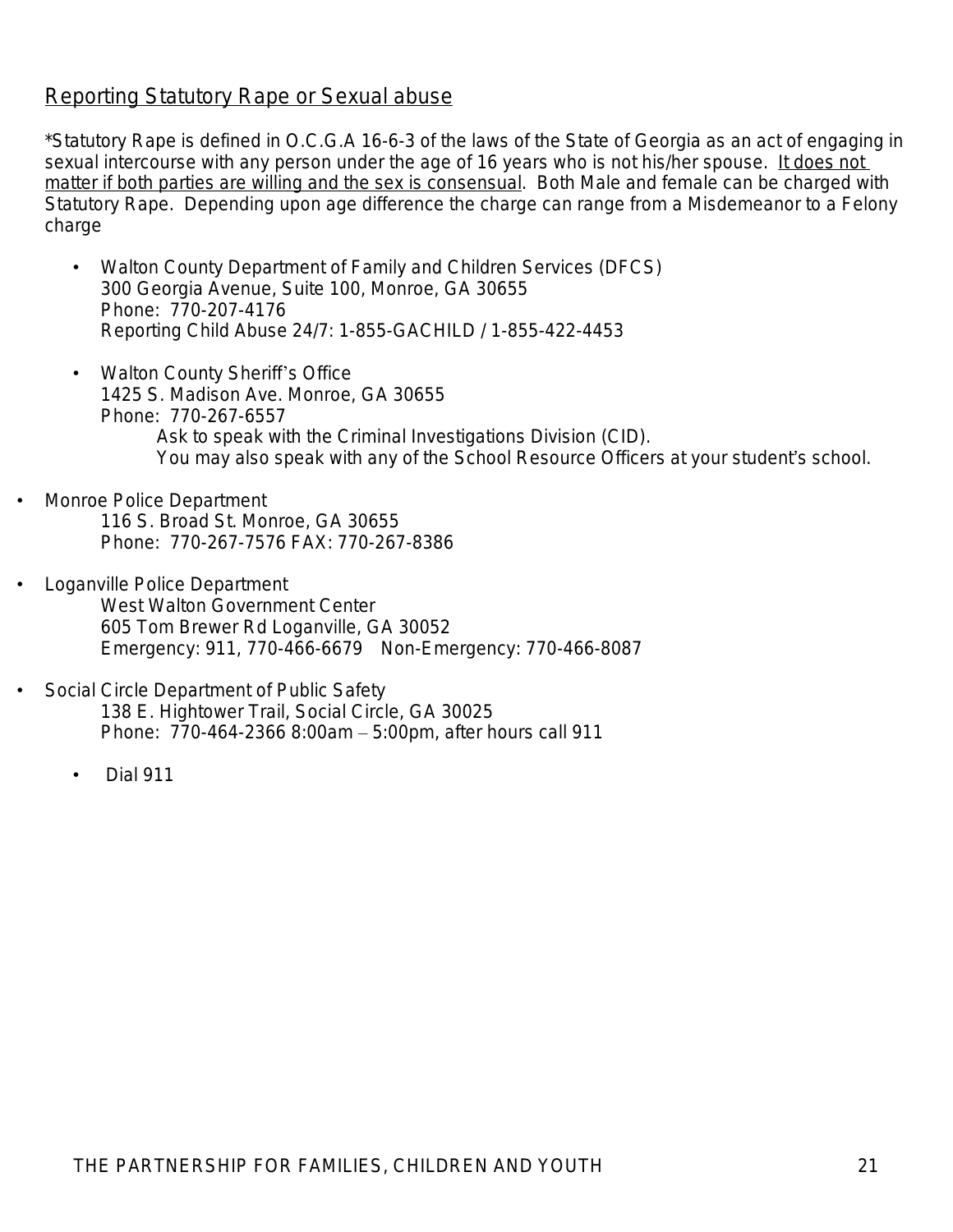## Reporting Statutory Rape or Sexual abuse

*Statutory Rape is defined in O.C.G.A 16-6-3 of the laws of the State of Georgia as an act of engaging in sexual intercourse with any person under the age of 16 years who is not his/her spouse. <u>It does not matter if both parties are willing and the sex is consensual</u>. Both Male and female can be charged with Statutory Rape. Depending upon age difference the charge can range from a Misdemeanor to a Felony charge

- Walton County Department of Family and Children Services (DFCS)
  300 Georgia Avenue, Suite 100, Monroe, GA 30655
  Phone: 770-207-4176
  Reporting Child Abuse 24/7: 1-855-GACHILD / 1-855-422-4453

- Walton County Sheriff's Office
  1425 S. Madison Ave. Monroe, GA 30655
  Phone: 770-267-6557
  Ask to speak with the Criminal Investigations Division (CID).
  You may also speak with any of the School Resource Officers at your student's school.

- Monroe Police Department
  116 S. Broad St. Monroe, GA 30655
  Phone: 770-267-7576 FAX: 770-267-8386

- Loganville Police Department
  West Walton Government Center
  605 Tom Brewer Rd Loganville, GA 30052
  Emergency: 911, 770-466-6679 Non-Emergency: 770-466-8087

- Social Circle Department of Public Safety
  138 E. Hightower Trail, Social Circle, GA 30025
  Phone: 770-464-2366 8:00am – 5:00pm, after hours call 911

- Dial 911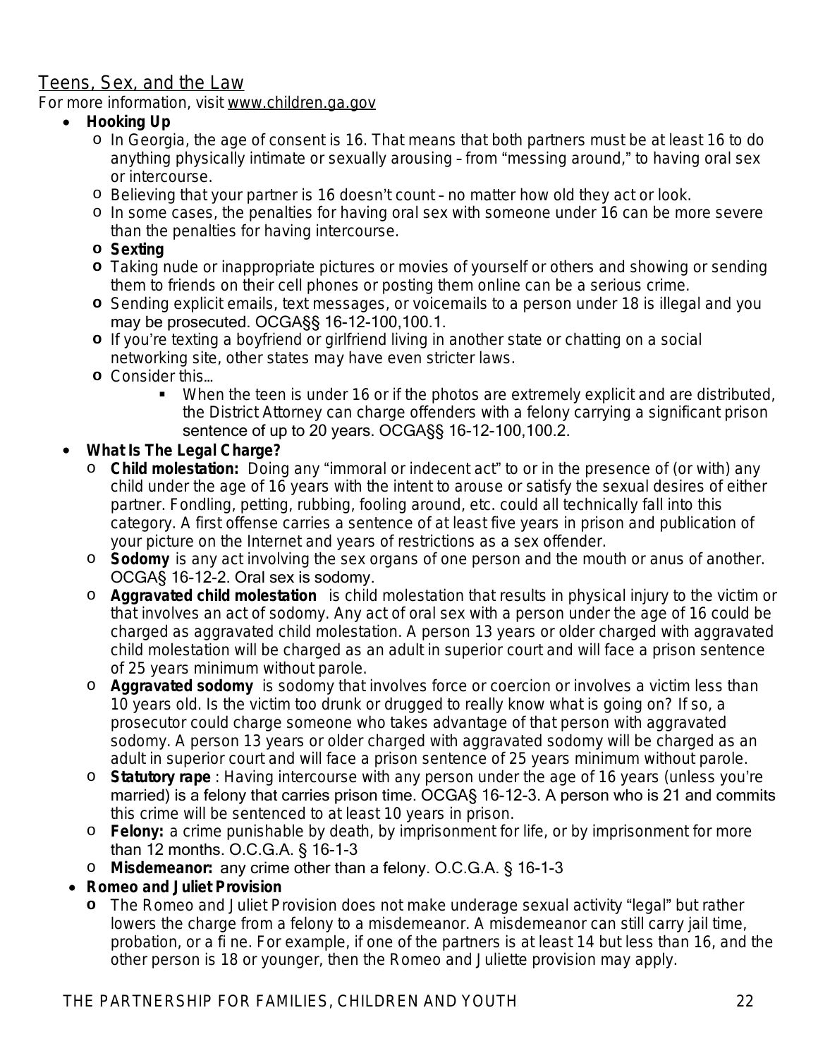## Teens, Sex, and the Law

For more information, visit www.children.ga.gov

- **Hooking Up**
  - In Georgia, the age of consent is 16. That means that both partners must be at least 16 to do anything physically intimate or sexually arousing – from "messing around," to having oral sex or intercourse.
  - Believing that your partner is 16 doesn't count – no matter how old they act or look.
  - In some cases, the penalties for having oral sex with someone under 16 can be more severe than the penalties for having intercourse.
  - **Sexting**
  - Taking nude or inappropriate pictures or movies of yourself or others and showing or sending them to friends on their cell phones or posting them online can be a serious crime.
  - Sending explicit emails, text messages, or voicemails to a person under 18 is illegal and you may be prosecuted. OCGA§§ 16-12-100,100.1.
  - If you're texting a boyfriend or girlfriend living in another state or chatting on a social networking site, other states may have even stricter laws.
  - Consider this…
    - When the teen is under 16 or if the photos are extremely explicit and are distributed, the District Attorney can charge offenders with a felony carrying a significant prison sentence of up to 20 years. OCGA§§ 16-12-100,100.2.
- **What Is The Legal Charge?**
  - **Child molestation:** Doing any "immoral or indecent act" to or in the presence of (or with) any child under the age of 16 years with the intent to arouse or satisfy the sexual desires of either partner. Fondling, petting, rubbing, fooling around, etc. could all technically fall into this category. A first offense carries a sentence of at least five years in prison and publication of your picture on the Internet and years of restrictions as a sex offender.
  - **Sodomy** is any act involving the sex organs of one person and the mouth or anus of another. OCGA§ 16-12-2. Oral sex is sodomy.
  - **Aggravated child molestation** is child molestation that results in physical injury to the victim or that involves an act of sodomy. Any act of oral sex with a person under the age of 16 could be charged as aggravated child molestation. A person 13 years or older charged with aggravated child molestation will be charged as an adult in superior court and will face a prison sentence of 25 years minimum without parole.
  - **Aggravated sodomy** is sodomy that involves force or coercion or involves a victim less than 10 years old. Is the victim too drunk or drugged to really know what is going on? If so, a prosecutor could charge someone who takes advantage of that person with aggravated sodomy. A person 13 years or older charged with aggravated sodomy will be charged as an adult in superior court and will face a prison sentence of 25 years minimum without parole.
  - **Statutory rape** : Having intercourse with any person under the age of 16 years (unless you're married) is a felony that carries prison time. OCGA§ 16-12-3. A person who is 21 and commits this crime will be sentenced to at least 10 years in prison.
  - **Felony:** a crime punishable by death, by imprisonment for life, or by imprisonment for more than 12 months. O.C.G.A. § 16-1-3
  - **Misdemeanor:** any crime other than a felony. O.C.G.A. § 16-1-3
- **Romeo and Juliet Provision**
  - The Romeo and Juliet Provision does not make underage sexual activity "legal" but rather lowers the charge from a felony to a misdemeanor. A misdemeanor can still carry jail time, probation, or a fi ne. For example, if one of the partners is at least 14 but less than 16, and the other person is 18 or younger, then the Romeo and Juliette provision may apply.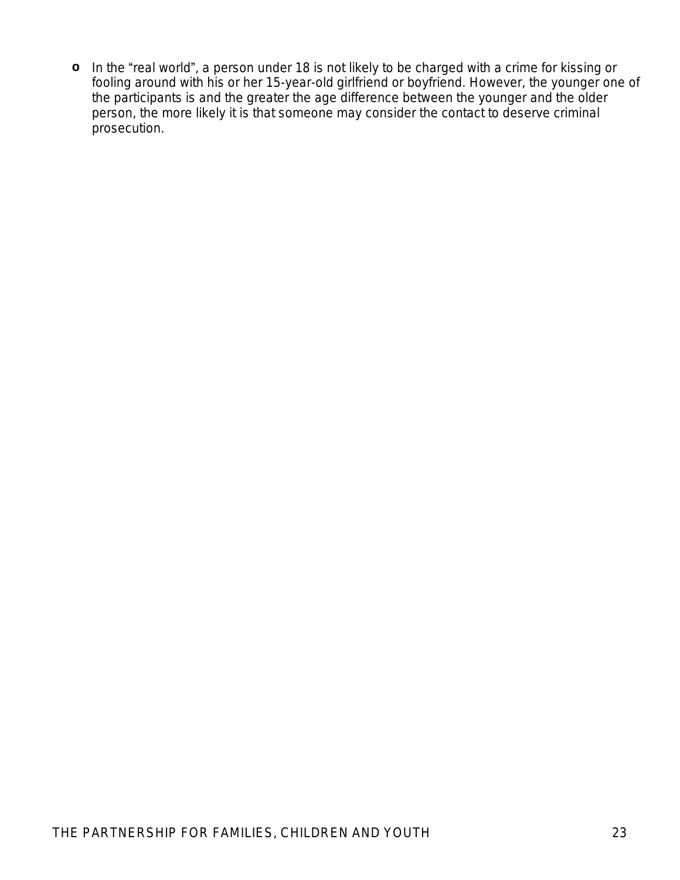- In the "real world", a person under 18 is not likely to be charged with a crime for kissing or fooling around with his or her 15-year-old girlfriend or boyfriend. However, the younger one of the participants is and the greater the age difference between the younger and the older person, the more likely it is that someone may consider the contact to deserve criminal prosecution.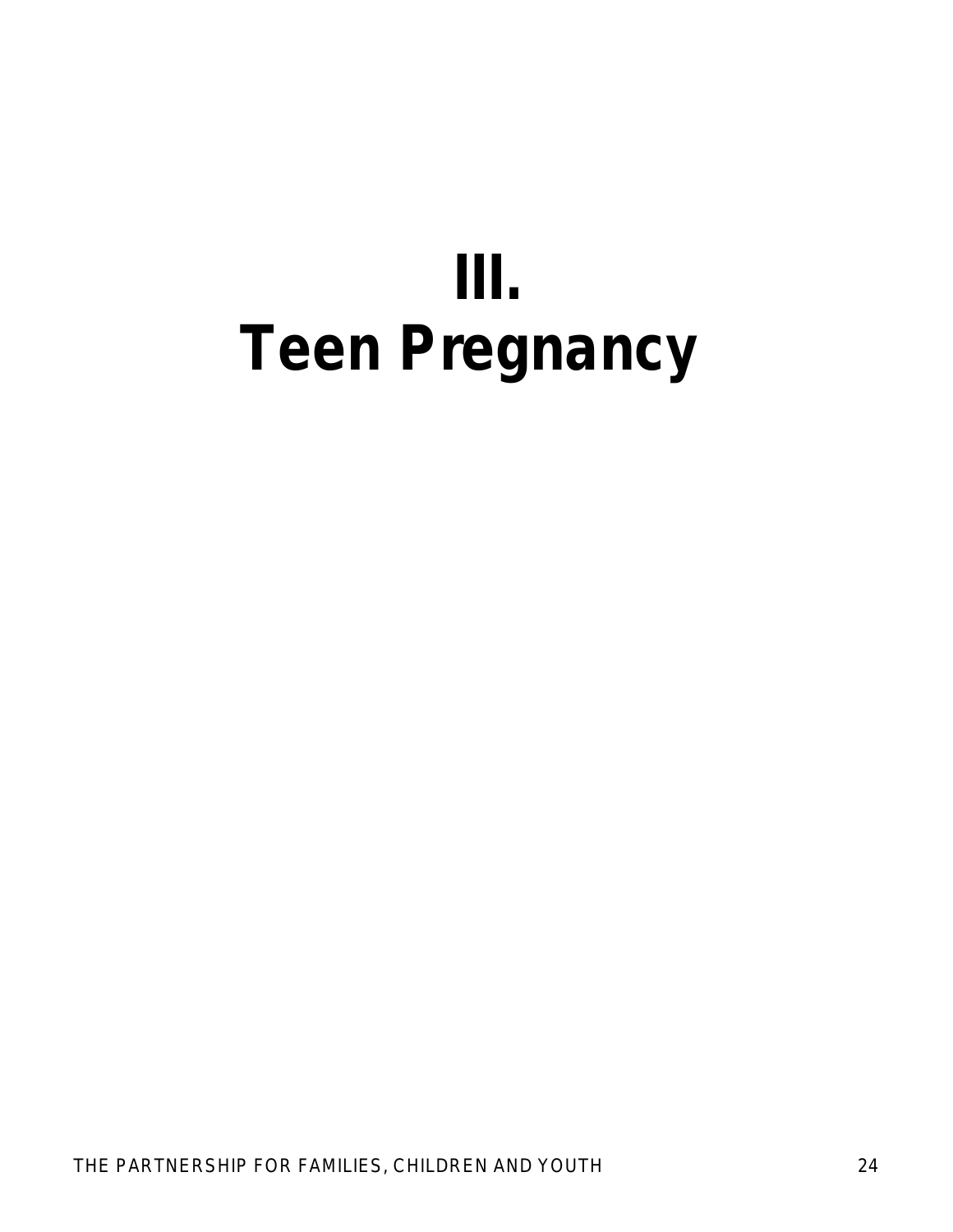# III.
# Teen Pregnancy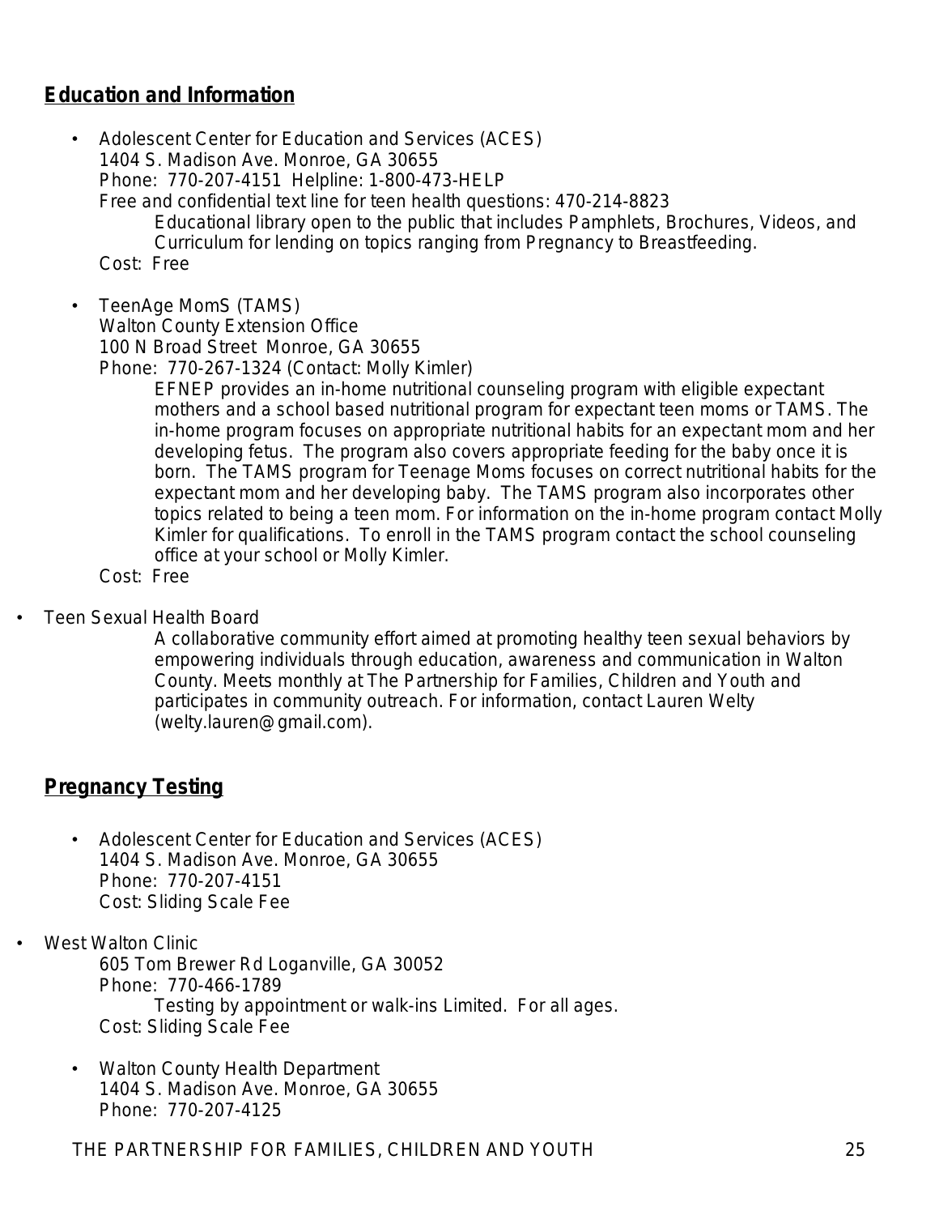## Education and Information

- Adolescent Center for Education and Services (ACES)
  1404 S. Madison Ave. Monroe, GA 30655
  Phone: 770-207-4151 Helpline: 1-800-473-HELP
  Free and confidential text line for teen health questions: 470-214-8823
  Educational library open to the public that includes Pamphlets, Brochures, Videos, and Curriculum for lending on topics ranging from Pregnancy to Breastfeeding.
  Cost: Free

- TeenAge MomS (TAMS)
  Walton County Extension Office
  100 N Broad Street Monroe, GA 30655
  Phone: 770-267-1324 (Contact: Molly Kimler)
  EFNEP provides an in-home nutritional counseling program with eligible expectant mothers and a school based nutritional program for expectant teen moms or TAMS. The in-home program focuses on appropriate nutritional habits for an expectant mom and her developing fetus. The program also covers appropriate feeding for the baby once it is born. The TAMS program for Teenage Moms focuses on correct nutritional habits for the expectant mom and her developing baby. The TAMS program also incorporates other topics related to being a teen mom. For information on the in-home program contact Molly Kimler for qualifications. To enroll in the TAMS program contact the school counseling office at your school or Molly Kimler.
  Cost: Free

- Teen Sexual Health Board
  A collaborative community effort aimed at promoting healthy teen sexual behaviors by empowering individuals through education, awareness and communication in Walton County. Meets monthly at The Partnership for Families, Children and Youth and participates in community outreach. For information, contact Lauren Welty (welty.lauren@gmail.com).

## Pregnancy Testing

- Adolescent Center for Education and Services (ACES)
  1404 S. Madison Ave. Monroe, GA 30655
  Phone: 770-207-4151
  Cost: Sliding Scale Fee

- West Walton Clinic
  605 Tom Brewer Rd Loganville, GA 30052
  Phone: 770-466-1789
  Testing by appointment or walk-ins Limited. For all ages.
  Cost: Sliding Scale Fee

- Walton County Health Department
  1404 S. Madison Ave. Monroe, GA 30655
  Phone: 770-207-4125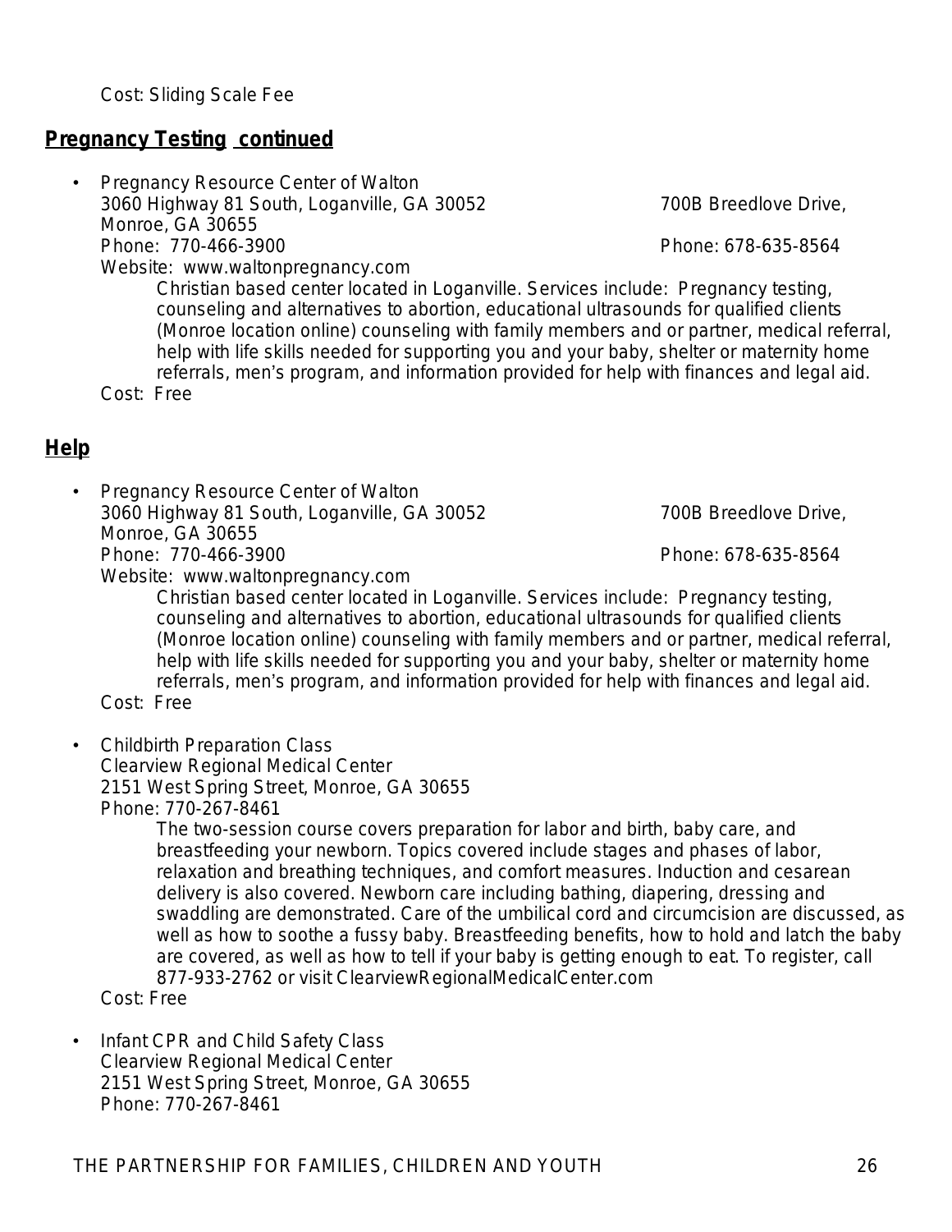Cost: Sliding Scale Fee

## Pregnancy Testing continued

- Pregnancy Resource Center of Walton
  3060 Highway 81 South, Loganville, GA 30052 700B Breedlove Drive, Monroe, GA 30655
  Phone: 770-466-3900 Phone: 678-635-8564
  Website: www.waltonpregnancy.com
  Christian based center located in Loganville. Services include: Pregnancy testing, counseling and alternatives to abortion, educational ultrasounds for qualified clients (Monroe location online) counseling with family members and or partner, medical referral, help with life skills needed for supporting you and your baby, shelter or maternity home referrals, men's program, and information provided for help with finances and legal aid.
  Cost: Free

## Help

- Pregnancy Resource Center of Walton
  3060 Highway 81 South, Loganville, GA 30052 700B Breedlove Drive, Monroe, GA 30655
  Phone: 770-466-3900 Phone: 678-635-8564
  Website: www.waltonpregnancy.com
  Christian based center located in Loganville. Services include: Pregnancy testing, counseling and alternatives to abortion, educational ultrasounds for qualified clients (Monroe location online) counseling with family members and or partner, medical referral, help with life skills needed for supporting you and your baby, shelter or maternity home referrals, men's program, and information provided for help with finances and legal aid.
  Cost: Free

- Childbirth Preparation Class
  Clearview Regional Medical Center
  2151 West Spring Street, Monroe, GA 30655
  Phone: 770-267-8461
  The two-session course covers preparation for labor and birth, baby care, and breastfeeding your newborn. Topics covered include stages and phases of labor, relaxation and breathing techniques, and comfort measures. Induction and cesarean delivery is also covered. Newborn care including bathing, diapering, dressing and swaddling are demonstrated. Care of the umbilical cord and circumcision are discussed, as well as how to soothe a fussy baby. Breastfeeding benefits, how to hold and latch the baby are covered, as well as how to tell if your baby is getting enough to eat. To register, call 877-933-2762 or visit ClearviewRegionalMedicalCenter.com
  Cost: Free

- Infant CPR and Child Safety Class
  Clearview Regional Medical Center
  2151 West Spring Street, Monroe, GA 30655
  Phone: 770-267-8461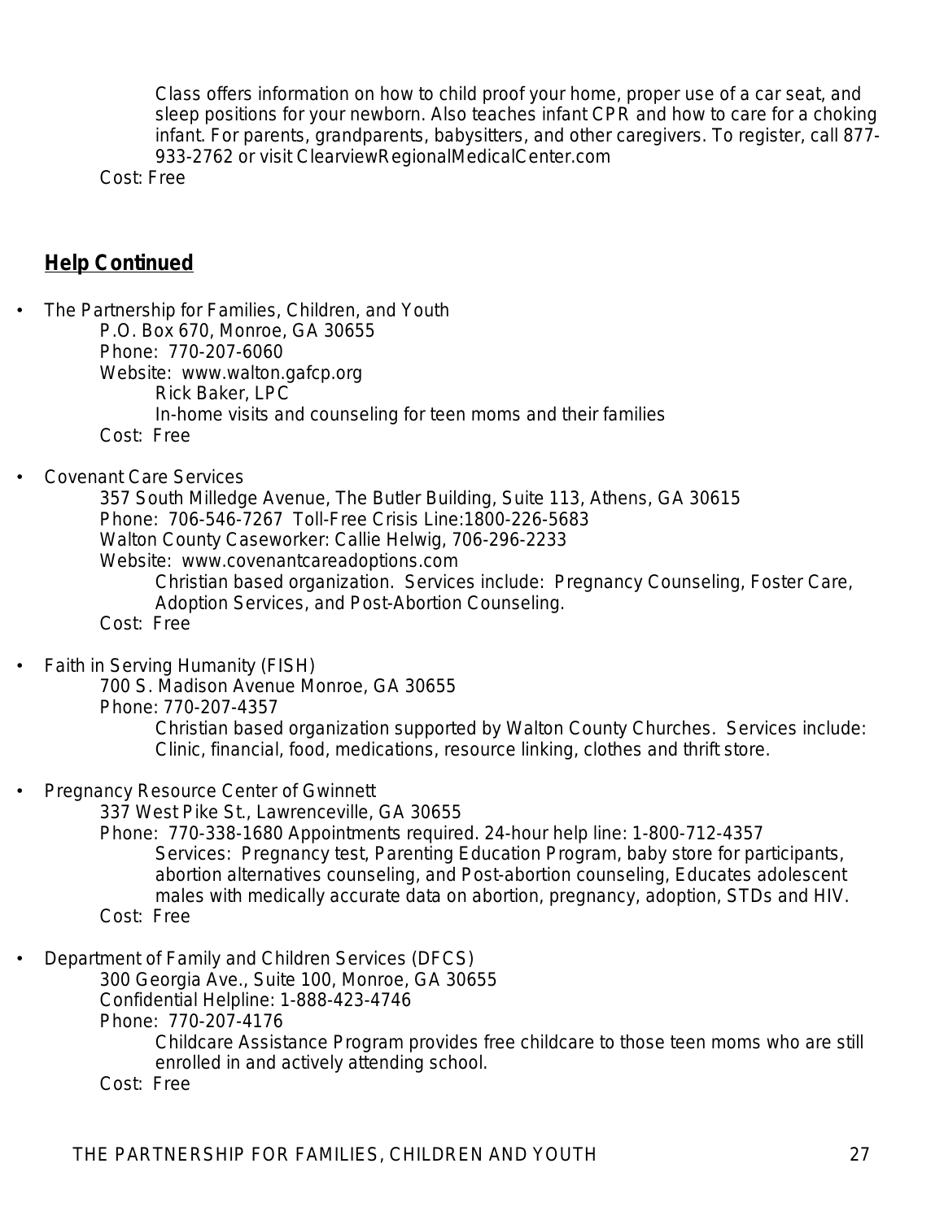Class offers information on how to child proof your home, proper use of a car seat, and sleep positions for your newborn. Also teaches infant CPR and how to care for a choking infant. For parents, grandparents, babysitters, and other caregivers. To register, call 877-933-2762 or visit ClearviewRegionalMedicalCenter.com

Cost: Free

## Help Continued

- The Partnership for Families, Children, and Youth
  - P.O. Box 670, Monroe, GA 30655
  - Phone: 770-207-6060
  - Website: www.walton.gafcp.org
    - Rick Baker, LPC
    - In-home visits and counseling for teen moms and their families
  - Cost: Free

- Covenant Care Services
  - 357 South Milledge Avenue, The Butler Building, Suite 113, Athens, GA 30615
  - Phone: 706-546-7267 Toll-Free Crisis Line:1800-226-5683
  - Walton County Caseworker: Callie Helwig, 706-296-2233
  - Website: www.covenantcareadoptions.com
    - Christian based organization. Services include: Pregnancy Counseling, Foster Care, Adoption Services, and Post-Abortion Counseling.
  - Cost: Free

- Faith in Serving Humanity (FISH)
  - 700 S. Madison Avenue Monroe, GA 30655
  - Phone: 770-207-4357
    - Christian based organization supported by Walton County Churches. Services include: Clinic, financial, food, medications, resource linking, clothes and thrift store.

- Pregnancy Resource Center of Gwinnett
  - 337 West Pike St., Lawrenceville, GA 30655
  - Phone: 770-338-1680 Appointments required. 24-hour help line: 1-800-712-4357
    - Services: Pregnancy test, Parenting Education Program, baby store for participants, abortion alternatives counseling, and Post-abortion counseling, Educates adolescent males with medically accurate data on abortion, pregnancy, adoption, STDs and HIV.
  - Cost: Free

- Department of Family and Children Services (DFCS)
  - 300 Georgia Ave., Suite 100, Monroe, GA 30655
  - Confidential Helpline: 1-888-423-4746
  - Phone: 770-207-4176
    - Childcare Assistance Program provides free childcare to those teen moms who are still enrolled in and actively attending school.
  - Cost: Free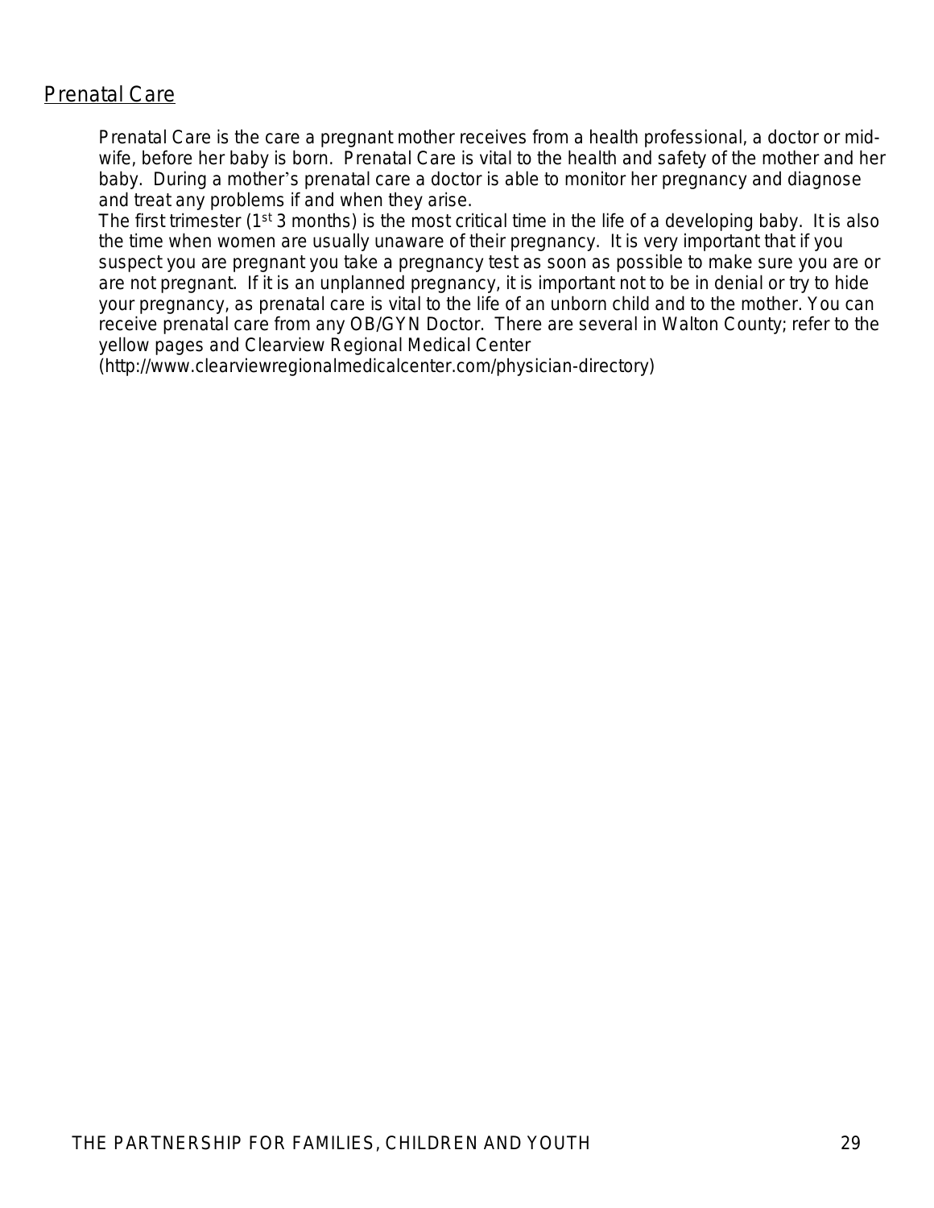## Prenatal Care

Prenatal Care is the care a pregnant mother receives from a health professional, a doctor or mid-wife, before her baby is born. Prenatal Care is vital to the health and safety of the mother and her baby. During a mother's prenatal care a doctor is able to monitor her pregnancy and diagnose and treat any problems if and when they arise.

The first trimester (1st 3 months) is the most critical time in the life of a developing baby. It is also the time when women are usually unaware of their pregnancy. It is very important that if you suspect you are pregnant you take a pregnancy test as soon as possible to make sure you are or are not pregnant. If it is an unplanned pregnancy, it is important not to be in denial or try to hide your pregnancy, as prenatal care is vital to the life of an unborn child and to the mother. You can receive prenatal care from any OB/GYN Doctor. There are several in Walton County; refer to the yellow pages and Clearview Regional Medical Center (http://www.clearviewregionalmedicalcenter.com/physician-directory)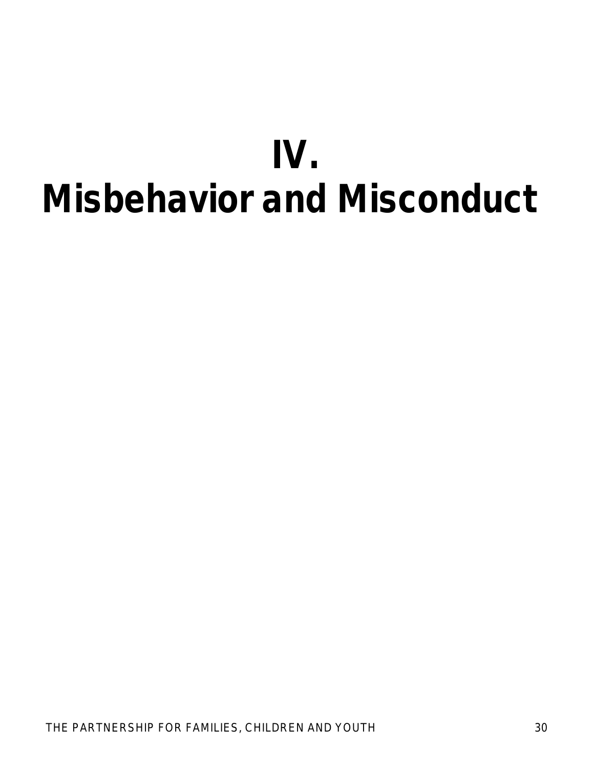# IV.
# Misbehavior and Misconduct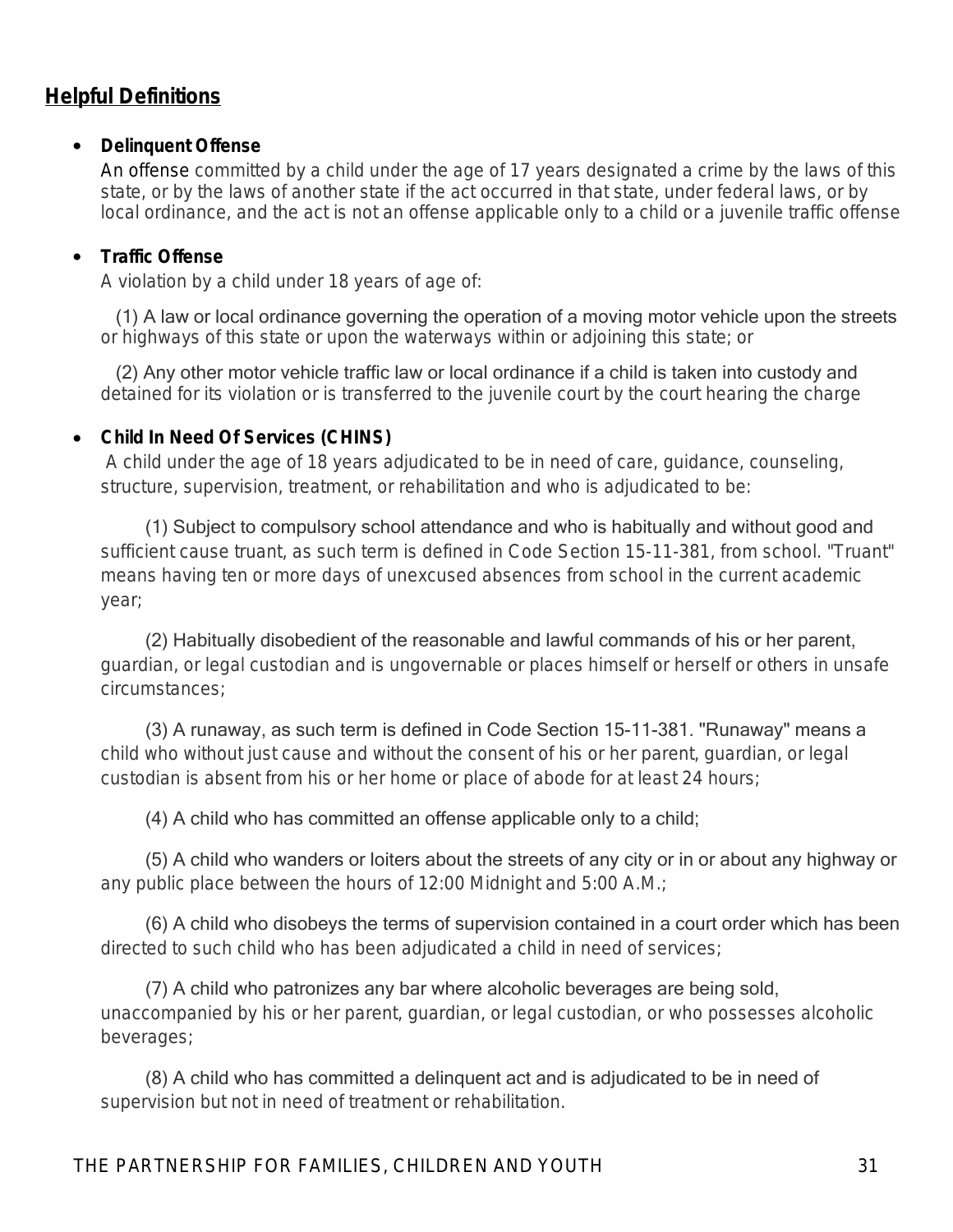## Helpful Definitions

- **Delinquent Offense**

  An offense committed by a child under the age of 17 years designated a crime by the laws of this state, or by the laws of another state if the act occurred in that state, under federal laws, or by local ordinance, and the act is not an offense applicable only to a child or a juvenile traffic offense

- **Traffic Offense**

  A violation by a child under 18 years of age of:

  (1) A law or local ordinance governing the operation of a moving motor vehicle upon the streets or highways of this state or upon the waterways within or adjoining this state; or

  (2) Any other motor vehicle traffic law or local ordinance if a child is taken into custody and detained for its violation or is transferred to the juvenile court by the court hearing the charge

- **Child In Need Of Services (CHINS)**

  A child under the age of 18 years adjudicated to be in need of care, guidance, counseling, structure, supervision, treatment, or rehabilitation and who is adjudicated to be:

  (1) Subject to compulsory school attendance and who is habitually and without good and sufficient cause truant, as such term is defined in Code Section 15-11-381, from school. "Truant" means having ten or more days of unexcused absences from school in the current academic year;

  (2) Habitually disobedient of the reasonable and lawful commands of his or her parent, guardian, or legal custodian and is ungovernable or places himself or herself or others in unsafe circumstances;

  (3) A runaway, as such term is defined in Code Section 15-11-381. "Runaway" means a child who without just cause and without the consent of his or her parent, guardian, or legal custodian is absent from his or her home or place of abode for at least 24 hours;

  (4) A child who has committed an offense applicable only to a child;

  (5) A child who wanders or loiters about the streets of any city or in or about any highway or any public place between the hours of 12:00 Midnight and 5:00 A.M.;

  (6) A child who disobeys the terms of supervision contained in a court order which has been directed to such child who has been adjudicated a child in need of services;

  (7) A child who patronizes any bar where alcoholic beverages are being sold, unaccompanied by his or her parent, guardian, or legal custodian, or who possesses alcoholic beverages;

  (8) A child who has committed a delinquent act and is adjudicated to be in need of supervision but not in need of treatment or rehabilitation.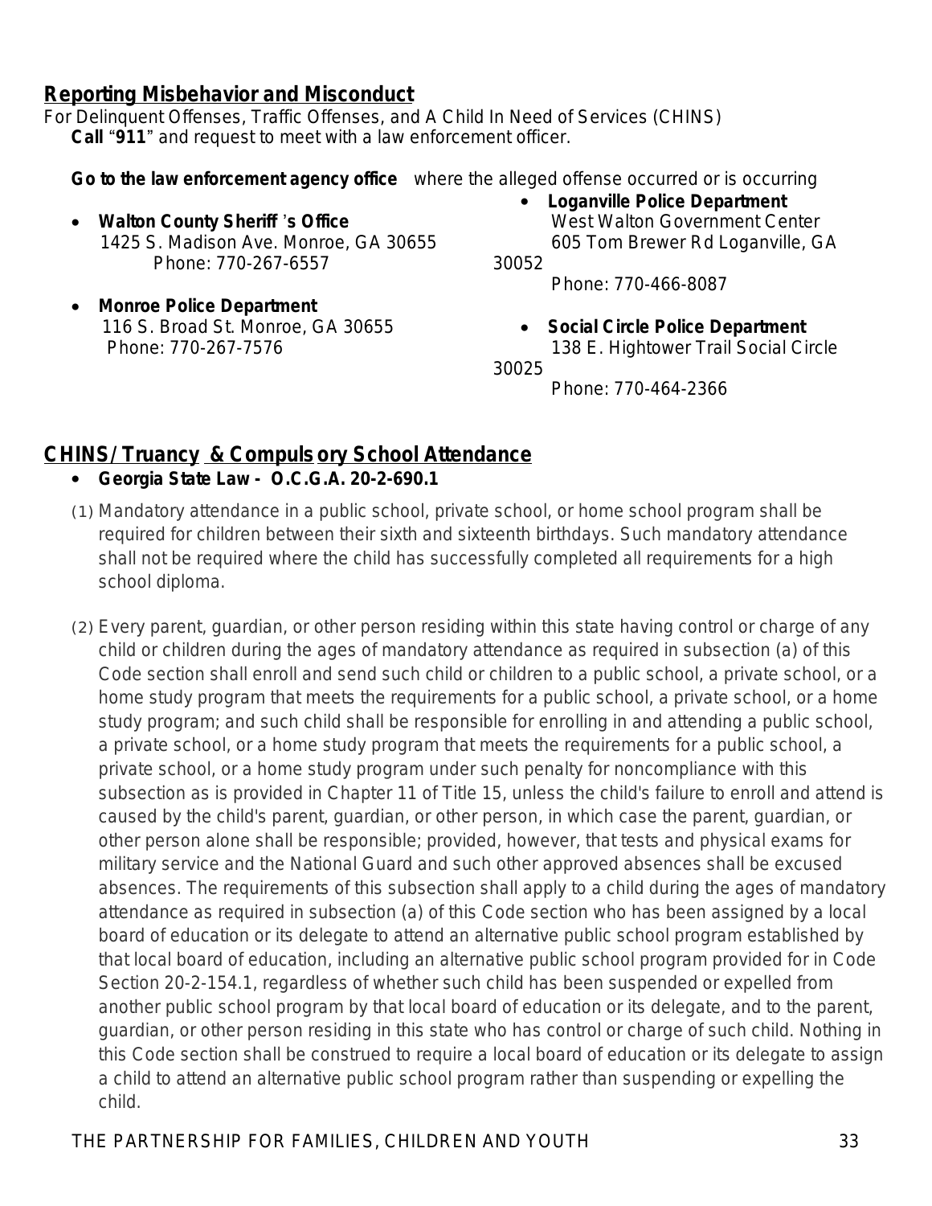## Reporting Misbehavior and Misconduct

For Delinquent Offenses, Traffic Offenses, and A Child In Need of Services (CHINS)

**Call** "**911**" and request to meet with a law enforcement officer.

**Go to the law enforcement agency office** where the alleged offense occurred or is occurring

- **Walton County Sheriff 's Office**
  1425 S. Madison Ave. Monroe, GA 30655
  Phone: 770-267-6557

- **Monroe Police Department**
  116 S. Broad St. Monroe, GA 30655
  Phone: 770-267-7576

- **Loganville Police Department**
  West Walton Government Center
  605 Tom Brewer Rd Loganville, GA 30052
  Phone: 770-466-8087

- **Social Circle Police Department**
  138 E. Hightower Trail Social Circle 30025
  Phone: 770-464-2366

## CHINS/ Truancy & Compulsory School Attendance

- **Georgia State Law - O.C.G.A. 20-2-690.1**

(1) Mandatory attendance in a public school, private school, or home school program shall be required for children between their sixth and sixteenth birthdays. Such mandatory attendance shall not be required where the child has successfully completed all requirements for a high school diploma.

(2) Every parent, guardian, or other person residing within this state having control or charge of any child or children during the ages of mandatory attendance as required in subsection (a) of this Code section shall enroll and send such child or children to a public school, a private school, or a home study program that meets the requirements for a public school, a private school, or a home study program; and such child shall be responsible for enrolling in and attending a public school, a private school, or a home study program that meets the requirements for a public school, a private school, or a home study program under such penalty for noncompliance with this subsection as is provided in Chapter 11 of Title 15, unless the child's failure to enroll and attend is caused by the child's parent, guardian, or other person, in which case the parent, guardian, or other person alone shall be responsible; provided, however, that tests and physical exams for military service and the National Guard and such other approved absences shall be excused absences. The requirements of this subsection shall apply to a child during the ages of mandatory attendance as required in subsection (a) of this Code section who has been assigned by a local board of education or its delegate to attend an alternative public school program established by that local board of education, including an alternative public school program provided for in Code Section 20-2-154.1, regardless of whether such child has been suspended or expelled from another public school program by that local board of education or its delegate, and to the parent, guardian, or other person residing in this state who has control or charge of such child. Nothing in this Code section shall be construed to require a local board of education or its delegate to assign a child to attend an alternative public school program rather than suspending or expelling the child.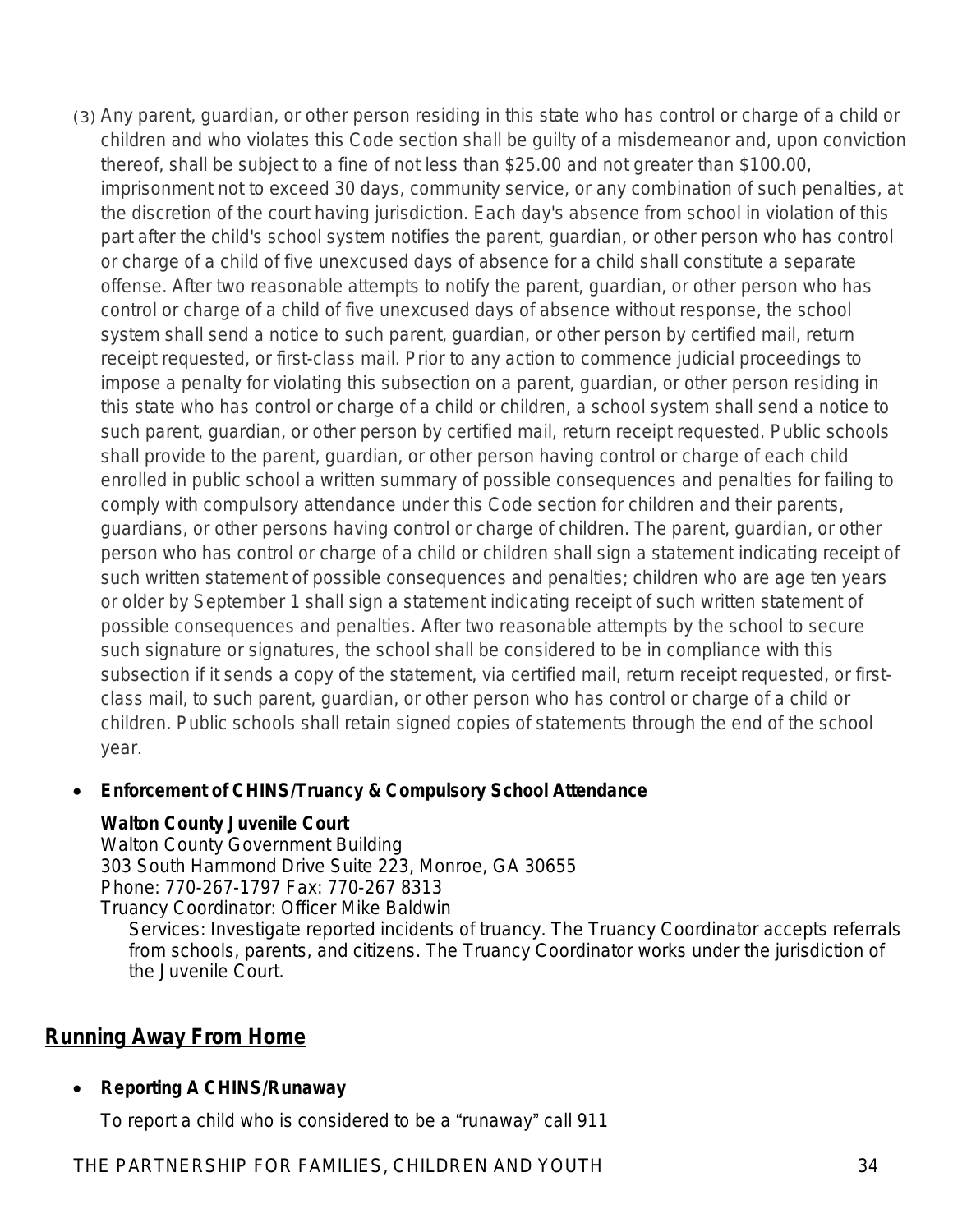(3) Any parent, guardian, or other person residing in this state who has control or charge of a child or children and who violates this Code section shall be guilty of a misdemeanor and, upon conviction thereof, shall be subject to a fine of not less than $25.00 and not greater than $100.00, imprisonment not to exceed 30 days, community service, or any combination of such penalties, at the discretion of the court having jurisdiction. Each day's absence from school in violation of this part after the child's school system notifies the parent, guardian, or other person who has control or charge of a child of five unexcused days of absence for a child shall constitute a separate offense. After two reasonable attempts to notify the parent, guardian, or other person who has control or charge of a child of five unexcused days of absence without response, the school system shall send a notice to such parent, guardian, or other person by certified mail, return receipt requested, or first-class mail. Prior to any action to commence judicial proceedings to impose a penalty for violating this subsection on a parent, guardian, or other person residing in this state who has control or charge of a child or children, a school system shall send a notice to such parent, guardian, or other person by certified mail, return receipt requested. Public schools shall provide to the parent, guardian, or other person having control or charge of each child enrolled in public school a written summary of possible consequences and penalties for failing to comply with compulsory attendance under this Code section for children and their parents, guardians, or other persons having control or charge of children. The parent, guardian, or other person who has control or charge of a child or children shall sign a statement indicating receipt of such written statement of possible consequences and penalties; children who are age ten years or older by September 1 shall sign a statement indicating receipt of such written statement of possible consequences and penalties. After two reasonable attempts by the school to secure such signature or signatures, the school shall be considered to be in compliance with this subsection if it sends a copy of the statement, via certified mail, return receipt requested, or first-class mail, to such parent, guardian, or other person who has control or charge of a child or children. Public schools shall retain signed copies of statements through the end of the school year.

- **Enforcement of CHINS/Truancy & Compulsory School Attendance**

  **Walton County Juvenile Court**
  Walton County Government Building
  303 South Hammond Drive Suite 223, Monroe, GA 30655
  Phone: 770-267-1797 Fax: 770-267 8313
  Truancy Coordinator: Officer Mike Baldwin
  Services: Investigate reported incidents of truancy. The Truancy Coordinator accepts referrals from schools, parents, and citizens. The Truancy Coordinator works under the jurisdiction of the Juvenile Court.

## Running Away From Home

- **Reporting A CHINS/Runaway**

  To report a child who is considered to be a "runaway" call 911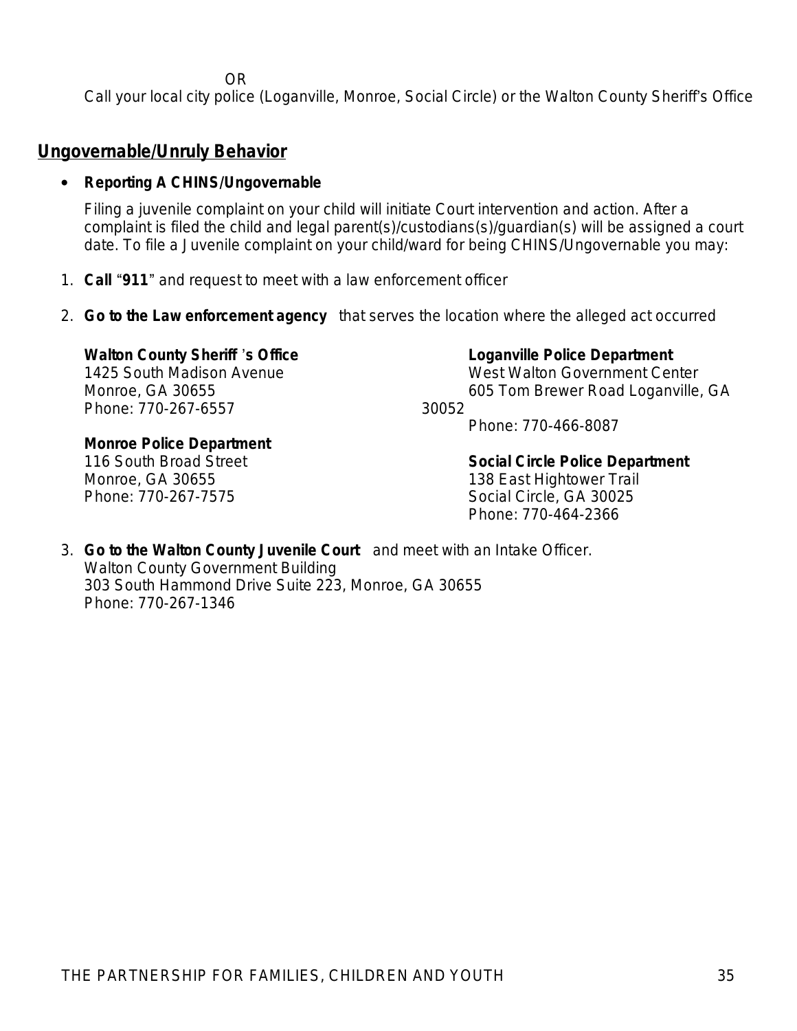OR

Call your local city police (Loganville, Monroe, Social Circle) or the Walton County Sheriff's Office

## Ungovernable/Unruly Behavior

- **Reporting A CHINS/Ungovernable**

  Filing a juvenile complaint on your child will initiate Court intervention and action. After a complaint is filed the child and legal parent(s)/custodians(s)/guardian(s) will be assigned a court date. To file a Juvenile complaint on your child/ward for being CHINS/Ungovernable you may:

1. **Call** "**911**" and request to meet with a law enforcement officer

2. **Go to the Law enforcement agency** that serves the location where the alleged act occurred

   **Walton County Sheriff's Office**
   1425 South Madison Avenue
   Monroe, GA 30655
   Phone: 770-267-6557

   **Monroe Police Department**
   116 South Broad Street
   Monroe, GA 30655
   Phone: 770-267-7575

   **Loganville Police Department**
   West Walton Government Center
   605 Tom Brewer Road Loganville, GA 30052
   Phone: 770-466-8087

   **Social Circle Police Department**
   138 East Hightower Trail
   Social Circle, GA 30025
   Phone: 770-464-2366

3. **Go to the Walton County Juvenile Court** and meet with an Intake Officer.
   Walton County Government Building
   303 South Hammond Drive Suite 223, Monroe, GA 30655
   Phone: 770-267-1346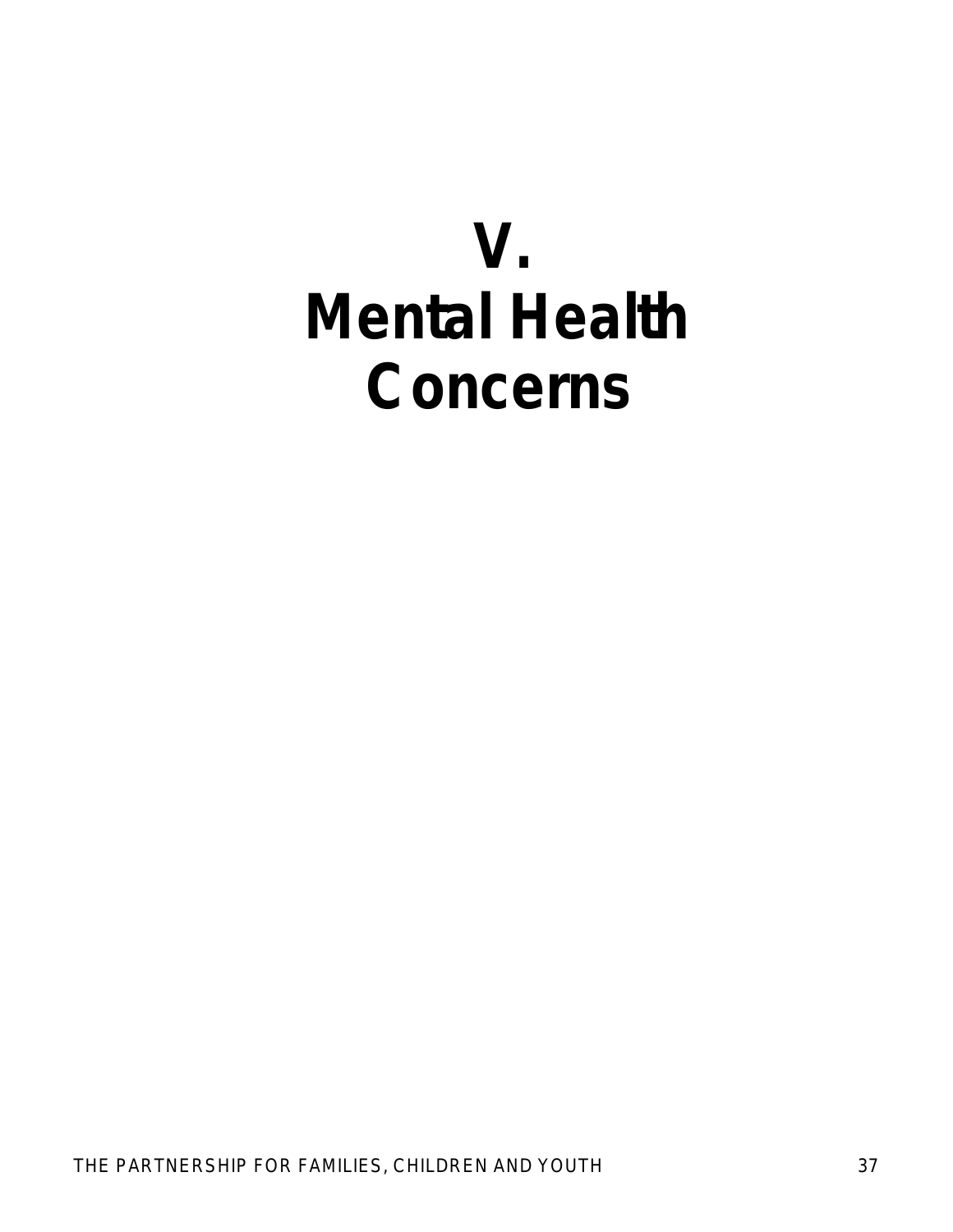# V.
# Mental Health Concerns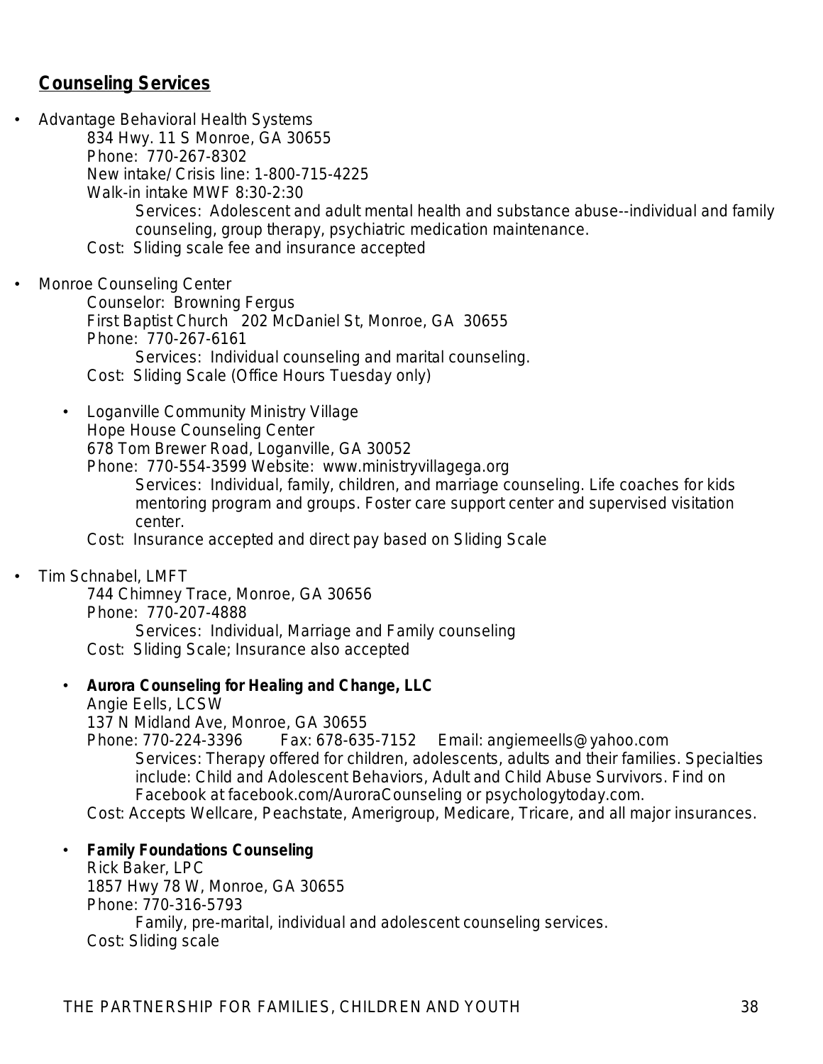## Counseling Services

- Advantage Behavioral Health Systems
  834 Hwy. 11 S Monroe, GA 30655
  Phone: 770-267-8302
  New intake/ Crisis line: 1-800-715-4225
  Walk-in intake MWF 8:30-2:30
  Services: Adolescent and adult mental health and substance abuse--individual and family counseling, group therapy, psychiatric medication maintenance.
  Cost: Sliding scale fee and insurance accepted

- Monroe Counseling Center
  Counselor: Browning Fergus
  First Baptist Church 202 McDaniel St, Monroe, GA 30655
  Phone: 770-267-6161
  Services: Individual counseling and marital counseling.
  Cost: Sliding Scale (Office Hours Tuesday only)

- Loganville Community Ministry Village
  Hope House Counseling Center
  678 Tom Brewer Road, Loganville, GA 30052
  Phone: 770-554-3599 Website: www.ministryvillagega.org
  Services: Individual, family, children, and marriage counseling. Life coaches for kids mentoring program and groups. Foster care support center and supervised visitation center.
  Cost: Insurance accepted and direct pay based on Sliding Scale

- Tim Schnabel, LMFT
  744 Chimney Trace, Monroe, GA 30656
  Phone: 770-207-4888
  Services: Individual, Marriage and Family counseling
  Cost: Sliding Scale; Insurance also accepted

- **Aurora Counseling for Healing and Change, LLC**
  Angie Eells, LCSW
  137 N Midland Ave, Monroe, GA 30655
  Phone: 770-224-3396 Fax: 678-635-7152 Email: angiemeells@yahoo.com
  Services: Therapy offered for children, adolescents, adults and their families. Specialties include: Child and Adolescent Behaviors, Adult and Child Abuse Survivors. Find on Facebook at facebook.com/AuroraCounseling or psychologytoday.com.
  Cost: Accepts Wellcare, Peachstate, Amerigroup, Medicare, Tricare, and all major insurances.

- **Family Foundations Counseling**
  Rick Baker, LPC
  1857 Hwy 78 W, Monroe, GA 30655
  Phone: 770-316-5793
  Family, pre-marital, individual and adolescent counseling services.
  Cost: Sliding scale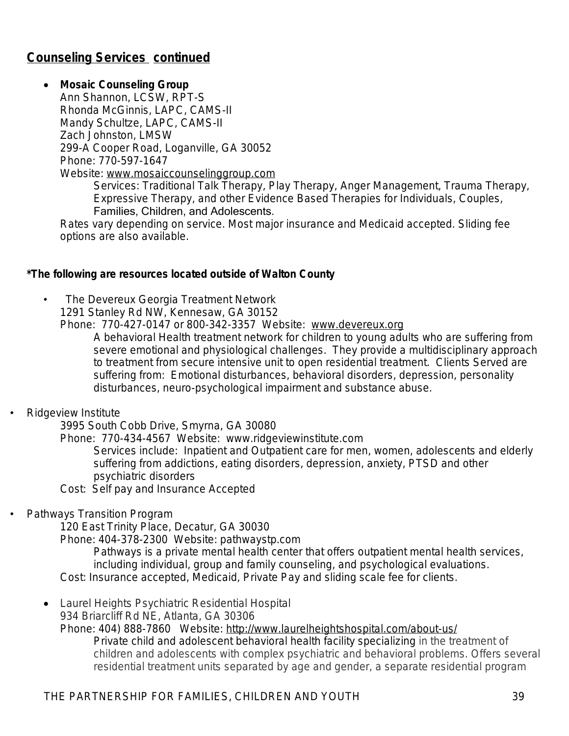## Counseling Services continued

- **Mosaic Counseling Group**
  Ann Shannon, LCSW, RPT-S
  Rhonda McGinnis, LAPC, CAMS-II
  Mandy Schultze, LAPC, CAMS-II
  Zach Johnston, LMSW
  299-A Cooper Road, Loganville, GA 30052
  Phone: 770-597-1647
  Website: www.mosaiccounselinggroup.com
  Services: Traditional Talk Therapy, Play Therapy, Anger Management, Trauma Therapy, Expressive Therapy, and other Evidence Based Therapies for Individuals, Couples, Families, Children, and Adolescents.
  Rates vary depending on service. Most major insurance and Medicaid accepted. Sliding fee options are also available.

**\*The following are resources located outside of Walton County**

- The Devereux Georgia Treatment Network
  1291 Stanley Rd NW, Kennesaw, GA 30152
  Phone: 770-427-0147 or 800-342-3357 Website: www.devereux.org
  A behavioral Health treatment network for children to young adults who are suffering from severe emotional and physiological challenges. They provide a multidisciplinary approach to treatment from secure intensive unit to open residential treatment. Clients Served are suffering from: Emotional disturbances, behavioral disorders, depression, personality disturbances, neuro-psychological impairment and substance abuse.

- Ridgeview Institute
  3995 South Cobb Drive, Smyrna, GA 30080
  Phone: 770-434-4567 Website: www.ridgeviewinstitute.com
  Services include: Inpatient and Outpatient care for men, women, adolescents and elderly suffering from addictions, eating disorders, depression, anxiety, PTSD and other psychiatric disorders
  Cost: Self pay and Insurance Accepted

- Pathways Transition Program
  120 East Trinity Place, Decatur, GA 30030
  Phone: 404-378-2300 Website: pathwaystp.com
  Pathways is a private mental health center that offers outpatient mental health services, including individual, group and family counseling, and psychological evaluations.
  Cost: Insurance accepted, Medicaid, Private Pay and sliding scale fee for clients.

- Laurel Heights Psychiatric Residential Hospital
  934 Briarcliff Rd NE, Atlanta, GA 30306
  Phone: 404) 888-7860 Website: http://www.laurelheightshospital.com/about-us/
  Private child and adolescent behavioral health facility specializing in the treatment of children and adolescents with complex psychiatric and behavioral problems. Offers several residential treatment units separated by age and gender, a separate residential program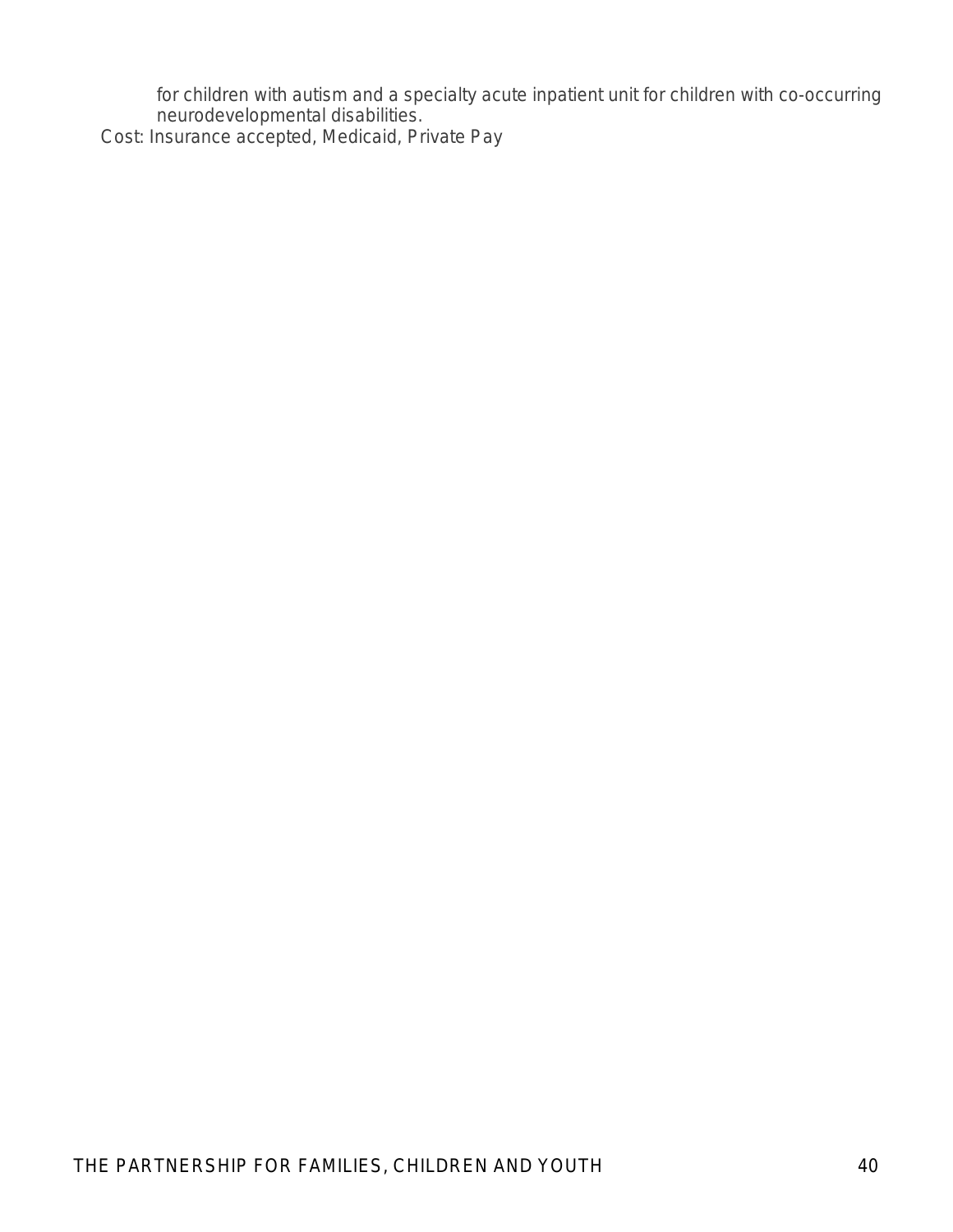for children with autism and a specialty acute inpatient unit for children with co-occurring neurodevelopmental disabilities.

Cost: Insurance accepted, Medicaid, Private Pay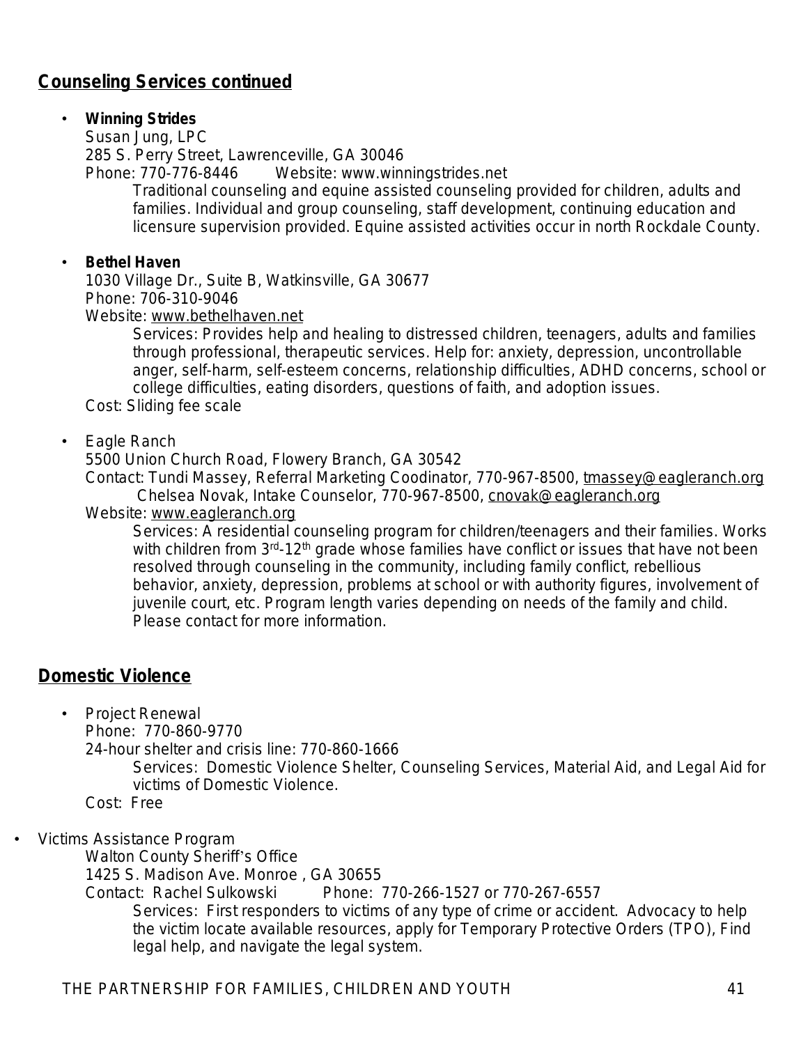## Counseling Services continued

- **Winning Strides**
  Susan Jung, LPC
  285 S. Perry Street, Lawrenceville, GA 30046
  Phone: 770-776-8446 Website: www.winningstrides.net
  Traditional counseling and equine assisted counseling provided for children, adults and families. Individual and group counseling, staff development, continuing education and licensure supervision provided. Equine assisted activities occur in north Rockdale County.

- **Bethel Haven**
  1030 Village Dr., Suite B, Watkinsville, GA 30677
  Phone: 706-310-9046
  Website: www.bethelhaven.net
  Services: Provides help and healing to distressed children, teenagers, adults and families through professional, therapeutic services. Help for: anxiety, depression, uncontrollable anger, self-harm, self-esteem concerns, relationship difficulties, ADHD concerns, school or college difficulties, eating disorders, questions of faith, and adoption issues.
  Cost: Sliding fee scale

- Eagle Ranch
  5500 Union Church Road, Flowery Branch, GA 30542
  Contact: Tundi Massey, Referral Marketing Coodinator, 770-967-8500, tmassey@eagleranch.org
  Chelsea Novak, Intake Counselor, 770-967-8500, cnovak@eagleranch.org
  Website: www.eagleranch.org
  Services: A residential counseling program for children/teenagers and their families. Works with children from 3rd-12th grade whose families have conflict or issues that have not been resolved through counseling in the community, including family conflict, rebellious behavior, anxiety, depression, problems at school or with authority figures, involvement of juvenile court, etc. Program length varies depending on needs of the family and child. Please contact for more information.

## Domestic Violence

- Project Renewal
  Phone: 770-860-9770
  24-hour shelter and crisis line: 770-860-1666
  Services: Domestic Violence Shelter, Counseling Services, Material Aid, and Legal Aid for victims of Domestic Violence.
  Cost: Free

- Victims Assistance Program
  Walton County Sheriff's Office
  1425 S. Madison Ave. Monroe , GA 30655
  Contact: Rachel Sulkowski Phone: 770-266-1527 or 770-267-6557
  Services: First responders to victims of any type of crime or accident. Advocacy to help the victim locate available resources, apply for Temporary Protective Orders (TPO), Find legal help, and navigate the legal system.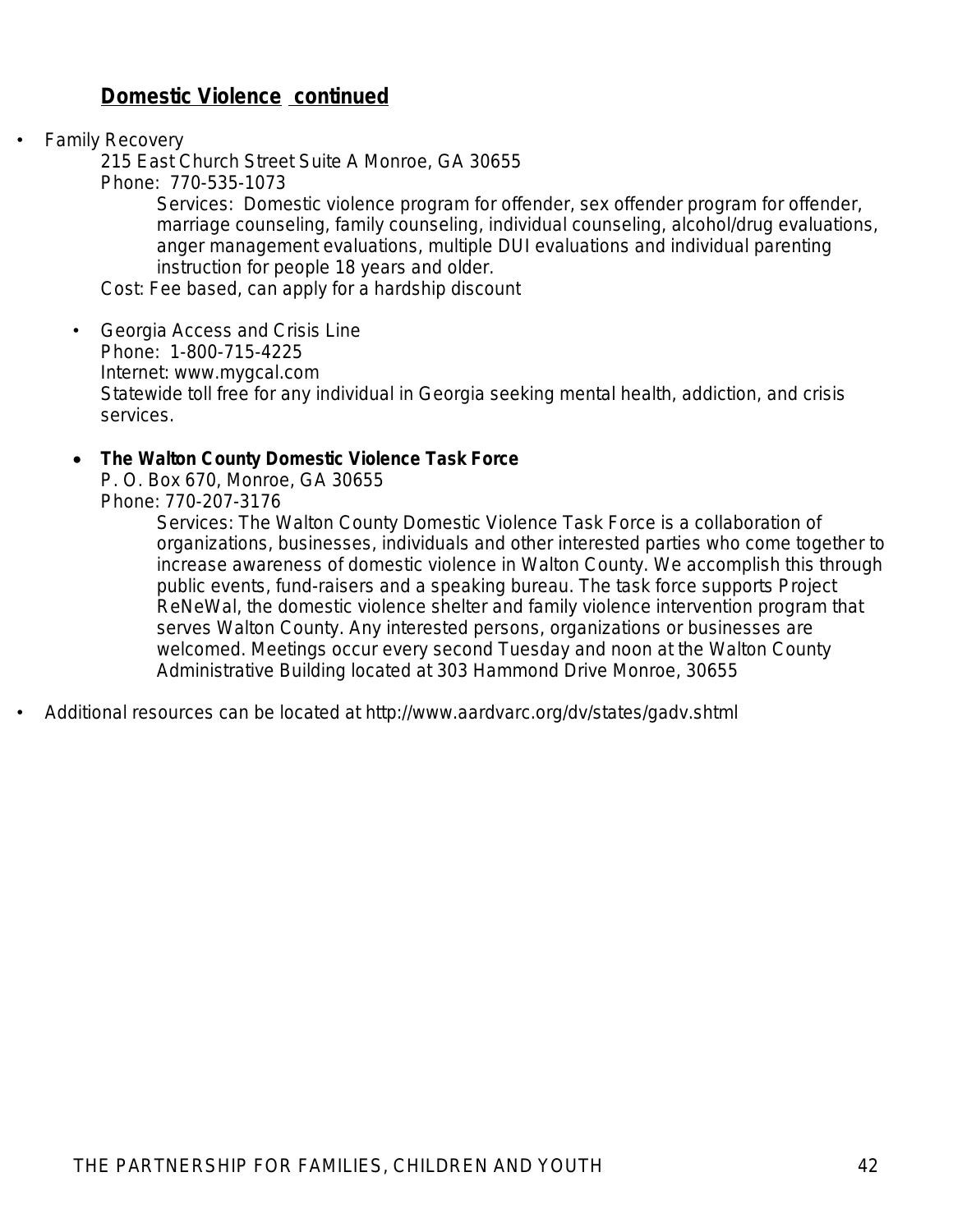## **Domestic Violence continued**

- Family Recovery
  215 East Church Street Suite A Monroe, GA 30655
  Phone: 770-535-1073
  Services: Domestic violence program for offender, sex offender program for offender, marriage counseling, family counseling, individual counseling, alcohol/drug evaluations, anger management evaluations, multiple DUI evaluations and individual parenting instruction for people 18 years and older.
  Cost: Fee based, can apply for a hardship discount

  - Georgia Access and Crisis Line
    Phone: 1-800-715-4225
    Internet: www.mygcal.com
    Statewide toll free for any individual in Georgia seeking mental health, addiction, and crisis services.

  - **The Walton County Domestic Violence Task Force**
    P. O. Box 670, Monroe, GA 30655
    Phone: 770-207-3176
    Services: The Walton County Domestic Violence Task Force is a collaboration of organizations, businesses, individuals and other interested parties who come together to increase awareness of domestic violence in Walton County. We accomplish this through public events, fund-raisers and a speaking bureau. The task force supports Project ReNeWal, the domestic violence shelter and family violence intervention program that serves Walton County. Any interested persons, organizations or businesses are welcomed. Meetings occur every second Tuesday and noon at the Walton County Administrative Building located at 303 Hammond Drive Monroe, 30655

- Additional resources can be located at http://www.aardvarc.org/dv/states/gadv.shtml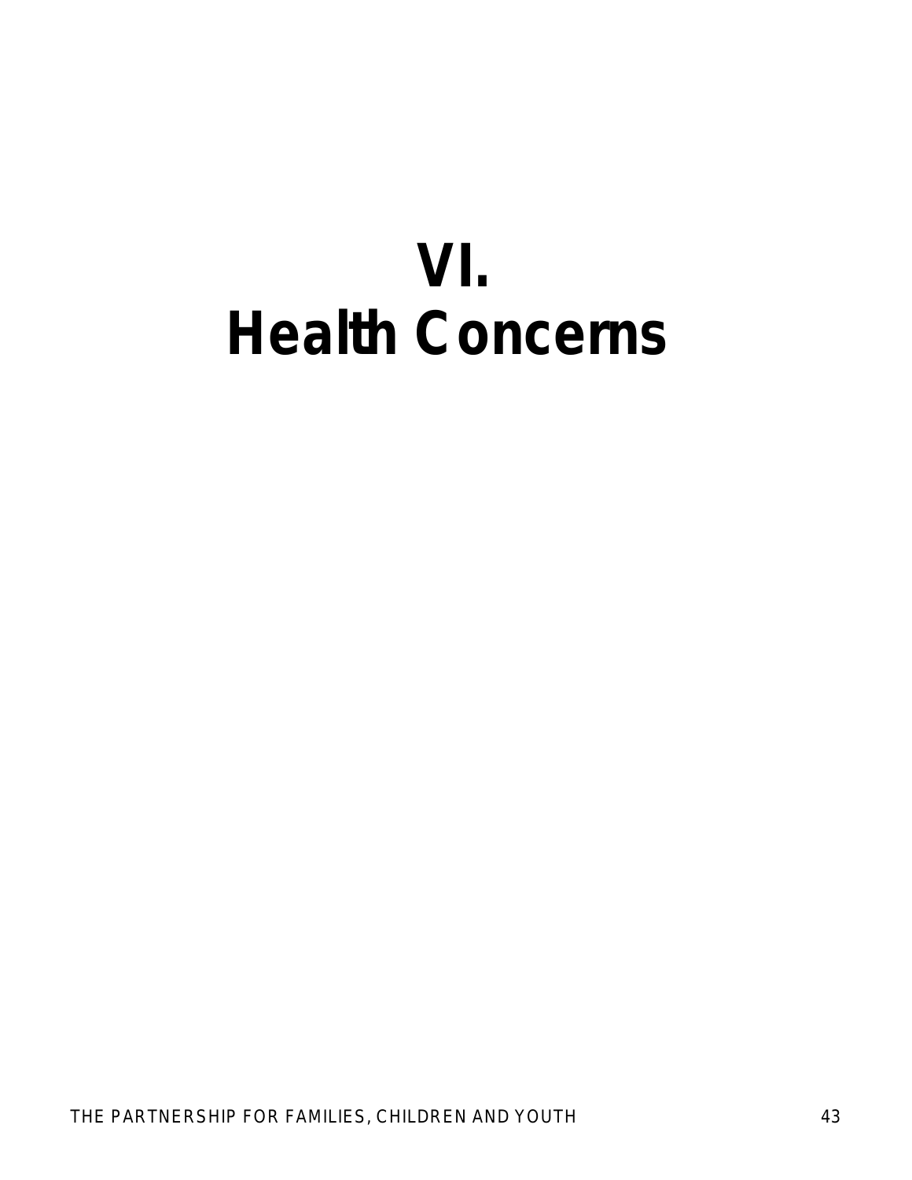# VI.
# Health Concerns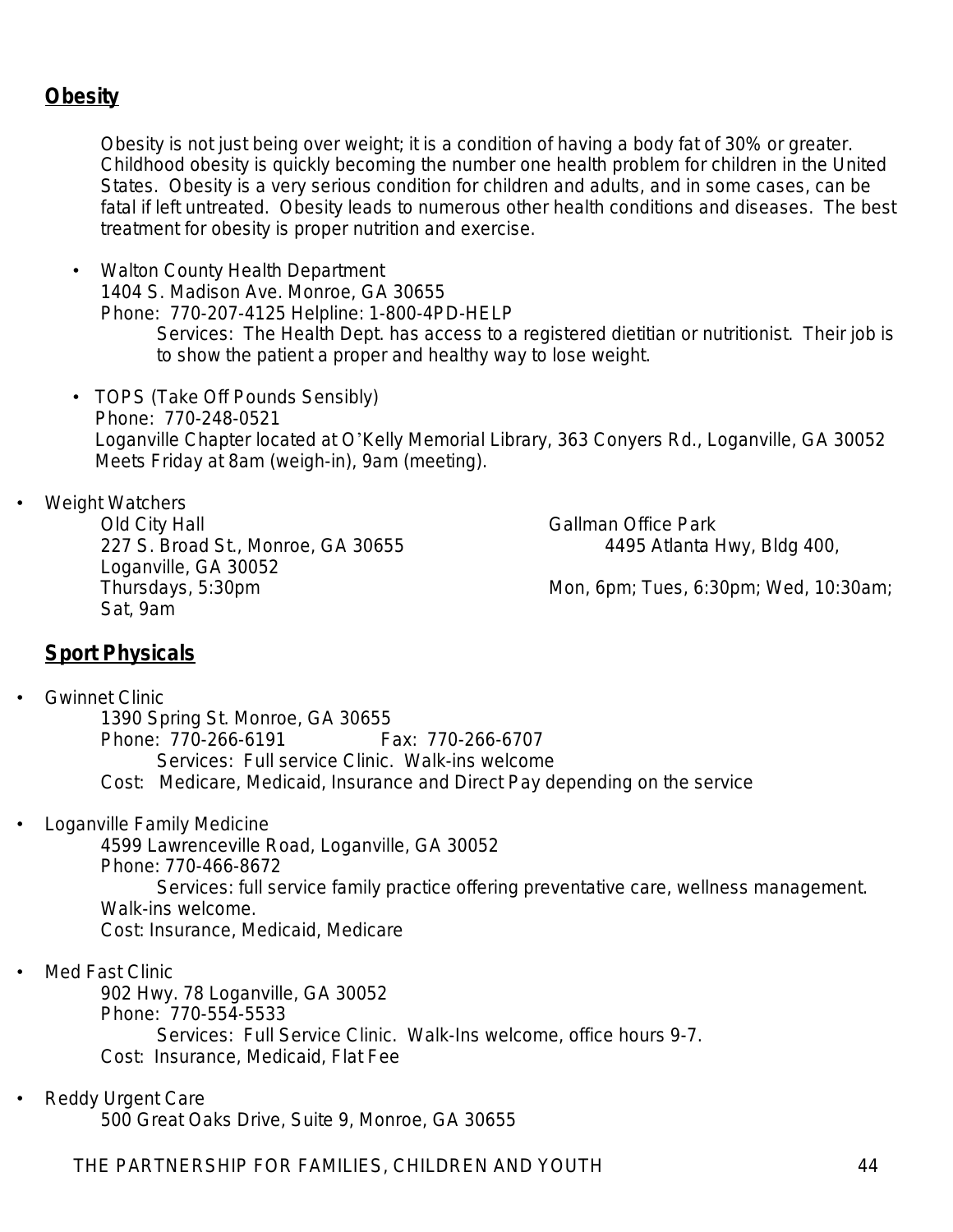## Obesity

Obesity is not just being over weight; it is a condition of having a body fat of 30% or greater. Childhood obesity is quickly becoming the number one health problem for children in the United States. Obesity is a very serious condition for children and adults, and in some cases, can be fatal if left untreated. Obesity leads to numerous other health conditions and diseases. The best treatment for obesity is proper nutrition and exercise.

- Walton County Health Department
  1404 S. Madison Ave. Monroe, GA 30655
  Phone: 770-207-4125 Helpline: 1-800-4PD-HELP
  Services: The Health Dept. has access to a registered dietitian or nutritionist. Their job is to show the patient a proper and healthy way to lose weight.

- TOPS (Take Off Pounds Sensibly)
  Phone: 770-248-0521
  Loganville Chapter located at O'Kelly Memorial Library, 363 Conyers Rd., Loganville, GA 30052
  Meets Friday at 8am (weigh-in), 9am (meeting).

- Weight Watchers
  Old City Hall
  227 S. Broad St., Monroe, GA 30655
  Thursdays, 5:30pm

  Gallman Office Park
  4495 Atlanta Hwy, Bldg 400, Loganville, GA 30052
  Mon, 6pm; Tues, 6:30pm; Wed, 10:30am; Sat, 9am

## Sport Physicals

- Gwinnet Clinic
  1390 Spring St. Monroe, GA 30655
  Phone: 770-266-6191 Fax: 770-266-6707
  Services: Full service Clinic. Walk-ins welcome
  Cost: Medicare, Medicaid, Insurance and Direct Pay depending on the service

- Loganville Family Medicine
  4599 Lawrenceville Road, Loganville, GA 30052
  Phone: 770-466-8672
  Services: full service family practice offering preventative care, wellness management. Walk-ins welcome.
  Cost: Insurance, Medicaid, Medicare

- Med Fast Clinic
  902 Hwy. 78 Loganville, GA 30052
  Phone: 770-554-5533
  Services: Full Service Clinic. Walk-Ins welcome, office hours 9-7.
  Cost: Insurance, Medicaid, Flat Fee

- Reddy Urgent Care
  500 Great Oaks Drive, Suite 9, Monroe, GA 30655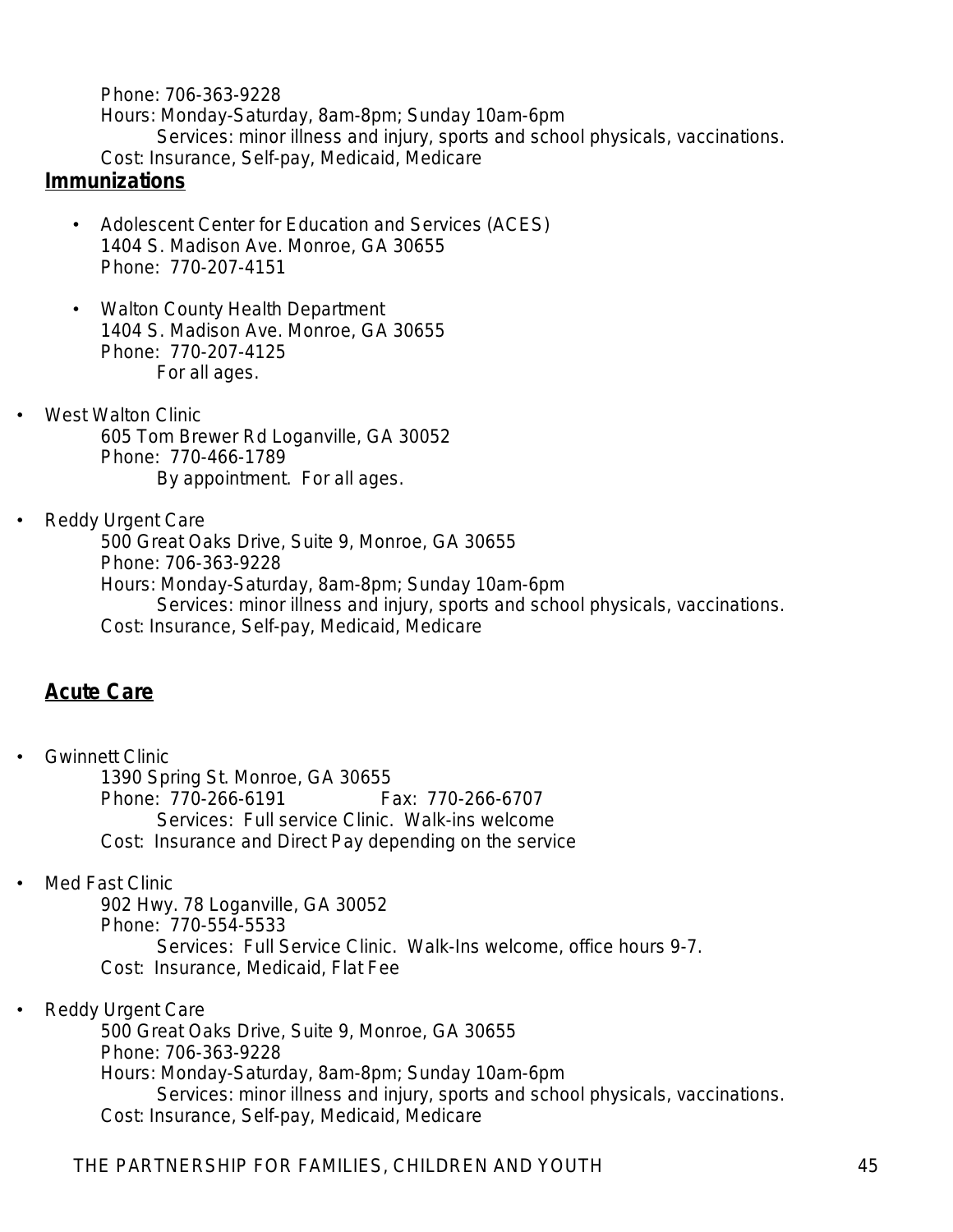Phone: 706-363-9228
Hours: Monday-Saturday, 8am-8pm; Sunday 10am-6pm
Services: minor illness and injury, sports and school physicals, vaccinations.
Cost: Insurance, Self-pay, Medicaid, Medicare

## **Immunizations**

- Adolescent Center for Education and Services (ACES)
  1404 S. Madison Ave. Monroe, GA 30655
  Phone: 770-207-4151

- Walton County Health Department
  1404 S. Madison Ave. Monroe, GA 30655
  Phone: 770-207-4125
  For all ages.

- West Walton Clinic
  605 Tom Brewer Rd Loganville, GA 30052
  Phone: 770-466-1789
  By appointment. For all ages.

- Reddy Urgent Care
  500 Great Oaks Drive, Suite 9, Monroe, GA 30655
  Phone: 706-363-9228
  Hours: Monday-Saturday, 8am-8pm; Sunday 10am-6pm
  Services: minor illness and injury, sports and school physicals, vaccinations.
  Cost: Insurance, Self-pay, Medicaid, Medicare

## **Acute Care**

- Gwinnett Clinic
  1390 Spring St. Monroe, GA 30655
  Phone: 770-266-6191 Fax: 770-266-6707
  Services: Full service Clinic. Walk-ins welcome
  Cost: Insurance and Direct Pay depending on the service

- Med Fast Clinic
  902 Hwy. 78 Loganville, GA 30052
  Phone: 770-554-5533
  Services: Full Service Clinic. Walk-Ins welcome, office hours 9-7.
  Cost: Insurance, Medicaid, Flat Fee

- Reddy Urgent Care
  500 Great Oaks Drive, Suite 9, Monroe, GA 30655
  Phone: 706-363-9228
  Hours: Monday-Saturday, 8am-8pm; Sunday 10am-6pm
  Services: minor illness and injury, sports and school physicals, vaccinations.
  Cost: Insurance, Self-pay, Medicaid, Medicare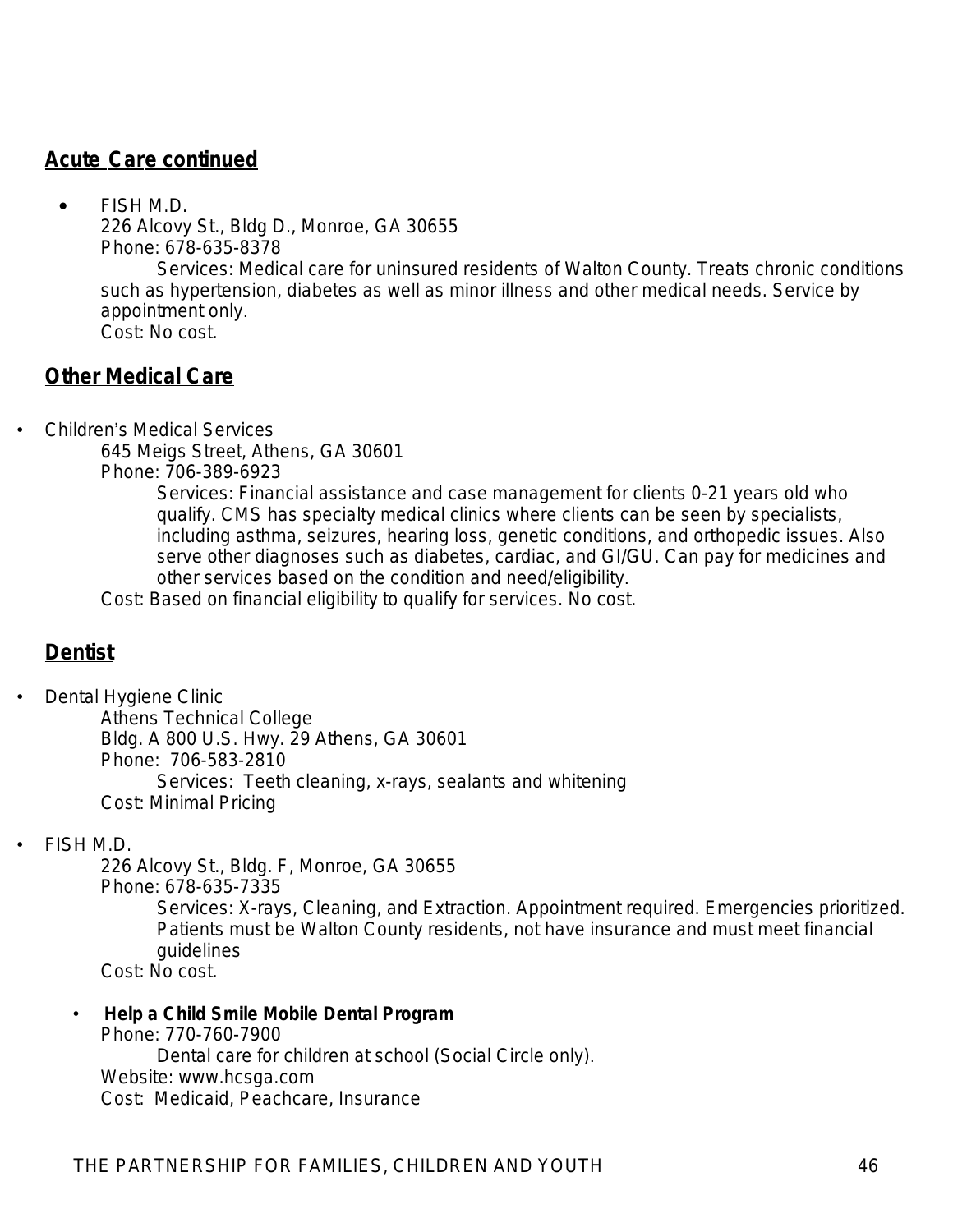## Acute Care continued

- FISH M.D.
  226 Alcovy St., Bldg D., Monroe, GA 30655
  Phone: 678-635-8378
  Services: Medical care for uninsured residents of Walton County. Treats chronic conditions such as hypertension, diabetes as well as minor illness and other medical needs. Service by appointment only.
  Cost: No cost.

## Other Medical Care

- Children's Medical Services
  645 Meigs Street, Athens, GA 30601
  Phone: 706-389-6923
  Services: Financial assistance and case management for clients 0-21 years old who qualify. CMS has specialty medical clinics where clients can be seen by specialists, including asthma, seizures, hearing loss, genetic conditions, and orthopedic issues. Also serve other diagnoses such as diabetes, cardiac, and GI/GU. Can pay for medicines and other services based on the condition and need/eligibility.
  Cost: Based on financial eligibility to qualify for services. No cost.

## Dentist

- Dental Hygiene Clinic
  Athens Technical College
  Bldg. A 800 U.S. Hwy. 29 Athens, GA 30601
  Phone: 706-583-2810
  Services: Teeth cleaning, x-rays, sealants and whitening
  Cost: Minimal Pricing

- FISH M.D.
  226 Alcovy St., Bldg. F, Monroe, GA 30655
  Phone: 678-635-7335
  Services: X-rays, Cleaning, and Extraction. Appointment required. Emergencies prioritized. Patients must be Walton County residents, not have insurance and must meet financial guidelines
  Cost: No cost.

- **Help a Child Smile Mobile Dental Program**
  Phone: 770-760-7900
  Dental care for children at school (Social Circle only).
  Website: www.hcsga.com
  Cost: Medicaid, Peachcare, Insurance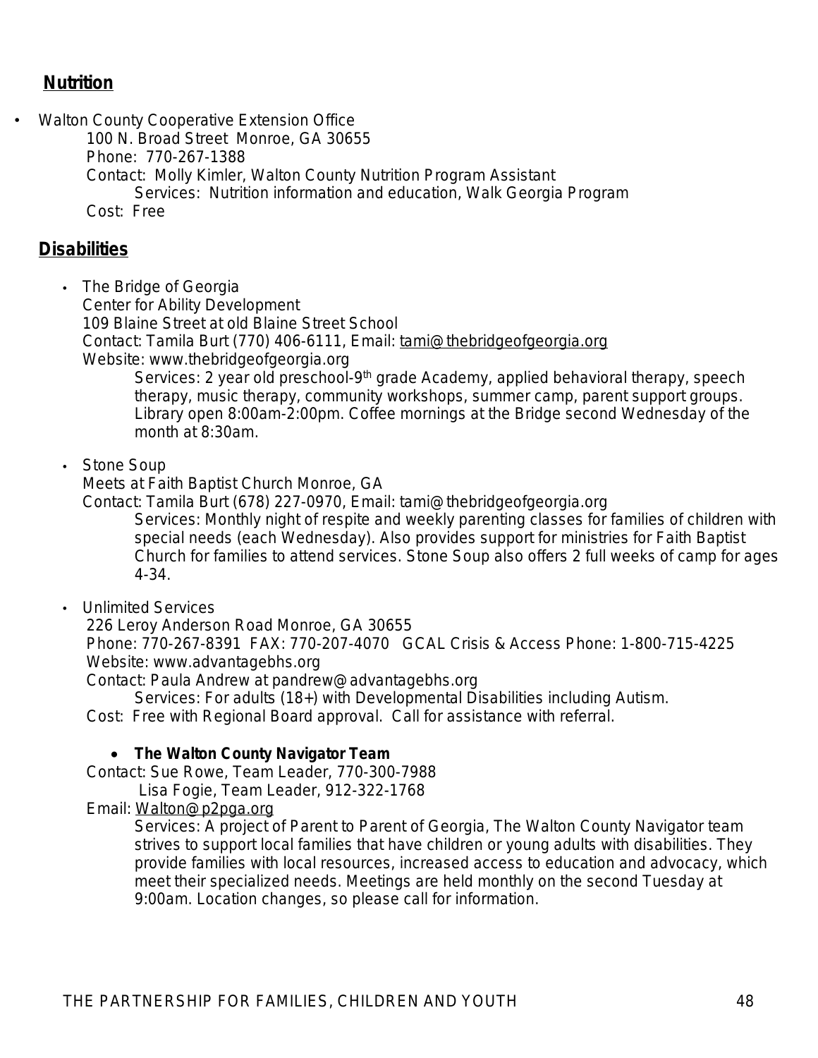## Nutrition

- Walton County Cooperative Extension Office
  100 N. Broad Street Monroe, GA 30655
  Phone: 770-267-1388
  Contact: Molly Kimler, Walton County Nutrition Program Assistant
  Services: Nutrition information and education, Walk Georgia Program
  Cost: Free

## Disabilities

- The Bridge of Georgia
  Center for Ability Development
  109 Blaine Street at old Blaine Street School
  Contact: Tamila Burt (770) 406-6111, Email: tami@thebridgeofgeorgia.org
  Website: www.thebridgeofgeorgia.org
  Services: 2 year old preschool-9th grade Academy, applied behavioral therapy, speech therapy, music therapy, community workshops, summer camp, parent support groups. Library open 8:00am-2:00pm. Coffee mornings at the Bridge second Wednesday of the month at 8:30am.

- Stone Soup
  Meets at Faith Baptist Church Monroe, GA
  Contact: Tamila Burt (678) 227-0970, Email: tami@thebridgeofgeorgia.org
  Services: Monthly night of respite and weekly parenting classes for families of children with special needs (each Wednesday). Also provides support for ministries for Faith Baptist Church for families to attend services. Stone Soup also offers 2 full weeks of camp for ages 4-34.

- Unlimited Services
  226 Leroy Anderson Road Monroe, GA 30655
  Phone: 770-267-8391 FAX: 770-207-4070 GCAL Crisis & Access Phone: 1-800-715-4225
  Website: www.advantagebhs.org
  Contact: Paula Andrew at pandrew@advantagebhs.org
  Services: For adults (18+) with Developmental Disabilities including Autism.
  Cost: Free with Regional Board approval. Call for assistance with referral.

- **The Walton County Navigator Team**
  Contact: Sue Rowe, Team Leader, 770-300-7988
  Lisa Fogie, Team Leader, 912-322-1768
  Email: Walton@p2pga.org
  Services: A project of Parent to Parent of Georgia, The Walton County Navigator team strives to support local families that have children or young adults with disabilities. They provide families with local resources, increased access to education and advocacy, which meet their specialized needs. Meetings are held monthly on the second Tuesday at 9:00am. Location changes, so please call for information.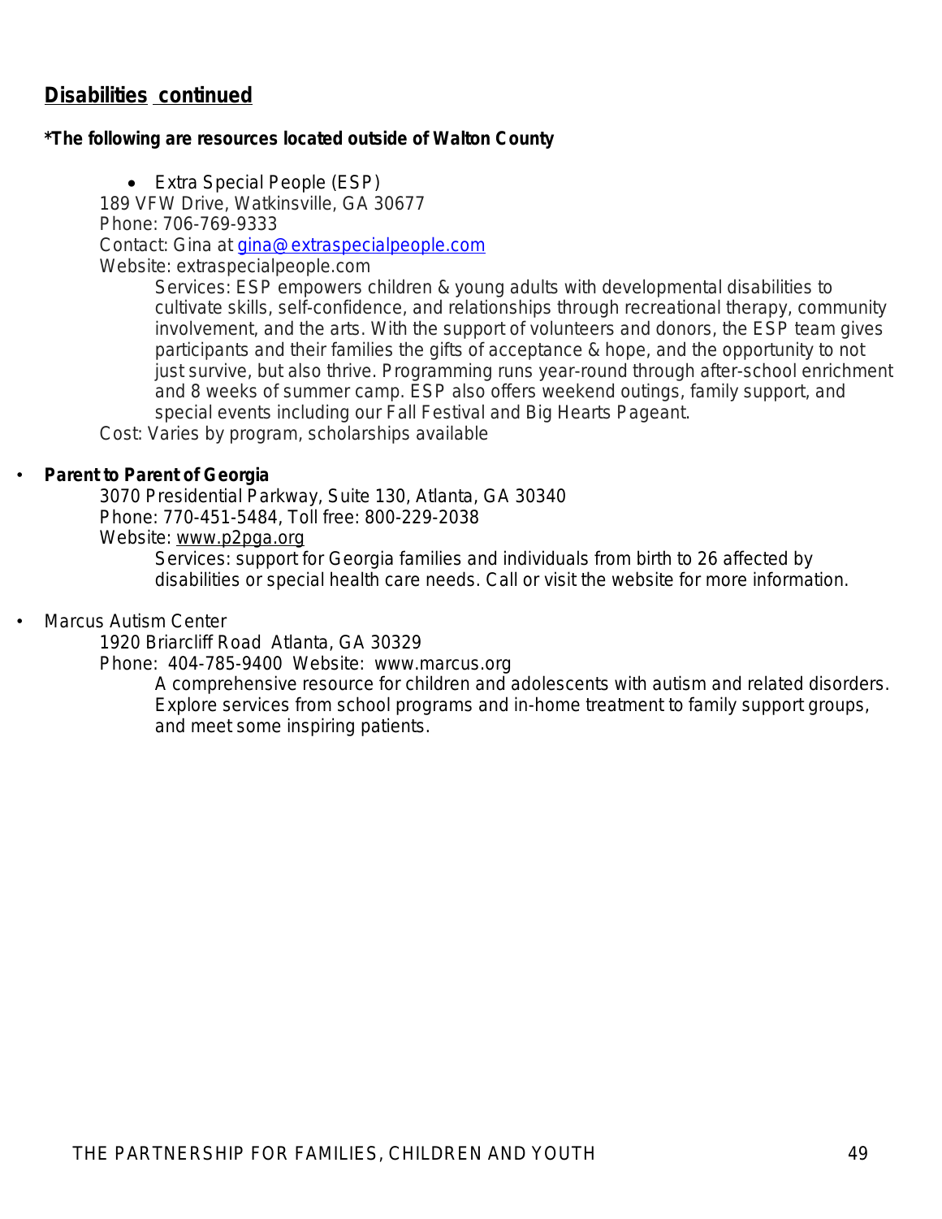## Disabilities continued

**\*The following are resources located outside of Walton County**

- Extra Special People (ESP)
  189 VFW Drive, Watkinsville, GA 30677
  Phone: 706-769-9333
  Contact: Gina at gina@extraspecialpeople.com
  Website: extraspecialpeople.com
    Services: ESP empowers children & young adults with developmental disabilities to cultivate skills, self-confidence, and relationships through recreational therapy, community involvement, and the arts. With the support of volunteers and donors, the ESP team gives participants and their families the gifts of acceptance & hope, and the opportunity to not just survive, but also thrive. Programming runs year-round through after-school enrichment and 8 weeks of summer camp. ESP also offers weekend outings, family support, and special events including our Fall Festival and Big Hearts Pageant.
  Cost: Varies by program, scholarships available

- **Parent to Parent of Georgia**
  3070 Presidential Parkway, Suite 130, Atlanta, GA 30340
  Phone: 770-451-5484, Toll free: 800-229-2038
  Website: www.p2pga.org
    Services: support for Georgia families and individuals from birth to 26 affected by disabilities or special health care needs. Call or visit the website for more information.

- Marcus Autism Center
  1920 Briarcliff Road Atlanta, GA 30329
  Phone: 404-785-9400 Website: www.marcus.org
    A comprehensive resource for children and adolescents with autism and related disorders. Explore services from school programs and in-home treatment to family support groups, and meet some inspiring patients.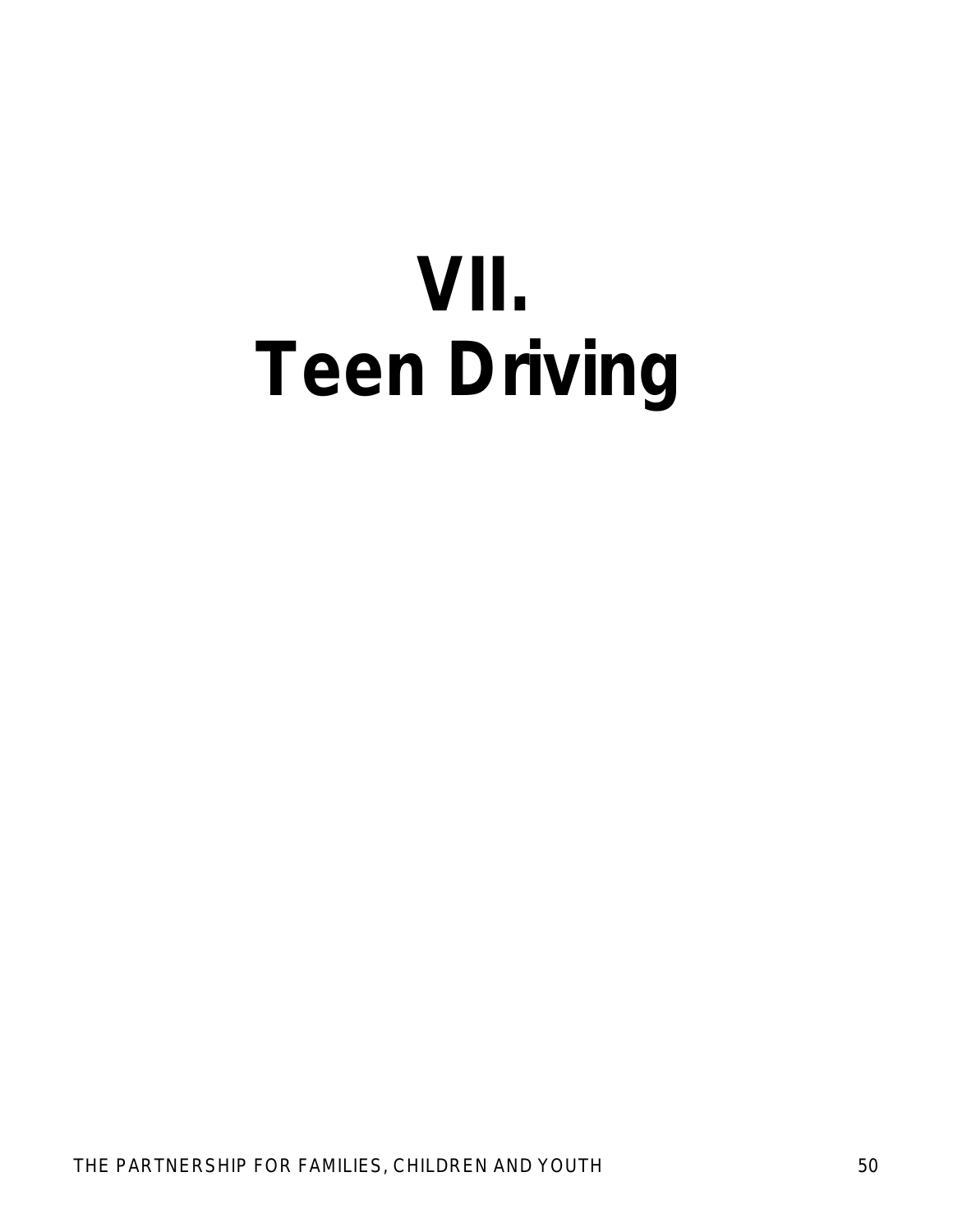# VII.
# Teen Driving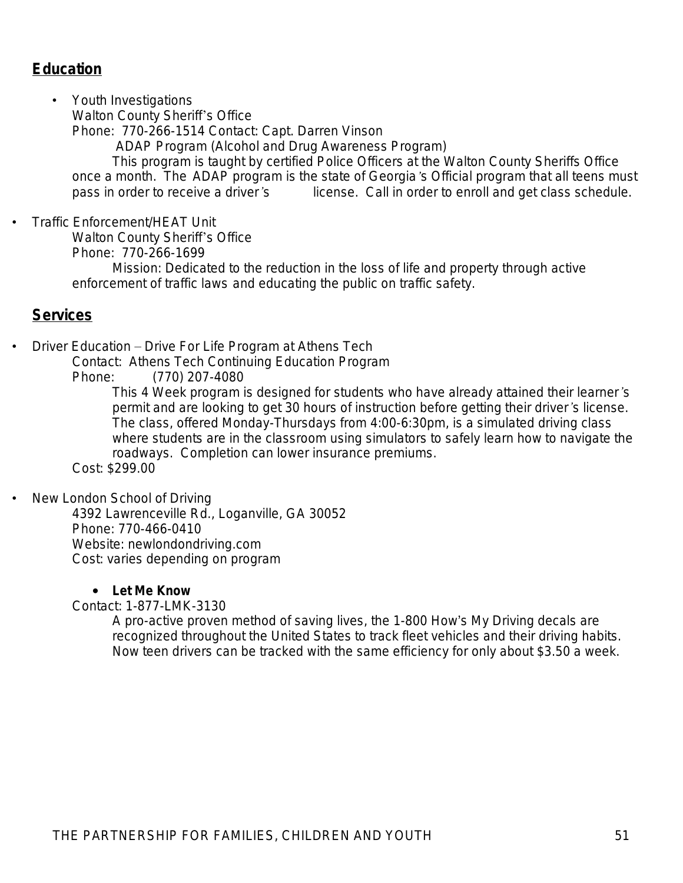## Education

- Youth Investigations
  Walton County Sheriff's Office
  Phone: 770-266-1514 Contact: Capt. Darren Vinson
  ADAP Program (Alcohol and Drug Awareness Program)
  This program is taught by certified Police Officers at the Walton County Sheriffs Office once a month. The ADAP program is the state of Georgia's Official program that all teens must pass in order to receive a driver's license. Call in order to enroll and get class schedule.

- Traffic Enforcement/HEAT Unit
  Walton County Sheriff's Office
  Phone: 770-266-1699
  Mission: Dedicated to the reduction in the loss of life and property through active enforcement of traffic laws and educating the public on traffic safety.

## Services

- Driver Education – Drive For Life Program at Athens Tech
  Contact: Athens Tech Continuing Education Program
  Phone: (770) 207-4080
  This 4 Week program is designed for students who have already attained their learner's permit and are looking to get 30 hours of instruction before getting their driver's license. The class, offered Monday-Thursdays from 4:00-6:30pm, is a simulated driving class where students are in the classroom using simulators to safely learn how to navigate the roadways. Completion can lower insurance premiums.
  Cost: $299.00

- New London School of Driving
  4392 Lawrenceville Rd., Loganville, GA 30052
  Phone: 770-466-0410
  Website: newlondondriving.com
  Cost: varies depending on program

- **Let Me Know**
  Contact: 1-877-LMK-3130
  A pro-active proven method of saving lives, the 1-800 How's My Driving decals are recognized throughout the United States to track fleet vehicles and their driving habits. Now teen drivers can be tracked with the same efficiency for only about $3.50 a week.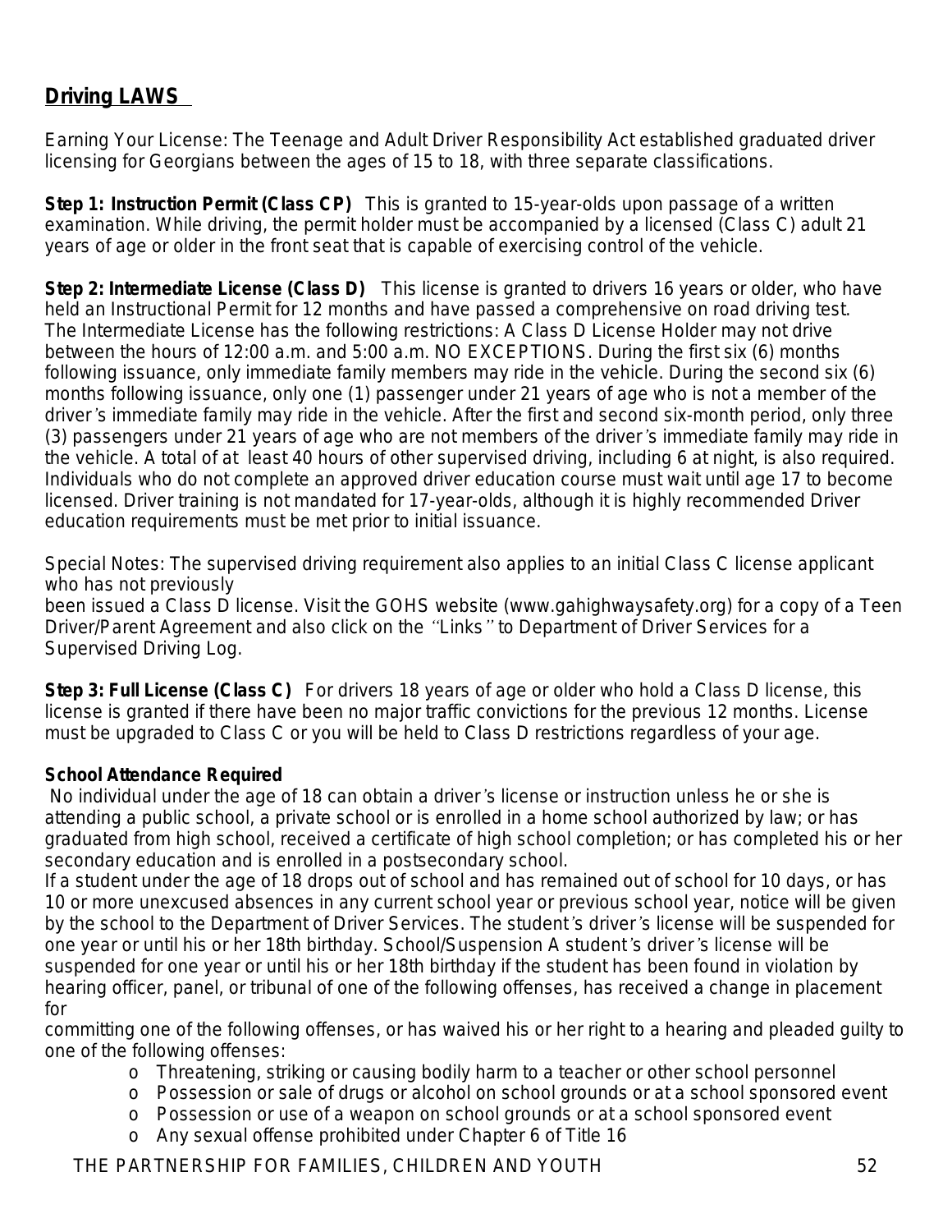## Driving LAWS

Earning Your License: The Teenage and Adult Driver Responsibility Act established graduated driver licensing for Georgians between the ages of 15 to 18, with three separate classifications.

**Step 1: Instruction Permit (Class CP)** This is granted to 15-year-olds upon passage of a written examination. While driving, the permit holder must be accompanied by a licensed (Class C) adult 21 years of age or older in the front seat that is capable of exercising control of the vehicle.

**Step 2: Intermediate License (Class D)** This license is granted to drivers 16 years or older, who have held an Instructional Permit for 12 months and have passed a comprehensive on road driving test. The Intermediate License has the following restrictions: A Class D License Holder may not drive between the hours of 12:00 a.m. and 5:00 a.m. NO EXCEPTIONS. During the first six (6) months following issuance, only immediate family members may ride in the vehicle. During the second six (6) months following issuance, only one (1) passenger under 21 years of age who is not a member of the driver's immediate family may ride in the vehicle. After the first and second six-month period, only three (3) passengers under 21 years of age who are not members of the driver's immediate family may ride in the vehicle. A total of at least 40 hours of other supervised driving, including 6 at night, is also required. Individuals who do not complete an approved driver education course must wait until age 17 to become licensed. Driver training is not mandated for 17-year-olds, although it is highly recommended Driver education requirements must be met prior to initial issuance.

Special Notes: The supervised driving requirement also applies to an initial Class C license applicant who has not previously been issued a Class D license. Visit the GOHS website (www.gahighwaysafety.org) for a copy of a Teen Driver/Parent Agreement and also click on the "Links" to Department of Driver Services for a Supervised Driving Log.

**Step 3: Full License (Class C)** For drivers 18 years of age or older who hold a Class D license, this license is granted if there have been no major traffic convictions for the previous 12 months. License must be upgraded to Class C or you will be held to Class D restrictions regardless of your age.

**School Attendance Required**

No individual under the age of 18 can obtain a driver's license or instruction unless he or she is attending a public school, a private school or is enrolled in a home school authorized by law; or has graduated from high school, received a certificate of high school completion; or has completed his or her secondary education and is enrolled in a postsecondary school.

If a student under the age of 18 drops out of school and has remained out of school for 10 days, or has 10 or more unexcused absences in any current school year or previous school year, notice will be given by the school to the Department of Driver Services. The student's driver's license will be suspended for one year or until his or her 18th birthday. School/Suspension A student's driver's license will be suspended for one year or until his or her 18th birthday if the student has been found in violation by hearing officer, panel, or tribunal of one of the following offenses, has received a change in placement for committing one of the following offenses, or has waived his or her right to a hearing and pleaded guilty to one of the following offenses:

- Threatening, striking or causing bodily harm to a teacher or other school personnel
- Possession or sale of drugs or alcohol on school grounds or at a school sponsored event
- Possession or use of a weapon on school grounds or at a school sponsored event
- Any sexual offense prohibited under Chapter 6 of Title 16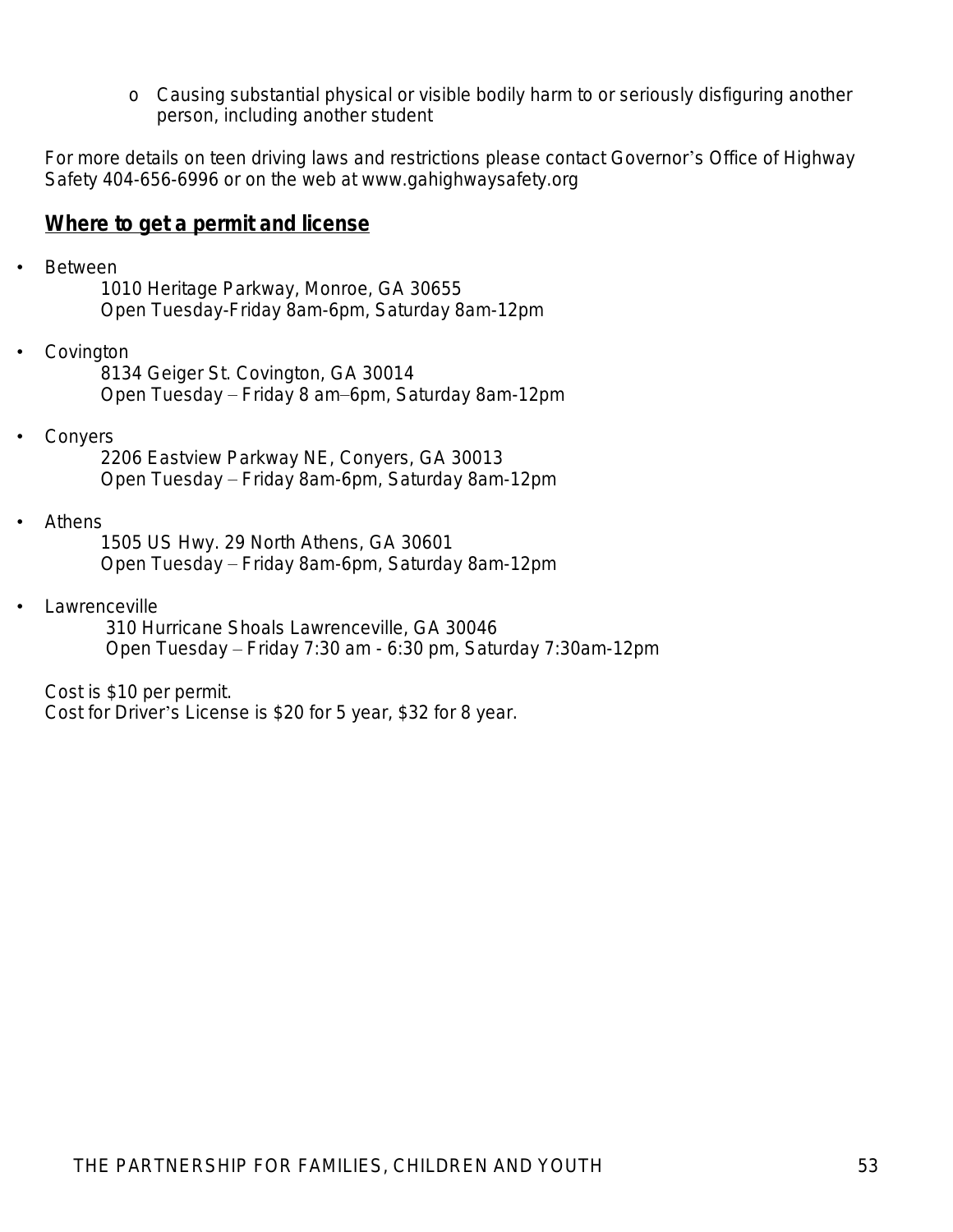- Causing substantial physical or visible bodily harm to or seriously disfiguring another person, including another student

For more details on teen driving laws and restrictions please contact Governor's Office of Highway Safety 404-656-6996 or on the web at www.gahighwaysafety.org

## **Where to get a permit and license**

- Between
  1010 Heritage Parkway, Monroe, GA 30655
  Open Tuesday-Friday 8am-6pm, Saturday 8am-12pm

- Covington
  8134 Geiger St. Covington, GA 30014
  Open Tuesday – Friday 8 am–6pm, Saturday 8am-12pm

- Conyers
  2206 Eastview Parkway NE, Conyers, GA 30013
  Open Tuesday – Friday 8am-6pm, Saturday 8am-12pm

- Athens
  1505 US Hwy. 29 North Athens, GA 30601
  Open Tuesday – Friday 8am-6pm, Saturday 8am-12pm

- Lawrenceville
  310 Hurricane Shoals Lawrenceville, GA 30046
  Open Tuesday – Friday 7:30 am - 6:30 pm, Saturday 7:30am-12pm

Cost is $10 per permit.
Cost for Driver's License is $20 for 5 year, $32 for 8 year.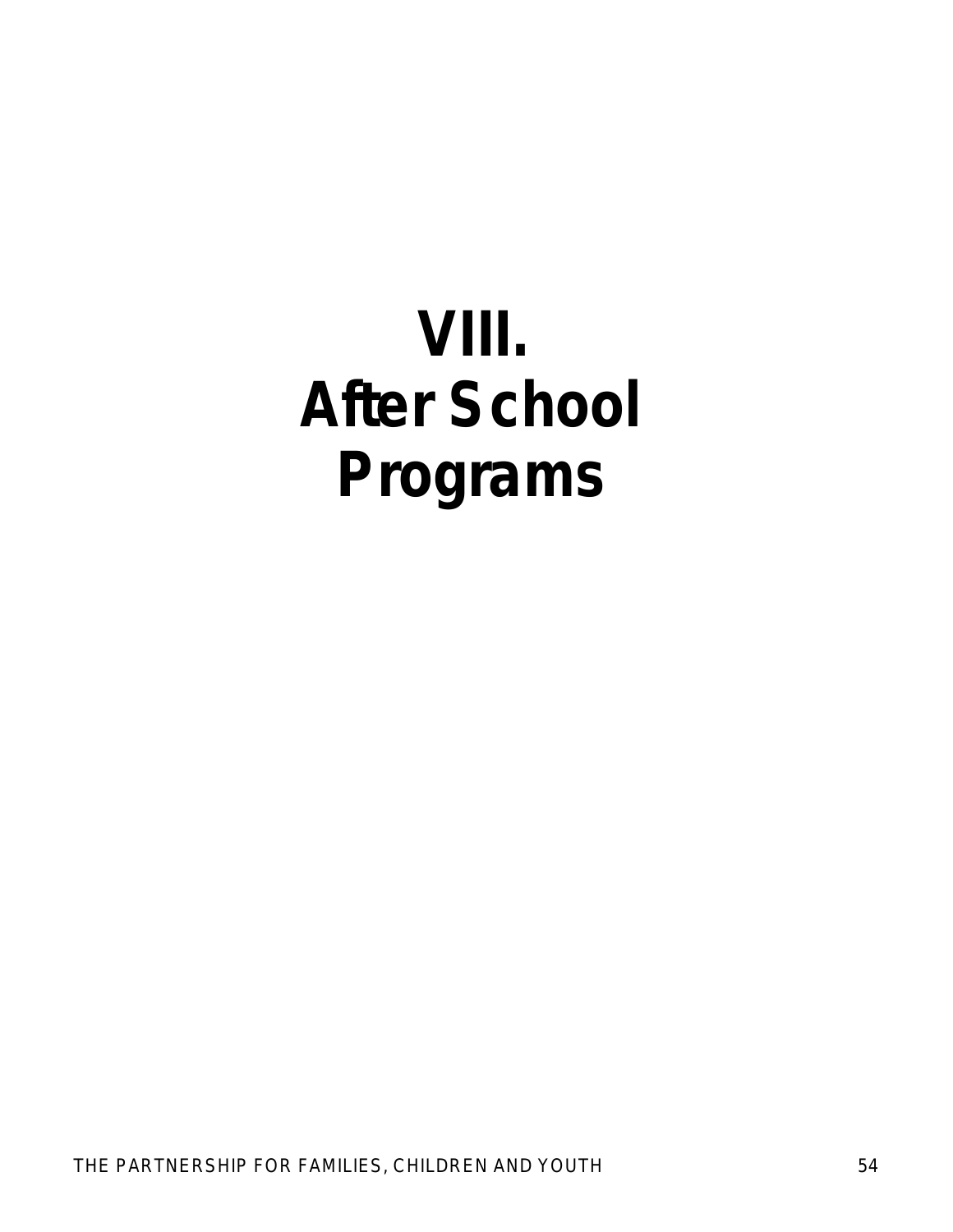# VIII. After School Programs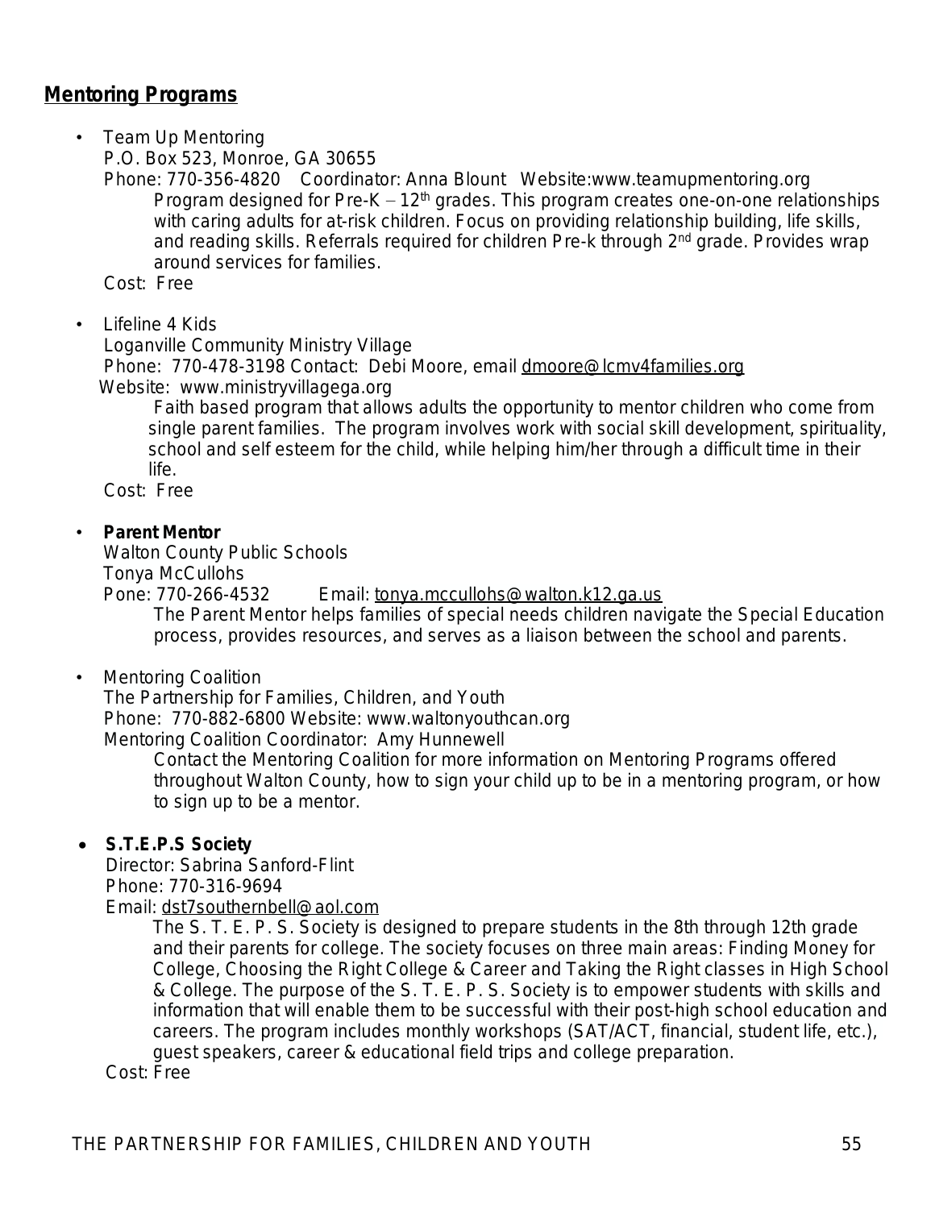## Mentoring Programs

- Team Up Mentoring
  P.O. Box 523, Monroe, GA 30655
  Phone: 770-356-4820 Coordinator: Anna Blount Website:www.teamupmentoring.org
  Program designed for Pre-K – 12th grades. This program creates one-on-one relationships with caring adults for at-risk children. Focus on providing relationship building, life skills, and reading skills. Referrals required for children Pre-k through 2nd grade. Provides wrap around services for families.
  Cost: Free

- Lifeline 4 Kids
  Loganville Community Ministry Village
  Phone: 770-478-3198 Contact: Debi Moore, email dmoore@lcmv4families.org
  Website: www.ministryvillagega.org
  Faith based program that allows adults the opportunity to mentor children who come from single parent families. The program involves work with social skill development, spirituality, school and self esteem for the child, while helping him/her through a difficult time in their life.
  Cost: Free

- **Parent Mentor**
  Walton County Public Schools
  Tonya McCullohs
  Pone: 770-266-4532 Email: tonya.mccullohs@walton.k12.ga.us
  The Parent Mentor helps families of special needs children navigate the Special Education process, provides resources, and serves as a liaison between the school and parents.

- Mentoring Coalition
  The Partnership for Families, Children, and Youth
  Phone: 770-882-6800 Website: www.waltonyouthcan.org
  Mentoring Coalition Coordinator: Amy Hunnewell
  Contact the Mentoring Coalition for more information on Mentoring Programs offered throughout Walton County, how to sign your child up to be in a mentoring program, or how to sign up to be a mentor.

- **S.T.E.P.S Society**
  Director: Sabrina Sanford-Flint
  Phone: 770-316-9694
  Email: dst7southernbell@aol.com
  The S. T. E. P. S. Society is designed to prepare students in the 8th through 12th grade and their parents for college. The society focuses on three main areas: Finding Money for College, Choosing the Right College & Career and Taking the Right classes in High School & College. The purpose of the S. T. E. P. S. Society is to empower students with skills and information that will enable them to be successful with their post-high school education and careers. The program includes monthly workshops (SAT/ACT, financial, student life, etc.), guest speakers, career & educational field trips and college preparation.
  Cost: Free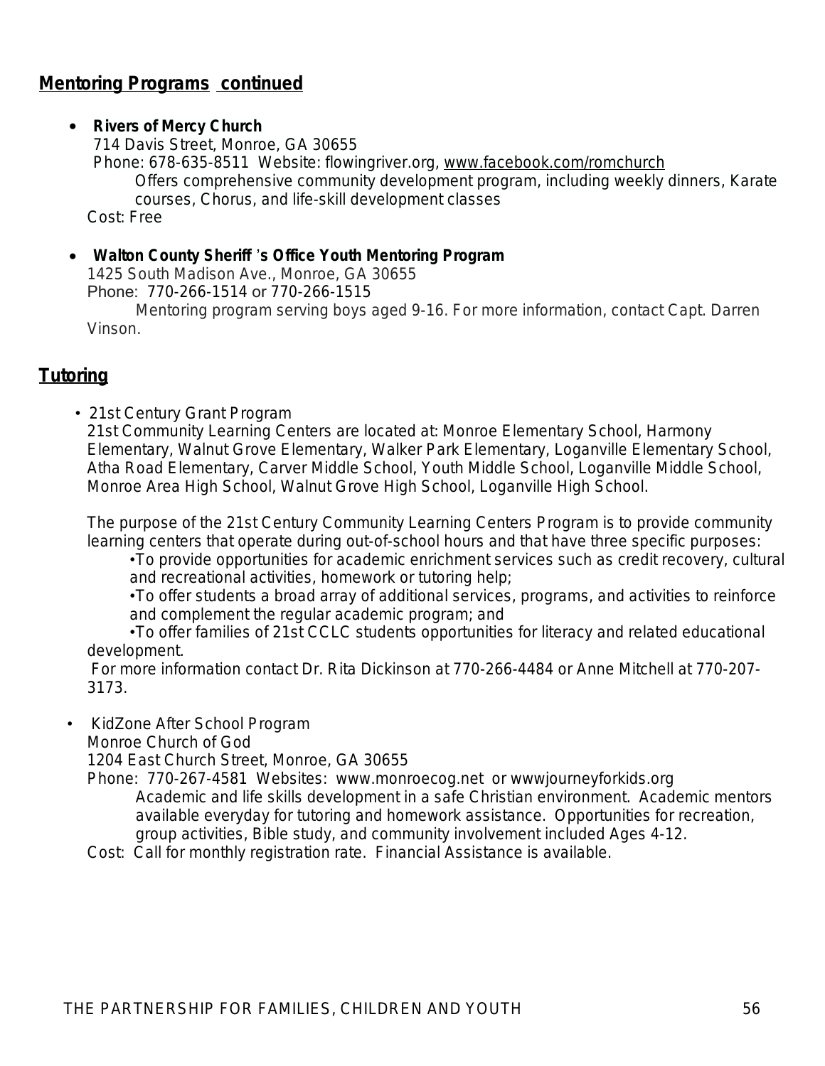## Mentoring Programs continued

- **Rivers of Mercy Church**
  714 Davis Street, Monroe, GA 30655
  Phone: 678-635-8511 Website: flowingriver.org, www.facebook.com/romchurch
  Offers comprehensive community development program, including weekly dinners, Karate courses, Chorus, and life-skill development classes
  Cost: Free

- **Walton County Sheriff's Office Youth Mentoring Program**
  1425 South Madison Ave., Monroe, GA 30655
  Phone: 770-266-1514 or 770-266-1515
  Mentoring program serving boys aged 9-16. For more information, contact Capt. Darren Vinson.

## Tutoring

- 21st Century Grant Program
  21st Community Learning Centers are located at: Monroe Elementary School, Harmony Elementary, Walnut Grove Elementary, Walker Park Elementary, Loganville Elementary School, Atha Road Elementary, Carver Middle School, Youth Middle School, Loganville Middle School, Monroe Area High School, Walnut Grove High School, Loganville High School.

  The purpose of the 21st Century Community Learning Centers Program is to provide community learning centers that operate during out-of-school hours and that have three specific purposes:
  - To provide opportunities for academic enrichment services such as credit recovery, cultural and recreational activities, homework or tutoring help;
  - To offer students a broad array of additional services, programs, and activities to reinforce and complement the regular academic program; and
  - To offer families of 21st CCLC students opportunities for literacy and related educational development.

  For more information contact Dr. Rita Dickinson at 770-266-4484 or Anne Mitchell at 770-207-3173.

- KidZone After School Program
  Monroe Church of God
  1204 East Church Street, Monroe, GA 30655
  Phone: 770-267-4581 Websites: www.monroecog.net or wwwjourneyforkids.org
  Academic and life skills development in a safe Christian environment. Academic mentors available everyday for tutoring and homework assistance. Opportunities for recreation, group activities, Bible study, and community involvement included Ages 4-12.
  Cost: Call for monthly registration rate. Financial Assistance is available.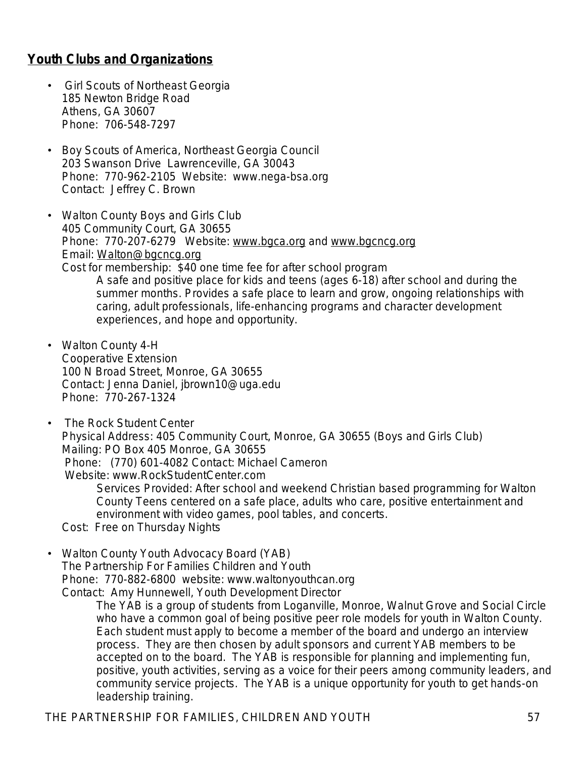## Youth Clubs and Organizations

- Girl Scouts of Northeast Georgia
  185 Newton Bridge Road
  Athens, GA 30607
  Phone: 706-548-7297

- Boy Scouts of America, Northeast Georgia Council
  203 Swanson Drive Lawrenceville, GA 30043
  Phone: 770-962-2105 Website: www.nega-bsa.org
  Contact: Jeffrey C. Brown

- Walton County Boys and Girls Club
  405 Community Court, GA 30655
  Phone: 770-207-6279 Website: www.bgca.org and www.bgcncg.org
  Email: Walton@bgcncg.org
  Cost for membership: $40 one time fee for after school program
  
  A safe and positive place for kids and teens (ages 6-18) after school and during the summer months. Provides a safe place to learn and grow, ongoing relationships with caring, adult professionals, life-enhancing programs and character development experiences, and hope and opportunity.

- Walton County 4-H
  Cooperative Extension
  100 N Broad Street, Monroe, GA 30655
  Contact: Jenna Daniel, jbrown10@uga.edu
  Phone: 770-267-1324

- The Rock Student Center
  Physical Address: 405 Community Court, Monroe, GA 30655 (Boys and Girls Club)
  Mailing: PO Box 405 Monroe, GA 30655
  Phone: (770) 601-4082 Contact: Michael Cameron
  Website: www.RockStudentCenter.com
  
  Services Provided: After school and weekend Christian based programming for Walton County Teens centered on a safe place, adults who care, positive entertainment and environment with video games, pool tables, and concerts.
  
  Cost: Free on Thursday Nights

- Walton County Youth Advocacy Board (YAB)
  The Partnership For Families Children and Youth
  Phone: 770-882-6800 website: www.waltonyouthcan.org
  Contact: Amy Hunnewell, Youth Development Director
  
  The YAB is a group of students from Loganville, Monroe, Walnut Grove and Social Circle who have a common goal of being positive peer role models for youth in Walton County. Each student must apply to become a member of the board and undergo an interview process. They are then chosen by adult sponsors and current YAB members to be accepted on to the board. The YAB is responsible for planning and implementing fun, positive, youth activities, serving as a voice for their peers among community leaders, and community service projects. The YAB is a unique opportunity for youth to get hands-on leadership training.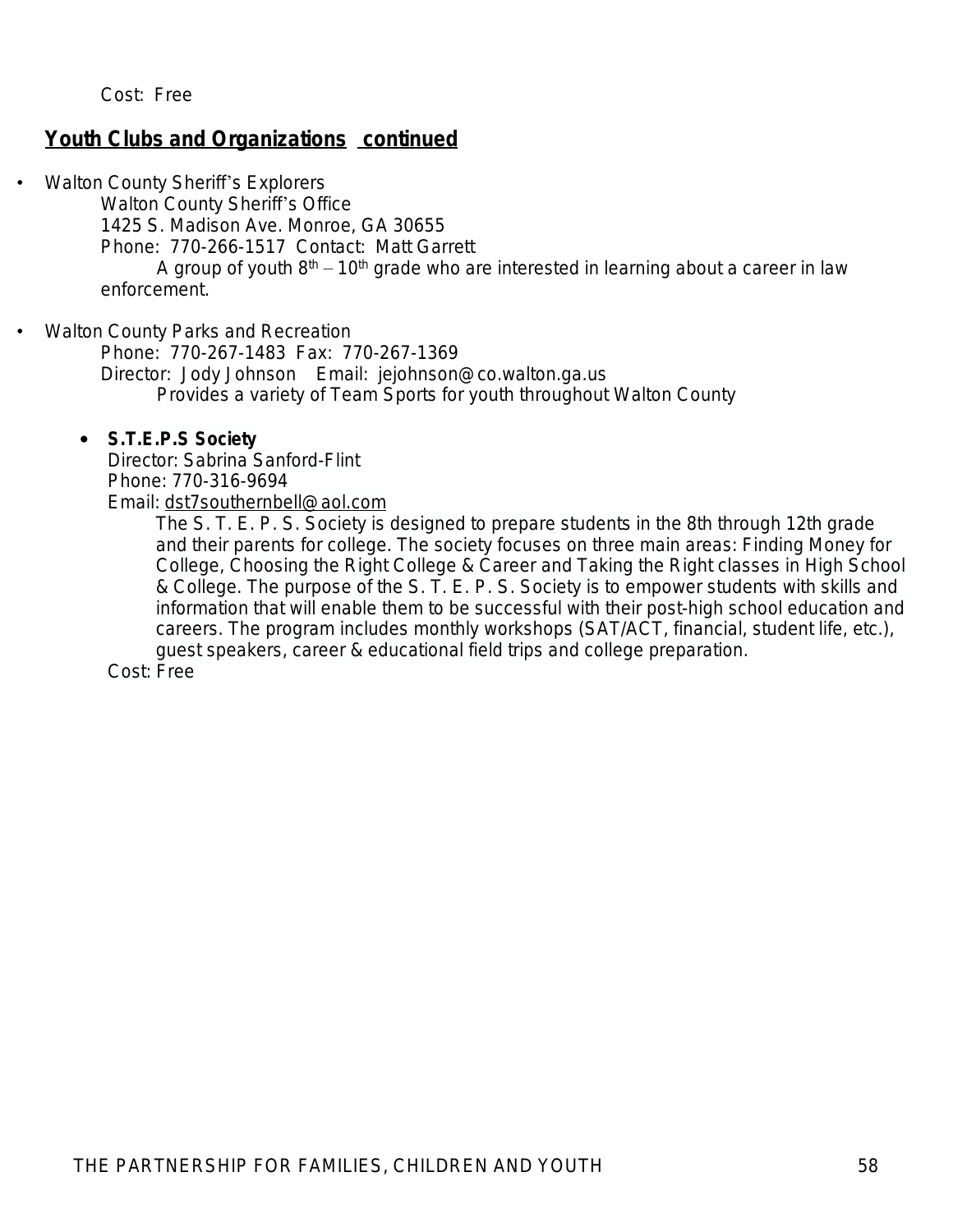Cost: Free

## Youth Clubs and Organizations continued

- Walton County Sheriff's Explorers
  Walton County Sheriff's Office
  1425 S. Madison Ave. Monroe, GA 30655
  Phone: 770-266-1517 Contact: Matt Garrett
  A group of youth 8th – 10th grade who are interested in learning about a career in law enforcement.

- Walton County Parks and Recreation
  Phone: 770-267-1483 Fax: 770-267-1369
  Director: Jody Johnson Email: jejohnson@co.walton.ga.us
  Provides a variety of Team Sports for youth throughout Walton County

- **S.T.E.P.S Society**
  Director: Sabrina Sanford-Flint
  Phone: 770-316-9694
  Email: dst7southernbell@aol.com
  The S. T. E. P. S. Society is designed to prepare students in the 8th through 12th grade and their parents for college. The society focuses on three main areas: Finding Money for College, Choosing the Right College & Career and Taking the Right classes in High School & College. The purpose of the S. T. E. P. S. Society is to empower students with skills and information that will enable them to be successful with their post-high school education and careers. The program includes monthly workshops (SAT/ACT, financial, student life, etc.), guest speakers, career & educational field trips and college preparation.
  Cost: Free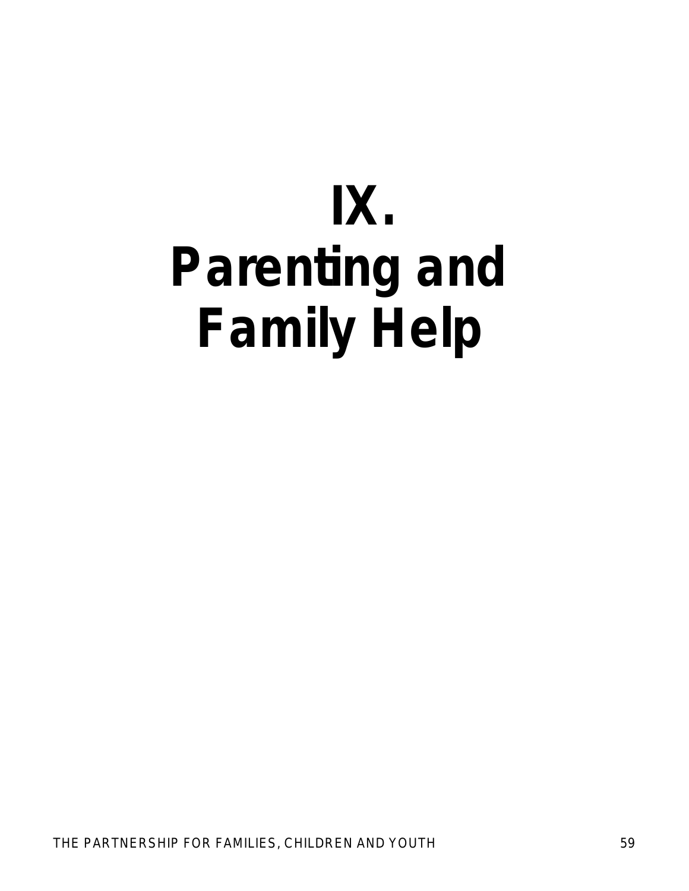# IX. Parenting and Family Help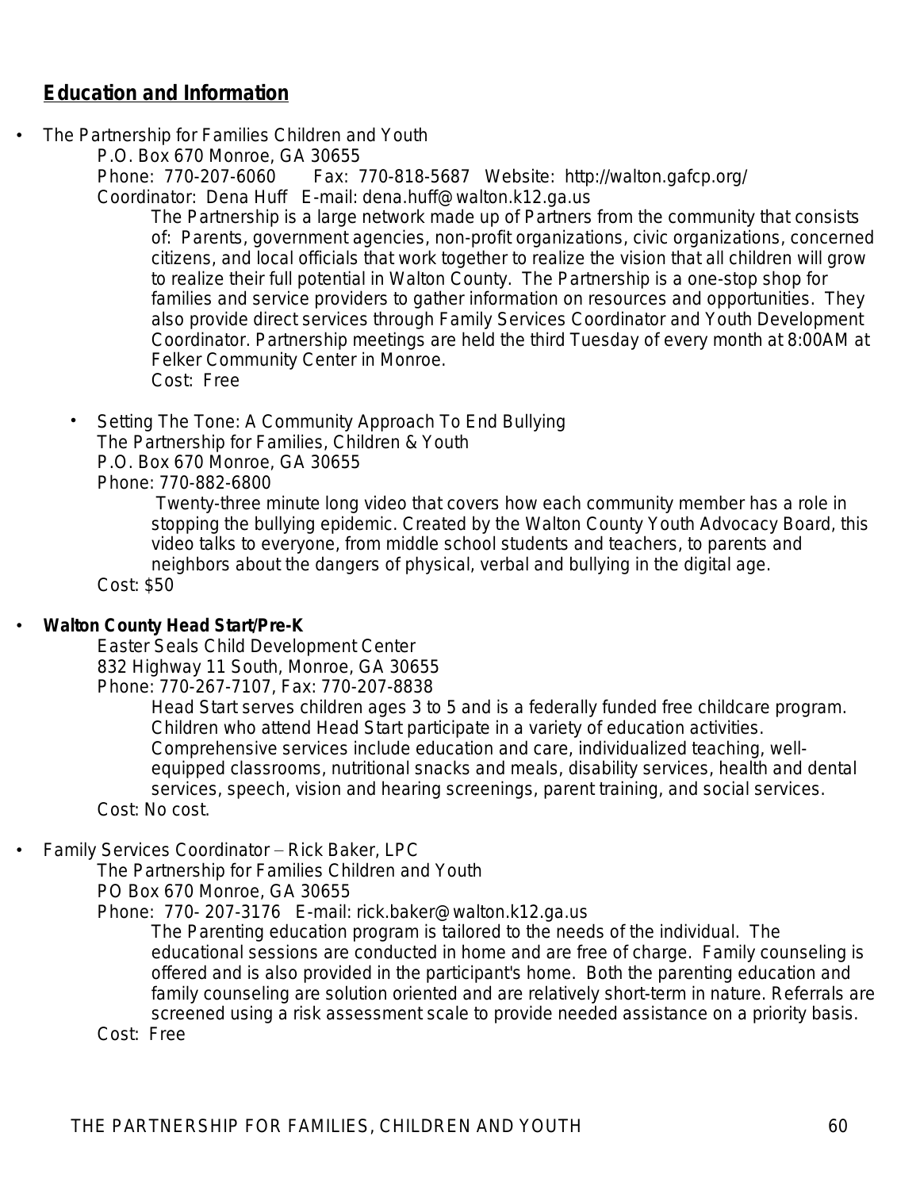## Education and Information

- The Partnership for Families Children and Youth

  P.O. Box 670 Monroe, GA 30655

  Phone: 770-207-6060 Fax: 770-818-5687 Website: http://walton.gafcp.org/

  Coordinator: Dena Huff E-mail: dena.huff@walton.k12.ga.us

  The Partnership is a large network made up of Partners from the community that consists of: Parents, government agencies, non-profit organizations, civic organizations, concerned citizens, and local officials that work together to realize the vision that all children will grow to realize their full potential in Walton County. The Partnership is a one-stop shop for families and service providers to gather information on resources and opportunities. They also provide direct services through Family Services Coordinator and Youth Development Coordinator. Partnership meetings are held the third Tuesday of every month at 8:00AM at Felker Community Center in Monroe.

  Cost: Free

  - Setting The Tone: A Community Approach To End Bullying

    The Partnership for Families, Children & Youth

    P.O. Box 670 Monroe, GA 30655

    Phone: 770-882-6800

    Twenty-three minute long video that covers how each community member has a role in stopping the bullying epidemic. Created by the Walton County Youth Advocacy Board, this video talks to everyone, from middle school students and teachers, to parents and neighbors about the dangers of physical, verbal and bullying in the digital age.

    Cost: $50

- **Walton County Head Start/Pre-K**

  Easter Seals Child Development Center

  832 Highway 11 South, Monroe, GA 30655

  Phone: 770-267-7107, Fax: 770-207-8838

  Head Start serves children ages 3 to 5 and is a federally funded free childcare program. Children who attend Head Start participate in a variety of education activities. Comprehensive services include education and care, individualized teaching, well-equipped classrooms, nutritional snacks and meals, disability services, health and dental services, speech, vision and hearing screenings, parent training, and social services.

  Cost: No cost.

- Family Services Coordinator – Rick Baker, LPC

  The Partnership for Families Children and Youth

  PO Box 670 Monroe, GA 30655

  Phone: 770- 207-3176 E-mail: rick.baker@walton.k12.ga.us

  The Parenting education program is tailored to the needs of the individual. The educational sessions are conducted in home and are free of charge. Family counseling is offered and is also provided in the participant's home. Both the parenting education and family counseling are solution oriented and are relatively short-term in nature. Referrals are screened using a risk assessment scale to provide needed assistance on a priority basis.

  Cost: Free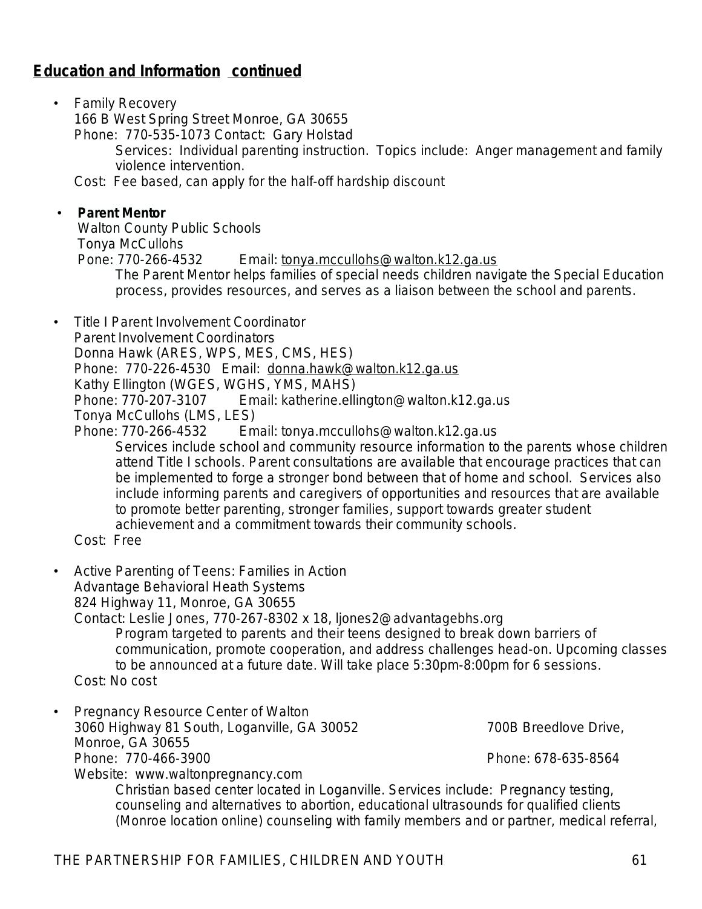## Education and Information continued

- Family Recovery
  166 B West Spring Street Monroe, GA 30655
  Phone: 770-535-1073 Contact: Gary Holstad
  Services: Individual parenting instruction. Topics include: Anger management and family violence intervention.
  Cost: Fee based, can apply for the half-off hardship discount

- **Parent Mentor**
  Walton County Public Schools
  Tonya McCullohs
  Pone: 770-266-4532 Email: tonya.mccullohs@walton.k12.ga.us
  The Parent Mentor helps families of special needs children navigate the Special Education process, provides resources, and serves as a liaison between the school and parents.

- Title I Parent Involvement Coordinator
  Parent Involvement Coordinators
  Donna Hawk (ARES, WPS, MES, CMS, HES)
  Phone: 770-226-4530 Email: donna.hawk@walton.k12.ga.us
  Kathy Ellington (WGES, WGHS, YMS, MAHS)
  Phone: 770-207-3107 Email: katherine.ellington@walton.k12.ga.us
  Tonya McCullohs (LMS, LES)
  Phone: 770-266-4532 Email: tonya.mccullohs@walton.k12.ga.us
  Services include school and community resource information to the parents whose children attend Title I schools. Parent consultations are available that encourage practices that can be implemented to forge a stronger bond between that of home and school. Services also include informing parents and caregivers of opportunities and resources that are available to promote better parenting, stronger families, support towards greater student achievement and a commitment towards their community schools.
  Cost: Free

- Active Parenting of Teens: Families in Action
  Advantage Behavioral Heath Systems
  824 Highway 11, Monroe, GA 30655
  Contact: Leslie Jones, 770-267-8302 x 18, ljones2@advantagebhs.org
  Program targeted to parents and their teens designed to break down barriers of communication, promote cooperation, and address challenges head-on. Upcoming classes to be announced at a future date. Will take place 5:30pm-8:00pm for 6 sessions.
  Cost: No cost

- Pregnancy Resource Center of Walton
  3060 Highway 81 South, Loganville, GA 30052 — 700B Breedlove Drive, Monroe, GA 30655
  Phone: 770-466-3900 — Phone: 678-635-8564
  Website: www.waltonpregnancy.com
  Christian based center located in Loganville. Services include: Pregnancy testing, counseling and alternatives to abortion, educational ultrasounds for qualified clients (Monroe location online) counseling with family members and or partner, medical referral,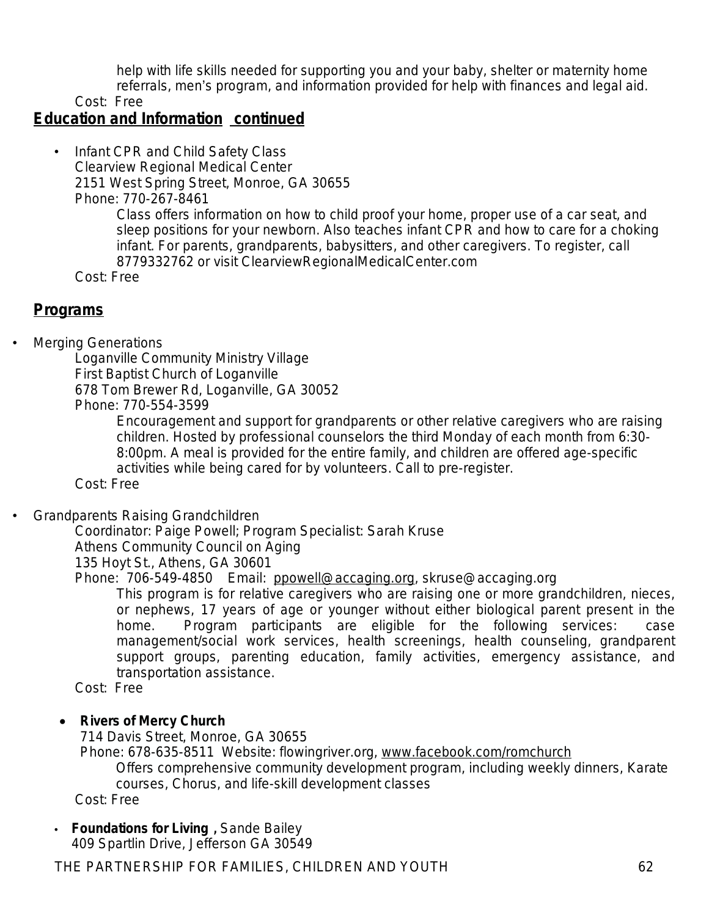help with life skills needed for supporting you and your baby, shelter or maternity home referrals, men's program, and information provided for help with finances and legal aid.

Cost: Free

## Education and Information continued

- Infant CPR and Child Safety Class
  Clearview Regional Medical Center
  2151 West Spring Street, Monroe, GA 30655
  Phone: 770-267-8461
  Class offers information on how to child proof your home, proper use of a car seat, and sleep positions for your newborn. Also teaches infant CPR and how to care for a choking infant. For parents, grandparents, babysitters, and other caregivers. To register, call 8779332762 or visit ClearviewRegionalMedicalCenter.com
  Cost: Free

## Programs

- Merging Generations
  Loganville Community Ministry Village
  First Baptist Church of Loganville
  678 Tom Brewer Rd, Loganville, GA 30052
  Phone: 770-554-3599
  Encouragement and support for grandparents or other relative caregivers who are raising children. Hosted by professional counselors the third Monday of each month from 6:30-8:00pm. A meal is provided for the entire family, and children are offered age-specific activities while being cared for by volunteers. Call to pre-register.
  Cost: Free

- Grandparents Raising Grandchildren
  Coordinator: Paige Powell; Program Specialist: Sarah Kruse
  Athens Community Council on Aging
  135 Hoyt St., Athens, GA 30601
  Phone: 706-549-4850 Email: ppowell@accaging.org, skruse@accaging.org
  This program is for relative caregivers who are raising one or more grandchildren, nieces, or nephews, 17 years of age or younger without either biological parent present in the home. Program participants are eligible for the following services: case management/social work services, health screenings, health counseling, grandparent support groups, parenting education, family activities, emergency assistance, and transportation assistance.
  Cost: Free

- **Rivers of Mercy Church**
  714 Davis Street, Monroe, GA 30655
  Phone: 678-635-8511 Website: flowingriver.org, www.facebook.com/romchurch
  Offers comprehensive community development program, including weekly dinners, Karate courses, Chorus, and life-skill development classes
  Cost: Free

- **Foundations for Living ,** Sande Bailey
  409 Spartlin Drive, Jefferson GA 30549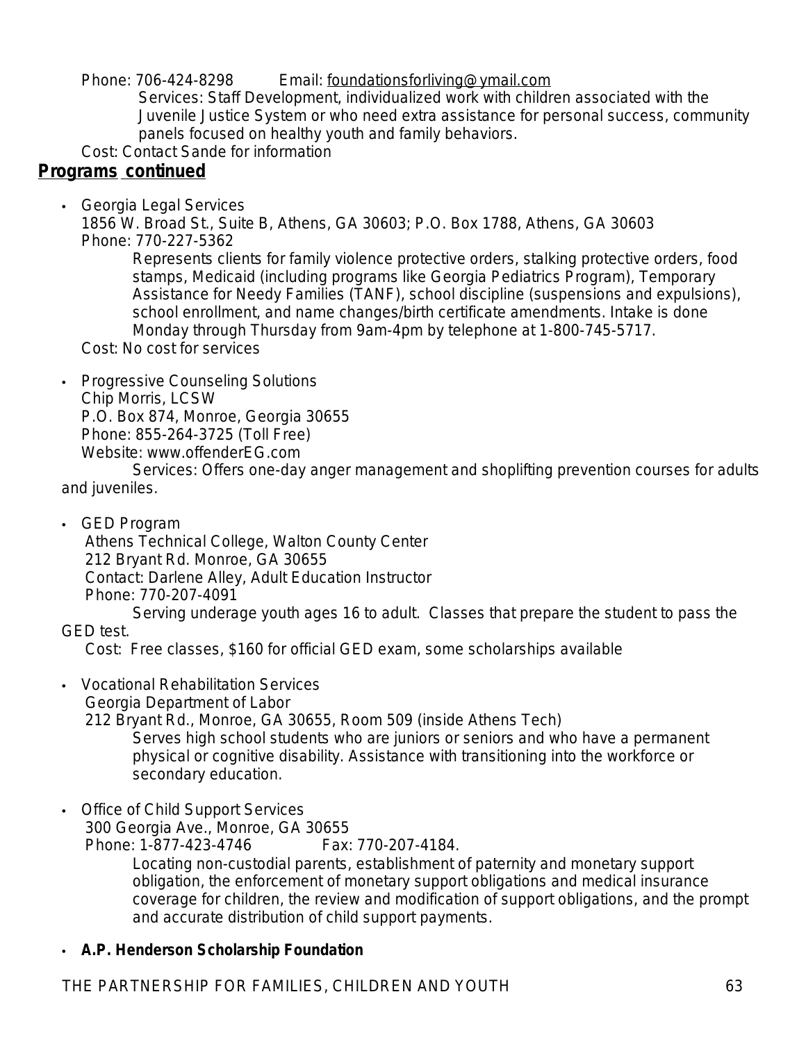Phone: 706-424-8298 Email: foundationsforliving@ymail.com

Services: Staff Development, individualized work with children associated with the Juvenile Justice System or who need extra assistance for personal success, community panels focused on healthy youth and family behaviors.

Cost: Contact Sande for information

## Programs continued

- Georgia Legal Services
  1856 W. Broad St., Suite B, Athens, GA 30603; P.O. Box 1788, Athens, GA 30603
  Phone: 770-227-5362
  
  Represents clients for family violence protective orders, stalking protective orders, food stamps, Medicaid (including programs like Georgia Pediatrics Program), Temporary Assistance for Needy Families (TANF), school discipline (suspensions and expulsions), school enrollment, and name changes/birth certificate amendments. Intake is done Monday through Thursday from 9am-4pm by telephone at 1-800-745-5717.
  
  Cost: No cost for services

- Progressive Counseling Solutions
  Chip Morris, LCSW
  P.O. Box 874, Monroe, Georgia 30655
  Phone: 855-264-3725 (Toll Free)
  Website: www.offenderEG.com
  
  Services: Offers one-day anger management and shoplifting prevention courses for adults and juveniles.

- GED Program
  Athens Technical College, Walton County Center
  212 Bryant Rd. Monroe, GA 30655
  Contact: Darlene Alley, Adult Education Instructor
  Phone: 770-207-4091
  
  Serving underage youth ages 16 to adult. Classes that prepare the student to pass the GED test.
  
  Cost: Free classes, $160 for official GED exam, some scholarships available

- Vocational Rehabilitation Services
  Georgia Department of Labor
  212 Bryant Rd., Monroe, GA 30655, Room 509 (inside Athens Tech)
  
  Serves high school students who are juniors or seniors and who have a permanent physical or cognitive disability. Assistance with transitioning into the workforce or secondary education.

- Office of Child Support Services
  300 Georgia Ave., Monroe, GA 30655
  Phone: 1-877-423-4746 Fax: 770-207-4184.
  
  Locating non-custodial parents, establishment of paternity and monetary support obligation, the enforcement of monetary support obligations and medical insurance coverage for children, the review and modification of support obligations, and the prompt and accurate distribution of child support payments.

- **A.P. Henderson Scholarship Foundation**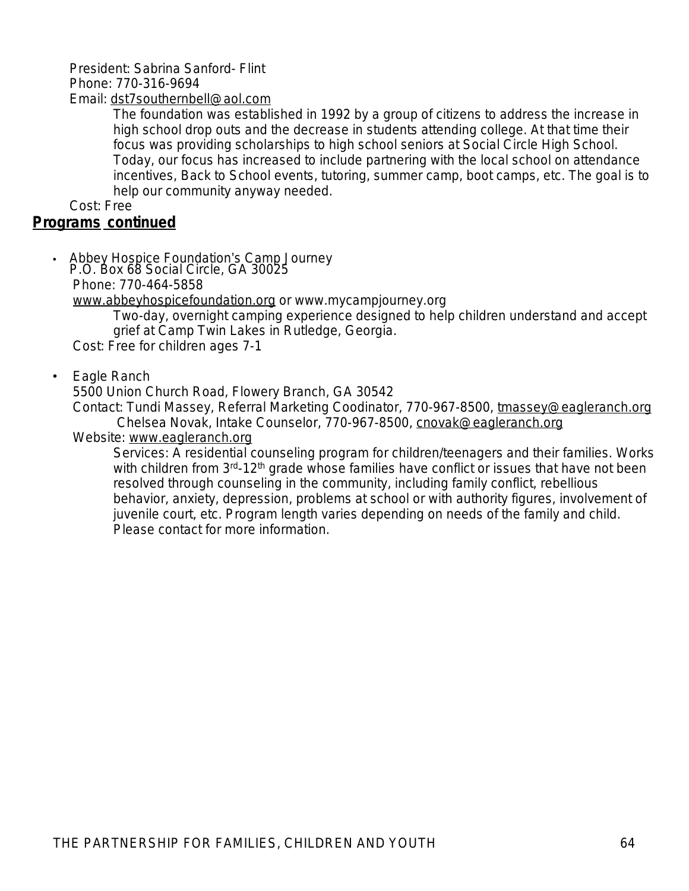President: Sabrina Sanford- Flint
Phone: 770-316-9694
Email: dst7southernbell@aol.com

The foundation was established in 1992 by a group of citizens to address the increase in high school drop outs and the decrease in students attending college. At that time their focus was providing scholarships to high school seniors at Social Circle High School. Today, our focus has increased to include partnering with the local school on attendance incentives, Back to School events, tutoring, summer camp, boot camps, etc. The goal is to help our community anyway needed.

Cost: Free

## Programs continued

- Abbey Hospice Foundation's Camp Journey
  P.O. Box 68 Social Circle, GA 30025
  Phone: 770-464-5858
  www.abbeyhospicefoundation.org or www.mycampjourney.org

  Two-day, overnight camping experience designed to help children understand and accept grief at Camp Twin Lakes in Rutledge, Georgia.

  Cost: Free for children ages 7-1

- Eagle Ranch
  5500 Union Church Road, Flowery Branch, GA 30542
  Contact: Tundi Massey, Referral Marketing Coodinator, 770-967-8500, tmassey@eagleranch.org
  Chelsea Novak, Intake Counselor, 770-967-8500, cnovak@eagleranch.org
  Website: www.eagleranch.org

  Services: A residential counseling program for children/teenagers and their families. Works with children from 3rd-12th grade whose families have conflict or issues that have not been resolved through counseling in the community, including family conflict, rebellious behavior, anxiety, depression, problems at school or with authority figures, involvement of juvenile court, etc. Program length varies depending on needs of the family and child. Please contact for more information.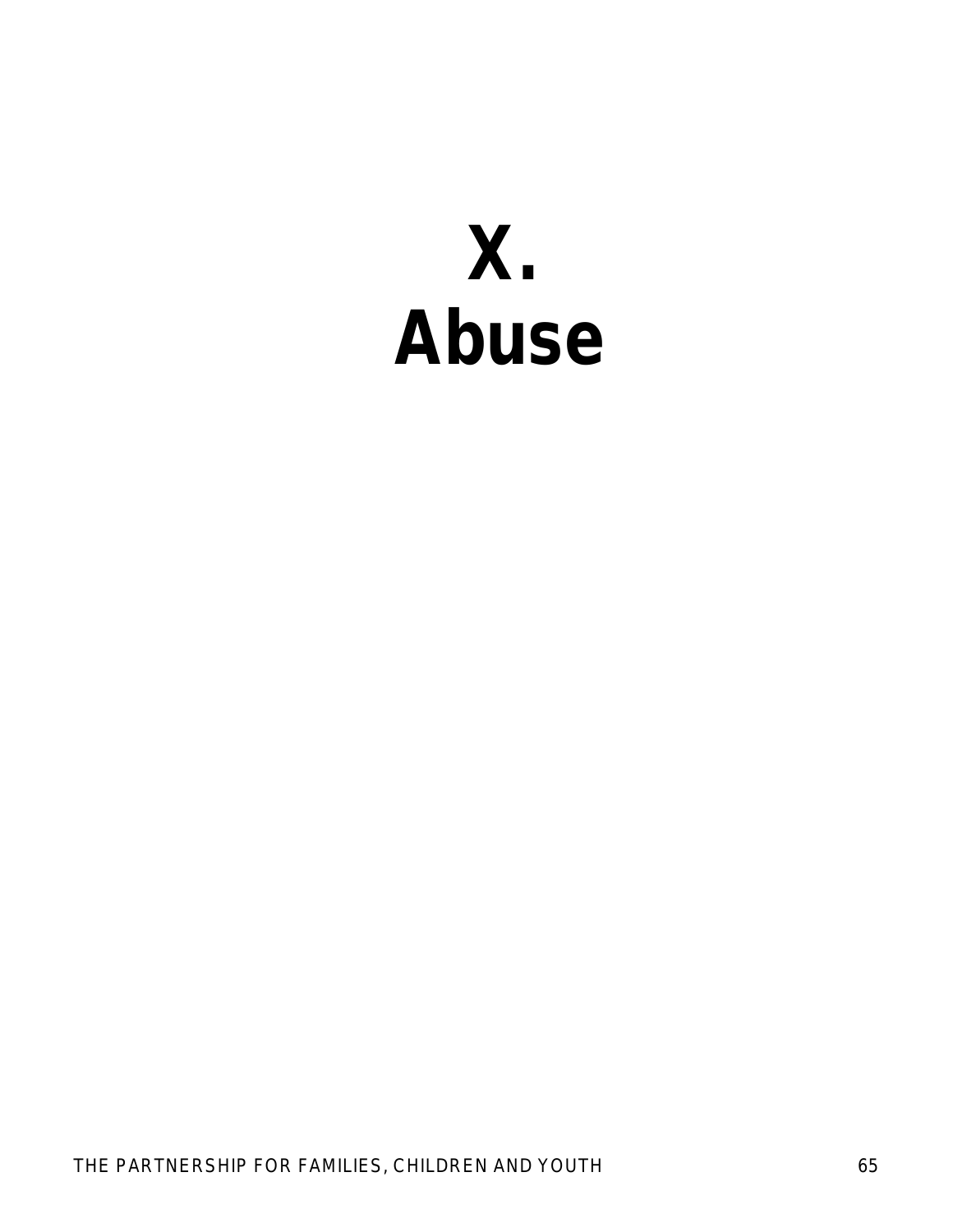# X.
# Abuse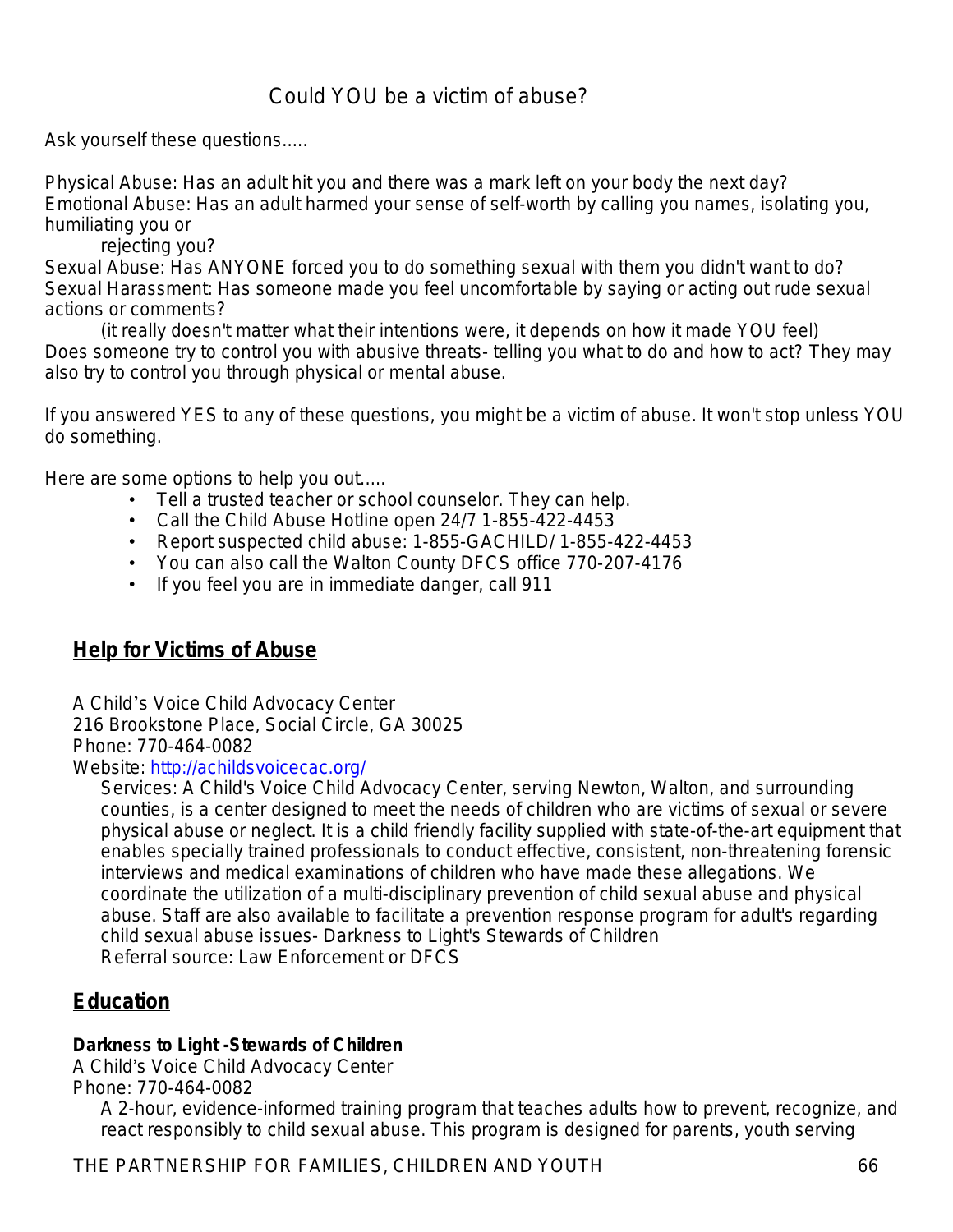## Could YOU be a victim of abuse?

Ask yourself these questions.....

Physical Abuse: Has an adult hit you and there was a mark left on your body the next day?
Emotional Abuse: Has an adult harmed your sense of self-worth by calling you names, isolating you, humiliating you or rejecting you?
Sexual Abuse: Has ANYONE forced you to do something sexual with them you didn't want to do?
Sexual Harassment: Has someone made you feel uncomfortable by saying or acting out rude sexual actions or comments?
(it really doesn't matter what their intentions were, it depends on how it made YOU feel)
Does someone try to control you with abusive threats- telling you what to do and how to act? They may also try to control you through physical or mental abuse.

If you answered YES to any of these questions, you might be a victim of abuse. It won't stop unless YOU do something.

Here are some options to help you out.....

- Tell a trusted teacher or school counselor. They can help.
- Call the Child Abuse Hotline open 24/7 1-855-422-4453
- Report suspected child abuse: 1-855-GACHILD/ 1-855-422-4453
- You can also call the Walton County DFCS office 770-207-4176
- If you feel you are in immediate danger, call 911

## Help for Victims of Abuse

A Child's Voice Child Advocacy Center
216 Brookstone Place, Social Circle, GA 30025
Phone: 770-464-0082
Website: http://achildsvoicecac.org/

Services: A Child's Voice Child Advocacy Center, serving Newton, Walton, and surrounding counties, is a center designed to meet the needs of children who are victims of sexual or severe physical abuse or neglect. It is a child friendly facility supplied with state-of-the-art equipment that enables specially trained professionals to conduct effective, consistent, non-threatening forensic interviews and medical examinations of children who have made these allegations. We coordinate the utilization of a multi-disciplinary prevention of child sexual abuse and physical abuse. Staff are also available to facilitate a prevention response program for adult's regarding child sexual abuse issues- Darkness to Light's Stewards of Children
Referral source: Law Enforcement or DFCS

## Education

**Darkness to Light -Stewards of Children**
A Child's Voice Child Advocacy Center
Phone: 770-464-0082

A 2-hour, evidence-informed training program that teaches adults how to prevent, recognize, and react responsibly to child sexual abuse. This program is designed for parents, youth serving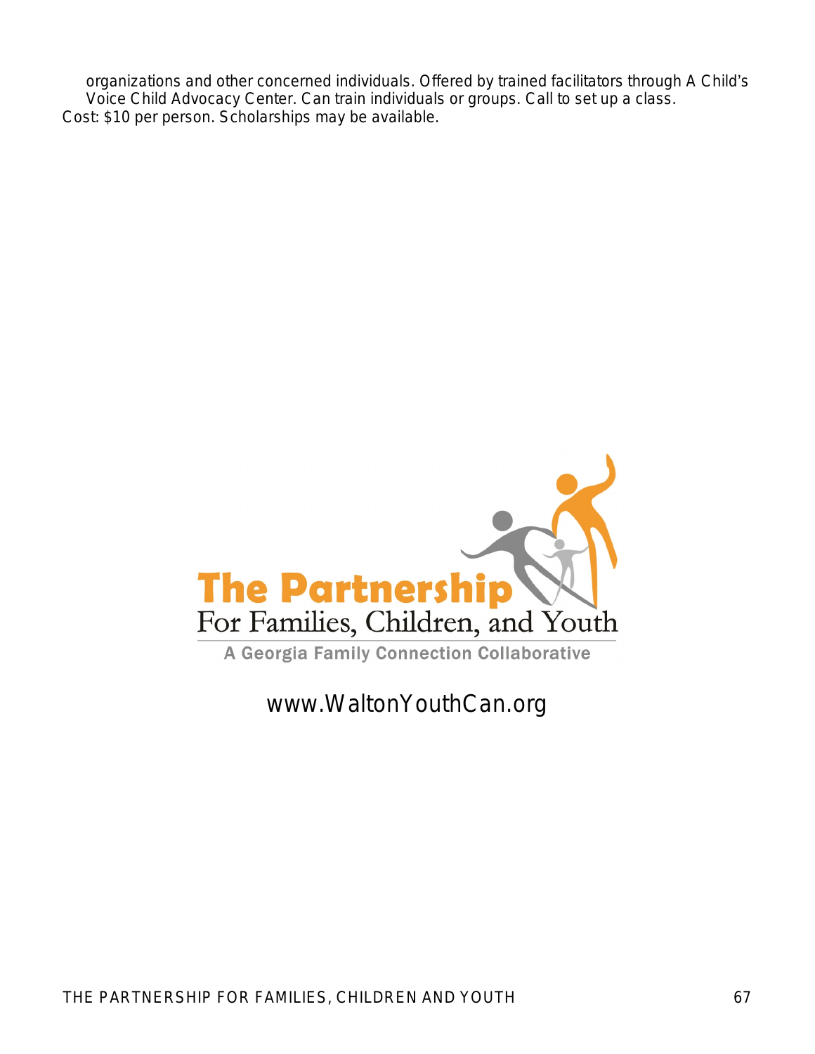organizations and other concerned individuals. Offered by trained facilitators through A Child's Voice Child Advocacy Center. Can train individuals or groups. Call to set up a class.

Cost: $10 per person. Scholarships may be available.

**The Partnership**
For Families, Children, and Youth

A Georgia Family Connection Collaborative

www.WaltonYouthCan.org